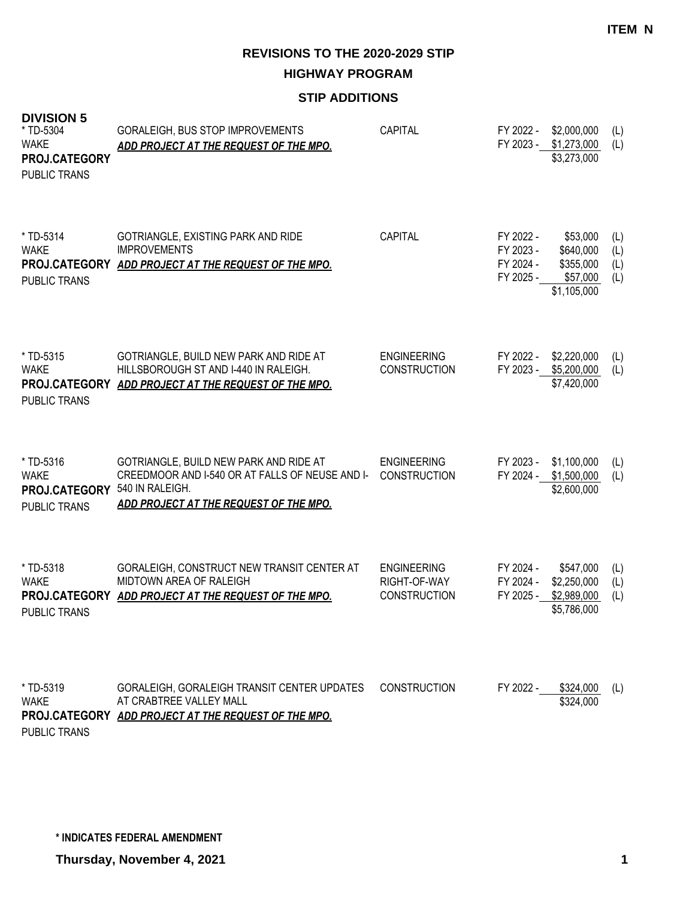ITEM N

# REVISIONS TO THE 2020-2029 STIP

## HIGHWAY PROGRAM

### STIP ADDITIONS

**DIVISION 5**

| Project | Description | Work Type | Fiscal Year | Amount | Source |
|---|---|---|---|---|---|
| * TD-5304<br>WAKE<br>**PROJ.CATEGORY**<br>PUBLIC TRANS | GORALEIGH, BUS STOP IMPROVEMENTS<br>***ADD PROJECT AT THE REQUEST OF THE MPO.*** | CAPITAL | FY 2022 -<br>FY 2023 - | \$2,000,000<br>\$1,273,000<br>\$3,273,000 | (L)<br>(L) |
| * TD-5314<br>WAKE<br>**PROJ.CATEGORY**<br>PUBLIC TRANS | GOTRIANGLE, EXISTING PARK AND RIDE IMPROVEMENTS<br>***ADD PROJECT AT THE REQUEST OF THE MPO.*** | CAPITAL | FY 2022 -<br>FY 2023 -<br>FY 2024 -<br>FY 2025 - | \$53,000<br>\$640,000<br>\$355,000<br>\$57,000<br>\$1,105,000 | (L)<br>(L)<br>(L)<br>(L) |
| * TD-5315<br>WAKE<br>**PROJ.CATEGORY**<br>PUBLIC TRANS | GOTRIANGLE, BUILD NEW PARK AND RIDE AT HILLSBOROUGH ST AND I-440 IN RALEIGH.<br>***ADD PROJECT AT THE REQUEST OF THE MPO.*** | ENGINEERING<br>CONSTRUCTION | FY 2022 -<br>FY 2023 - | \$2,220,000<br>\$5,200,000<br>\$7,420,000 | (L)<br>(L) |
| * TD-5316<br>WAKE<br>**PROJ.CATEGORY**<br>PUBLIC TRANS | GOTRIANGLE, BUILD NEW PARK AND RIDE AT CREEDMOOR AND I-540 OR AT FALLS OF NEUSE AND I-540 IN RALEIGH.<br>***ADD PROJECT AT THE REQUEST OF THE MPO.*** | ENGINEERING<br>CONSTRUCTION | FY 2023 -<br>FY 2024 - | \$1,100,000<br>\$1,500,000<br>\$2,600,000 | (L)<br>(L) |
| * TD-5318<br>WAKE<br>**PROJ.CATEGORY**<br>PUBLIC TRANS | GORALEIGH, CONSTRUCT NEW TRANSIT CENTER AT MIDTOWN AREA OF RALEIGH<br>***ADD PROJECT AT THE REQUEST OF THE MPO.*** | ENGINEERING<br>RIGHT-OF-WAY<br>CONSTRUCTION | FY 2024 -<br>FY 2024 -<br>FY 2025 - | \$547,000<br>\$2,250,000<br>\$2,989,000<br>\$5,786,000 | (L)<br>(L)<br>(L) |
| * TD-5319<br>WAKE<br>**PROJ.CATEGORY**<br>PUBLIC TRANS | GORALEIGH, GORALEIGH TRANSIT CENTER UPDATES AT CRABTREE VALLEY MALL<br>***ADD PROJECT AT THE REQUEST OF THE MPO.*** | CONSTRUCTION | FY 2022 - | \$324,000<br>\$324,000 | (L) |

**\* INDICATES FEDERAL AMENDMENT**

**Thursday, November 4, 2021**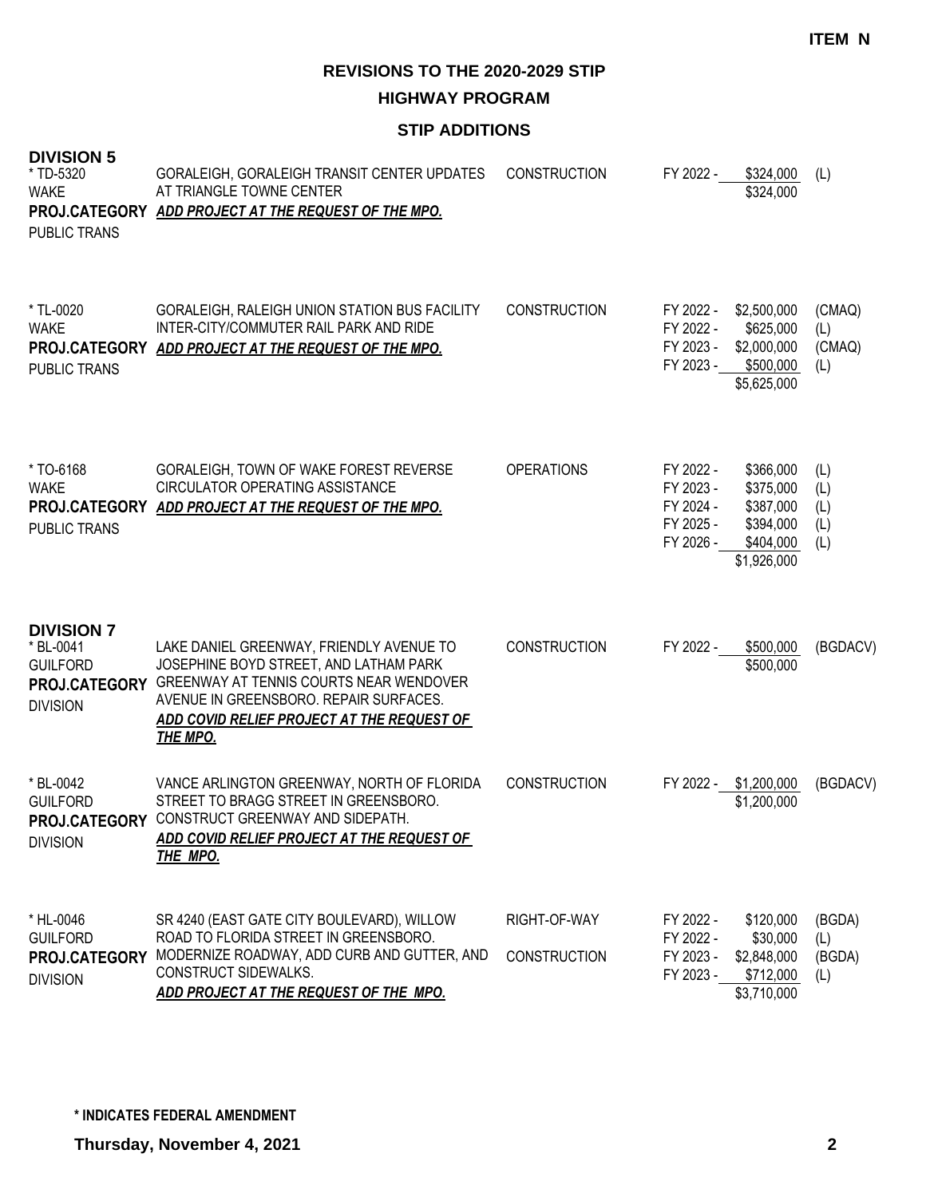ITEM N

# REVISIONS TO THE 2020-2029 STIP

## HIGHWAY PROGRAM

### STIP ADDITIONS

**DIVISION 5**

| Project | Description | Work Type | Fiscal Year | Amount | Fund |
|---|---|---|---|---|---|
| * TD-5320<br>WAKE<br>**PROJ.CATEGORY**<br>PUBLIC TRANS | GORALEIGH, GORALEIGH TRANSIT CENTER UPDATES AT TRIANGLE TOWNE CENTER<br>***ADD PROJECT AT THE REQUEST OF THE MPO.*** | CONSTRUCTION | FY 2022 - | $324,000 | (L) |
| | | | | $324,000 | |
| * TL-0020<br>WAKE<br>**PROJ.CATEGORY**<br>PUBLIC TRANS | GORALEIGH, RALEIGH UNION STATION BUS FACILITY INTER-CITY/COMMUTER RAIL PARK AND RIDE<br>***ADD PROJECT AT THE REQUEST OF THE MPO.*** | CONSTRUCTION | FY 2022 - | $2,500,000 | (CMAQ) |
| | | | FY 2022 - | $625,000 | (L) |
| | | | FY 2023 - | $2,000,000 | (CMAQ) |
| | | | FY 2023 - | $500,000 | (L) |
| | | | | $5,625,000 | |
| * TO-6168<br>WAKE<br>**PROJ.CATEGORY**<br>PUBLIC TRANS | GORALEIGH, TOWN OF WAKE FOREST REVERSE CIRCULATOR OPERATING ASSISTANCE<br>***ADD PROJECT AT THE REQUEST OF THE MPO.*** | OPERATIONS | FY 2022 - | $366,000 | (L) |
| | | | FY 2023 - | $375,000 | (L) |
| | | | FY 2024 - | $387,000 | (L) |
| | | | FY 2025 - | $394,000 | (L) |
| | | | FY 2026 - | $404,000 | (L) |
| | | | | $1,926,000 | |

**DIVISION 7**

| Project | Description | Work Type | Fiscal Year | Amount | Fund |
|---|---|---|---|---|---|
| * BL-0041<br>GUILFORD<br>**PROJ.CATEGORY**<br>DIVISION | LAKE DANIEL GREENWAY, FRIENDLY AVENUE TO JOSEPHINE BOYD STREET, AND LATHAM PARK GREENWAY AT TENNIS COURTS NEAR WENDOVER AVENUE IN GREENSBORO. REPAIR SURFACES.<br>***ADD COVID RELIEF PROJECT AT THE REQUEST OF THE MPO.*** | CONSTRUCTION | FY 2022 - | $500,000 | (BGDACV) |
| | | | | $500,000 | |
| * BL-0042<br>GUILFORD<br>**PROJ.CATEGORY**<br>DIVISION | VANCE ARLINGTON GREENWAY, NORTH OF FLORIDA STREET TO BRAGG STREET IN GREENSBORO. CONSTRUCT GREENWAY AND SIDEPATH.<br>***ADD COVID RELIEF PROJECT AT THE REQUEST OF THE MPO.*** | CONSTRUCTION | FY 2022 - | $1,200,000 | (BGDACV) |
| | | | | $1,200,000 | |
| * HL-0046<br>GUILFORD<br>**PROJ.CATEGORY**<br>DIVISION | SR 4240 (EAST GATE CITY BOULEVARD), WILLOW ROAD TO FLORIDA STREET IN GREENSBORO. MODERNIZE ROADWAY, ADD CURB AND GUTTER, AND CONSTRUCT SIDEWALKS.<br>***ADD PROJECT AT THE REQUEST OF THE MPO.*** | RIGHT-OF-WAY | FY 2022 - | $120,000 | (BGDA) |
| | | | FY 2022 - | $30,000 | (L) |
| | | CONSTRUCTION | FY 2023 - | $2,848,000 | (BGDA) |
| | | | FY 2023 - | $712,000 | (L) |
| | | | | $3,710,000 | |

**\* INDICATES FEDERAL AMENDMENT**

**Thursday, November 4, 2021**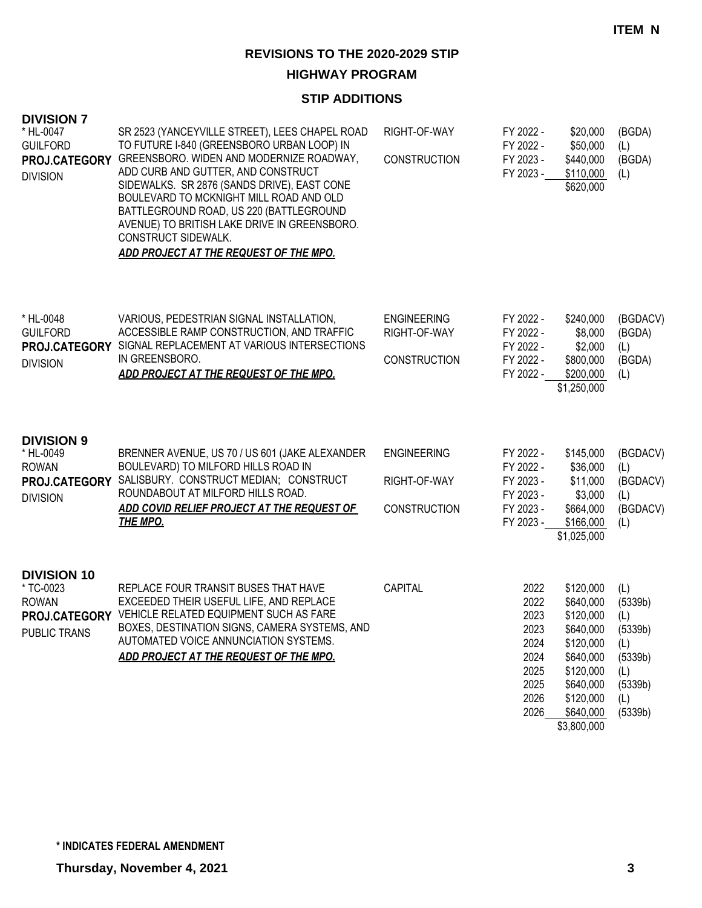ITEM N

# REVISIONS TO THE 2020-2029 STIP

## HIGHWAY PROGRAM

### STIP ADDITIONS

**DIVISION 7**

| Project | Description | Phase | Year | Amount | Source |
|---|---|---|---|---|---|
| * HL-0047<br>GUILFORD<br>**PROJ.CATEGORY**<br>DIVISION | SR 2523 (YANCEYVILLE STREET), LEES CHAPEL ROAD TO FUTURE I-840 (GREENSBORO URBAN LOOP) IN GREENSBORO. WIDEN AND MODERNIZE ROADWAY, ADD CURB AND GUTTER, AND CONSTRUCT SIDEWALKS. SR 2876 (SANDS DRIVE), EAST CONE BOULEVARD TO MCKNIGHT MILL ROAD AND OLD BATTLEGROUND ROAD, US 220 (BATTLEGROUND AVENUE) TO BRITISH LAKE DRIVE IN GREENSBORO. CONSTRUCT SIDEWALK.<br>***ADD PROJECT AT THE REQUEST OF THE MPO.*** | RIGHT-OF-WAY | FY 2022 - | $20,000 | (BGDA) |
| | | | FY 2022 - | $50,000 | (L) |
| | | CONSTRUCTION | FY 2023 - | $440,000 | (BGDA) |
| | | | FY 2023 - | $110,000 | (L) |
| | | | | $620,000 | |
| * HL-0048<br>GUILFORD<br>**PROJ.CATEGORY**<br>DIVISION | VARIOUS, PEDESTRIAN SIGNAL INSTALLATION, ACCESSIBLE RAMP CONSTRUCTION, AND TRAFFIC SIGNAL REPLACEMENT AT VARIOUS INTERSECTIONS IN GREENSBORO.<br>***ADD PROJECT AT THE REQUEST OF THE MPO.*** | ENGINEERING | FY 2022 - | $240,000 | (BGDACV) |
| | | RIGHT-OF-WAY | FY 2022 - | $8,000 | (BGDA) |
| | | | FY 2022 - | $2,000 | (L) |
| | | CONSTRUCTION | FY 2022 - | $800,000 | (BGDA) |
| | | | FY 2022 - | $200,000 | (L) |
| | | | | $1,250,000 | |

**DIVISION 9**

| Project | Description | Phase | Year | Amount | Source |
|---|---|---|---|---|---|
| * HL-0049<br>ROWAN<br>**PROJ.CATEGORY**<br>DIVISION | BRENNER AVENUE, US 70 / US 601 (JAKE ALEXANDER BOULEVARD) TO MILFORD HILLS ROAD IN SALISBURY. CONSTRUCT MEDIAN; CONSTRUCT ROUNDABOUT AT MILFORD HILLS ROAD.<br>***ADD COVID RELIEF PROJECT AT THE REQUEST OF THE MPO.*** | ENGINEERING | FY 2022 - | $145,000 | (BGDACV) |
| | | | FY 2022 - | $36,000 | (L) |
| | | RIGHT-OF-WAY | FY 2023 - | $11,000 | (BGDACV) |
| | | | FY 2023 - | $3,000 | (L) |
| | | CONSTRUCTION | FY 2023 - | $664,000 | (BGDACV) |
| | | | FY 2023 - | $166,000 | (L) |
| | | | | $1,025,000 | |

**DIVISION 10**

| Project | Description | Phase | Year | Amount | Source |
|---|---|---|---|---|---|
| * TC-0023<br>ROWAN<br>**PROJ.CATEGORY**<br>PUBLIC TRANS | REPLACE FOUR TRANSIT BUSES THAT HAVE EXCEEDED THEIR USEFUL LIFE, AND REPLACE VEHICLE RELATED EQUIPMENT SUCH AS FARE BOXES, DESTINATION SIGNS, CAMERA SYSTEMS, AND AUTOMATED VOICE ANNUNCIATION SYSTEMS.<br>***ADD PROJECT AT THE REQUEST OF THE MPO.*** | CAPITAL | 2022 | $120,000 | (L) |
| | | | 2022 | $640,000 | (5339b) |
| | | | 2023 | $120,000 | (L) |
| | | | 2023 | $640,000 | (5339b) |
| | | | 2024 | $120,000 | (L) |
| | | | 2024 | $640,000 | (5339b) |
| | | | 2025 | $120,000 | (L) |
| | | | 2025 | $640,000 | (5339b) |
| | | | 2026 | $120,000 | (L) |
| | | | 2026 | $640,000 | (5339b) |
| | | | | $3,800,000 | |

**\* INDICATES FEDERAL AMENDMENT**

**Thursday, November 4, 2021**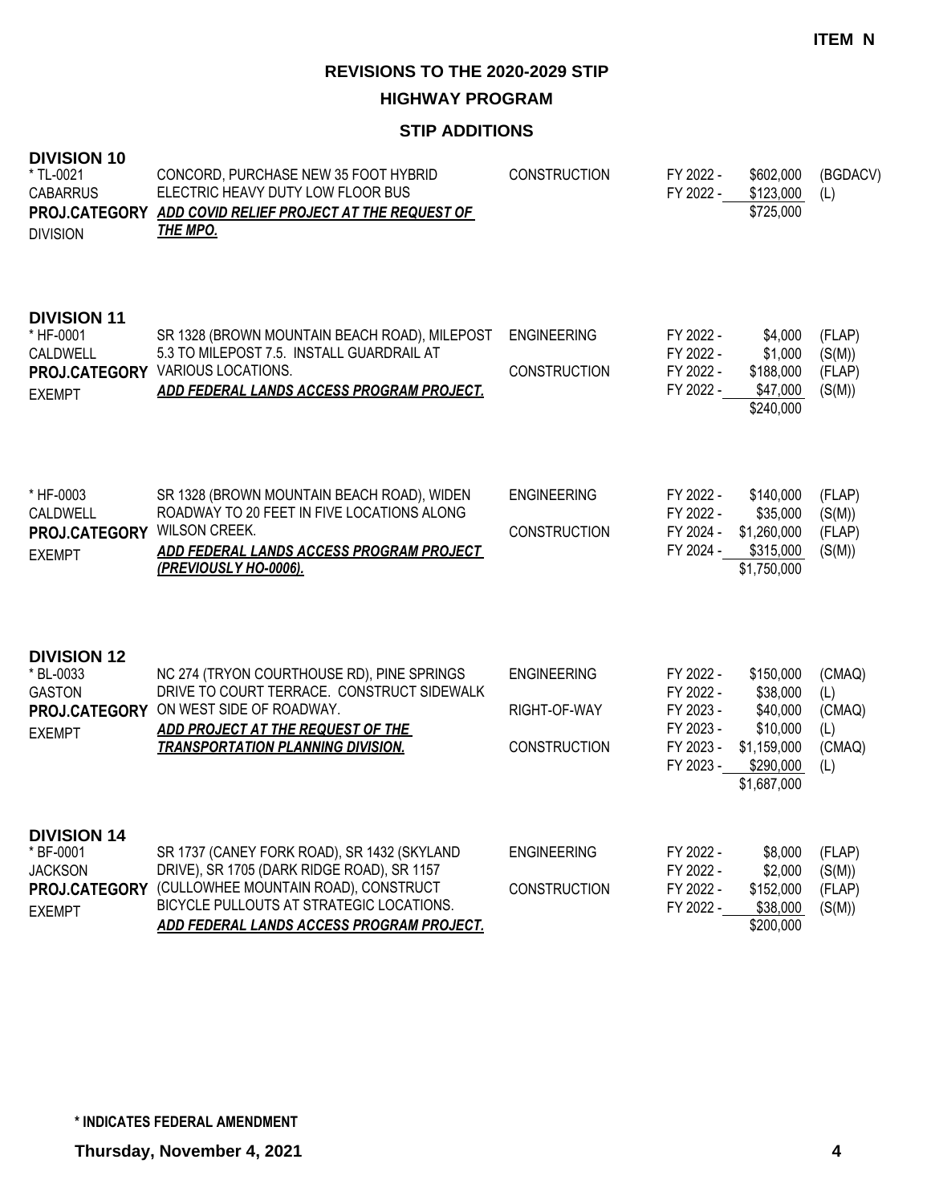ITEM N

# REVISIONS TO THE 2020-2029 STIP

## HIGHWAY PROGRAM

### STIP ADDITIONS

**DIVISION 10**

| Project | Description | Phase | Fiscal Year | Amount | Fund |
|---|---|---|---|---|---|
| * TL-0021<br>CABARRUS<br>**PROJ.CATEGORY**<br>DIVISION | CONCORD, PURCHASE NEW 35 FOOT HYBRID ELECTRIC HEAVY DUTY LOW FLOOR BUS<br>***ADD COVID RELIEF PROJECT AT THE REQUEST OF THE MPO.*** | CONSTRUCTION | FY 2022 - | $602,000 | (BGDACV) |
| | | | FY 2022 - | $123,000 | (L) |
| | | | | $725,000 | |

**DIVISION 11**

| Project | Description | Phase | Fiscal Year | Amount | Fund |
|---|---|---|---|---|---|
| * HF-0001<br>CALDWELL<br>**PROJ.CATEGORY**<br>EXEMPT | SR 1328 (BROWN MOUNTAIN BEACH ROAD), MILEPOST 5.3 TO MILEPOST 7.5. INSTALL GUARDRAIL AT VARIOUS LOCATIONS.<br>***ADD FEDERAL LANDS ACCESS PROGRAM PROJECT.*** | ENGINEERING | FY 2022 - | $4,000 | (FLAP) |
| | | | FY 2022 - | $1,000 | (S(M)) |
| | | CONSTRUCTION | FY 2022 - | $188,000 | (FLAP) |
| | | | FY 2022 - | $47,000 | (S(M)) |
| | | | | $240,000 | |
| * HF-0003<br>CALDWELL<br>**PROJ.CATEGORY**<br>EXEMPT | SR 1328 (BROWN MOUNTAIN BEACH ROAD), WIDEN ROADWAY TO 20 FEET IN FIVE LOCATIONS ALONG WILSON CREEK.<br>***ADD FEDERAL LANDS ACCESS PROGRAM PROJECT (PREVIOUSLY HO-0006).*** | ENGINEERING | FY 2022 - | $140,000 | (FLAP) |
| | | | FY 2022 - | $35,000 | (S(M)) |
| | | CONSTRUCTION | FY 2024 - | $1,260,000 | (FLAP) |
| | | | FY 2024 - | $315,000 | (S(M)) |
| | | | | $1,750,000 | |

**DIVISION 12**

| Project | Description | Phase | Fiscal Year | Amount | Fund |
|---|---|---|---|---|---|
| * BL-0033<br>GASTON<br>**PROJ.CATEGORY**<br>EXEMPT | NC 274 (TRYON COURTHOUSE RD), PINE SPRINGS DRIVE TO COURT TERRACE. CONSTRUCT SIDEWALK ON WEST SIDE OF ROADWAY.<br>***ADD PROJECT AT THE REQUEST OF THE TRANSPORTATION PLANNING DIVISION.*** | ENGINEERING | FY 2022 - | $150,000 | (CMAQ) |
| | | | FY 2022 - | $38,000 | (L) |
| | | RIGHT-OF-WAY | FY 2023 - | $40,000 | (CMAQ) |
| | | | FY 2023 - | $10,000 | (L) |
| | | CONSTRUCTION | FY 2023 - | $1,159,000 | (CMAQ) |
| | | | FY 2023 - | $290,000 | (L) |
| | | | | $1,687,000 | |

**DIVISION 14**

| Project | Description | Phase | Fiscal Year | Amount | Fund |
|---|---|---|---|---|---|
| * BF-0001<br>JACKSON<br>**PROJ.CATEGORY**<br>EXEMPT | SR 1737 (CANEY FORK ROAD), SR 1432 (SKYLAND DRIVE), SR 1705 (DARK RIDGE ROAD), SR 1157 (CULLOWHEE MOUNTAIN ROAD), CONSTRUCT BICYCLE PULLOUTS AT STRATEGIC LOCATIONS.<br>***ADD FEDERAL LANDS ACCESS PROGRAM PROJECT.*** | ENGINEERING | FY 2022 - | $8,000 | (FLAP) |
| | | | FY 2022 - | $2,000 | (S(M)) |
| | | CONSTRUCTION | FY 2022 - | $152,000 | (FLAP) |
| | | | FY 2022 - | $38,000 | (S(M)) |
| | | | | $200,000 | |

**\* INDICATES FEDERAL AMENDMENT**

**Thursday, November 4, 2021**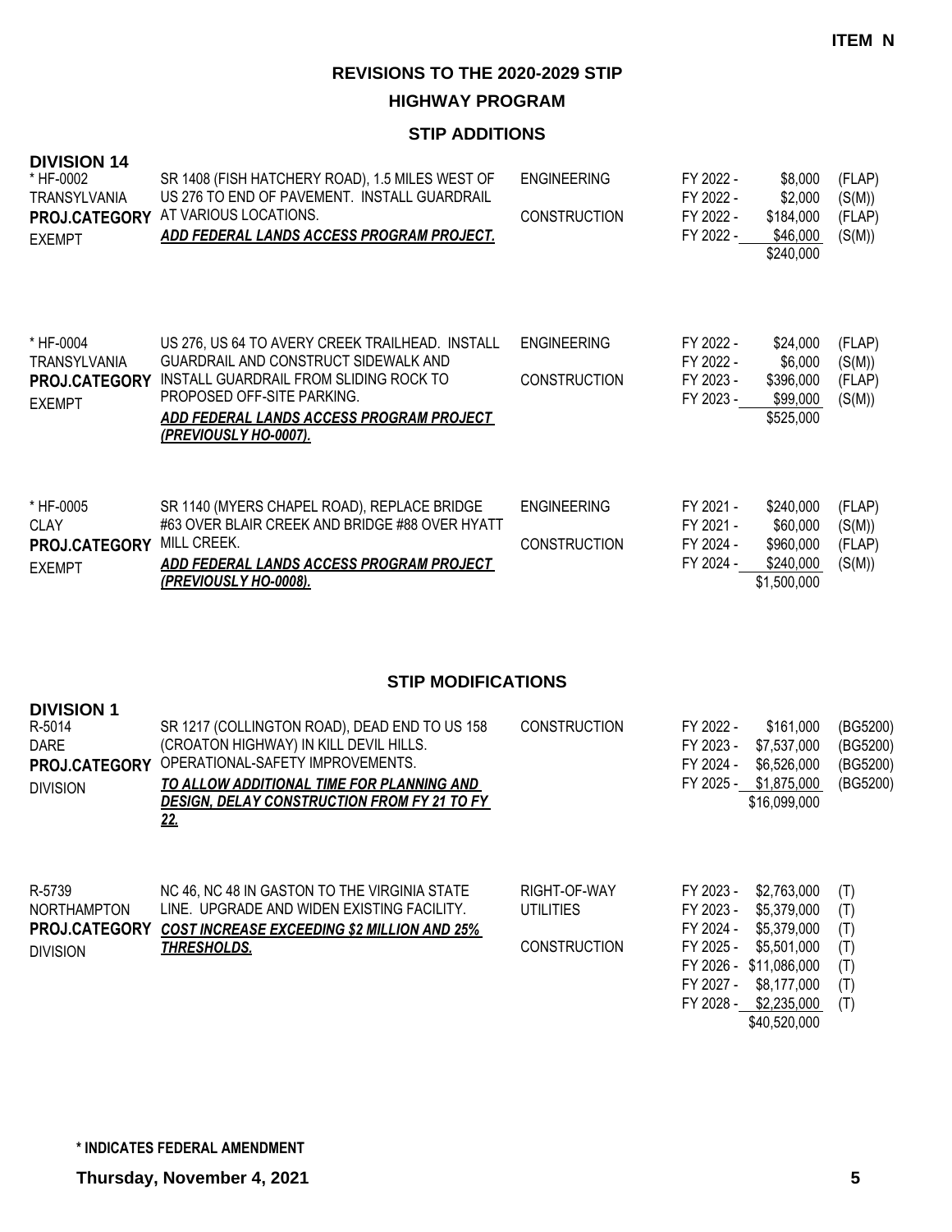ITEM N

## REVISIONS TO THE 2020-2029 STIP

### HIGHWAY PROGRAM

### STIP ADDITIONS

**DIVISION 14**

| | | | | | |
|---|---|---|---|---|---|
| * HF-0002<br>TRANSYLVANIA<br>**PROJ.CATEGORY**<br>EXEMPT | SR 1408 (FISH HATCHERY ROAD), 1.5 MILES WEST OF US 276 TO END OF PAVEMENT. INSTALL GUARDRAIL AT VARIOUS LOCATIONS.<br>***ADD FEDERAL LANDS ACCESS PROGRAM PROJECT.*** | ENGINEERING<br><br>CONSTRUCTION | FY 2022 -<br>FY 2022 -<br>FY 2022 -<br>FY 2022 - | $8,000<br>$2,000<br>$184,000<br>$46,000<br>$240,000 | (FLAP)<br>(S(M))<br>(FLAP)<br>(S(M)) |
| * HF-0004<br>TRANSYLVANIA<br>**PROJ.CATEGORY**<br>EXEMPT | US 276, US 64 TO AVERY CREEK TRAILHEAD. INSTALL GUARDRAIL AND CONSTRUCT SIDEWALK AND INSTALL GUARDRAIL FROM SLIDING ROCK TO PROPOSED OFF-SITE PARKING.<br>***ADD FEDERAL LANDS ACCESS PROGRAM PROJECT (PREVIOUSLY HO-0007).*** | ENGINEERING<br><br>CONSTRUCTION | FY 2022 -<br>FY 2022 -<br>FY 2023 -<br>FY 2023 - | $24,000<br>$6,000<br>$396,000<br>$99,000<br>$525,000 | (FLAP)<br>(S(M))<br>(FLAP)<br>(S(M)) |
| * HF-0005<br>CLAY<br>**PROJ.CATEGORY**<br>EXEMPT | SR 1140 (MYERS CHAPEL ROAD), REPLACE BRIDGE #63 OVER BLAIR CREEK AND BRIDGE #88 OVER HYATT MILL CREEK.<br>***ADD FEDERAL LANDS ACCESS PROGRAM PROJECT (PREVIOUSLY HO-0008).*** | ENGINEERING<br><br>CONSTRUCTION | FY 2021 -<br>FY 2021 -<br>FY 2024 -<br>FY 2024 - | $240,000<br>$60,000<br>$960,000<br>$240,000<br>$1,500,000 | (FLAP)<br>(S(M))<br>(FLAP)<br>(S(M)) |

### STIP MODIFICATIONS

**DIVISION 1**

| | | | | | |
|---|---|---|---|---|---|
| R-5014<br>DARE<br>**PROJ.CATEGORY**<br>DIVISION | SR 1217 (COLLINGTON ROAD), DEAD END TO US 158 (CROATON HIGHWAY) IN KILL DEVIL HILLS. OPERATIONAL-SAFETY IMPROVEMENTS.<br>***TO ALLOW ADDITIONAL TIME FOR PLANNING AND DESIGN, DELAY CONSTRUCTION FROM FY 21 TO FY 22.*** | CONSTRUCTION | FY 2022 -<br>FY 2023 -<br>FY 2024 -<br>FY 2025 - | $161,000<br>$7,537,000<br>$6,526,000<br>$1,875,000<br>$16,099,000 | (BG5200)<br>(BG5200)<br>(BG5200)<br>(BG5200) |
| R-5739<br>NORTHAMPTON<br>**PROJ.CATEGORY**<br>DIVISION | NC 46, NC 48 IN GASTON TO THE VIRGINIA STATE LINE. UPGRADE AND WIDEN EXISTING FACILITY.<br>***COST INCREASE EXCEEDING $2 MILLION AND 25% THRESHOLDS.*** | RIGHT-OF-WAY<br>UTILITIES<br><br>CONSTRUCTION | FY 2023 -<br>FY 2023 -<br>FY 2024 -<br>FY 2025 -<br>FY 2026 -<br>FY 2027 -<br>FY 2028 - | $2,763,000<br>$5,379,000<br>$5,379,000<br>$5,501,000<br>$11,086,000<br>$8,177,000<br>$2,235,000<br>$40,520,000 | (T)<br>(T)<br>(T)<br>(T)<br>(T)<br>(T)<br>(T) |

**\* INDICATES FEDERAL AMENDMENT**

**Thursday, November 4, 2021**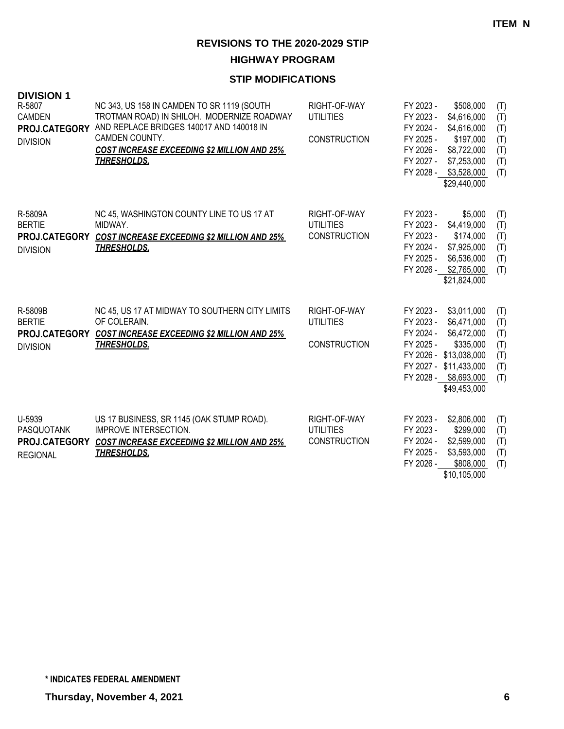**ITEM N**

# REVISIONS TO THE 2020-2029 STIP

## HIGHWAY PROGRAM

## STIP MODIFICATIONS

### DIVISION 1

| Project | Description | Work Type | Fiscal Year | Amount | Funding |
|---|---|---|---|---|---|
| R-5807<br>CAMDEN<br>**PROJ.CATEGORY**<br>DIVISION | NC 343, US 158 IN CAMDEN TO SR 1119 (SOUTH TROTMAN ROAD) IN SHILOH. MODERNIZE ROADWAY AND REPLACE BRIDGES 140017 AND 140018 IN CAMDEN COUNTY.<br>***COST INCREASE EXCEEDING $2 MILLION AND 25% THRESHOLDS.*** | RIGHT-OF-WAY | FY 2023 - | $508,000 | (T) |
| | | UTILITIES | FY 2023 - | $4,616,000 | (T) |
| | | | FY 2024 - | $4,616,000 | (T) |
| | | CONSTRUCTION | FY 2025 - | $197,000 | (T) |
| | | | FY 2026 - | $8,722,000 | (T) |
| | | | FY 2027 - | $7,253,000 | (T) |
| | | | FY 2028 - | $3,528,000 | (T) |
| | | | | $29,440,000 | |
| R-5809A<br>BERTIE<br>**PROJ.CATEGORY**<br>DIVISION | NC 45, WASHINGTON COUNTY LINE TO US 17 AT MIDWAY.<br>***COST INCREASE EXCEEDING $2 MILLION AND 25% THRESHOLDS.*** | RIGHT-OF-WAY | FY 2023 - | $5,000 | (T) |
| | | UTILITIES | FY 2023 - | $4,419,000 | (T) |
| | | CONSTRUCTION | FY 2023 - | $174,000 | (T) |
| | | | FY 2024 - | $7,925,000 | (T) |
| | | | FY 2025 - | $6,536,000 | (T) |
| | | | FY 2026 - | $2,765,000 | (T) |
| | | | | $21,824,000 | |
| R-5809B<br>BERTIE<br>**PROJ.CATEGORY**<br>DIVISION | NC 45, US 17 AT MIDWAY TO SOUTHERN CITY LIMITS OF COLERAIN.<br>***COST INCREASE EXCEEDING $2 MILLION AND 25% THRESHOLDS.*** | RIGHT-OF-WAY | FY 2023 - | $3,011,000 | (T) |
| | | UTILITIES | FY 2023 - | $6,471,000 | (T) |
| | | | FY 2024 - | $6,472,000 | (T) |
| | | CONSTRUCTION | FY 2025 - | $335,000 | (T) |
| | | | FY 2026 - | $13,038,000 | (T) |
| | | | FY 2027 - | $11,433,000 | (T) |
| | | | FY 2028 - | $8,693,000 | (T) |
| | | | | $49,453,000 | |
| U-5939<br>PASQUOTANK<br>**PROJ.CATEGORY**<br>REGIONAL | US 17 BUSINESS, SR 1145 (OAK STUMP ROAD). IMPROVE INTERSECTION.<br>***COST INCREASE EXCEEDING $2 MILLION AND 25% THRESHOLDS.*** | RIGHT-OF-WAY | FY 2023 - | $2,806,000 | (T) |
| | | UTILITIES | FY 2023 - | $299,000 | (T) |
| | | CONSTRUCTION | FY 2024 - | $2,599,000 | (T) |
| | | | FY 2025 - | $3,593,000 | (T) |
| | | | FY 2026 - | $808,000 | (T) |
| | | | | $10,105,000 | |

**\* INDICATES FEDERAL AMENDMENT**

**Thursday, November 4, 2021**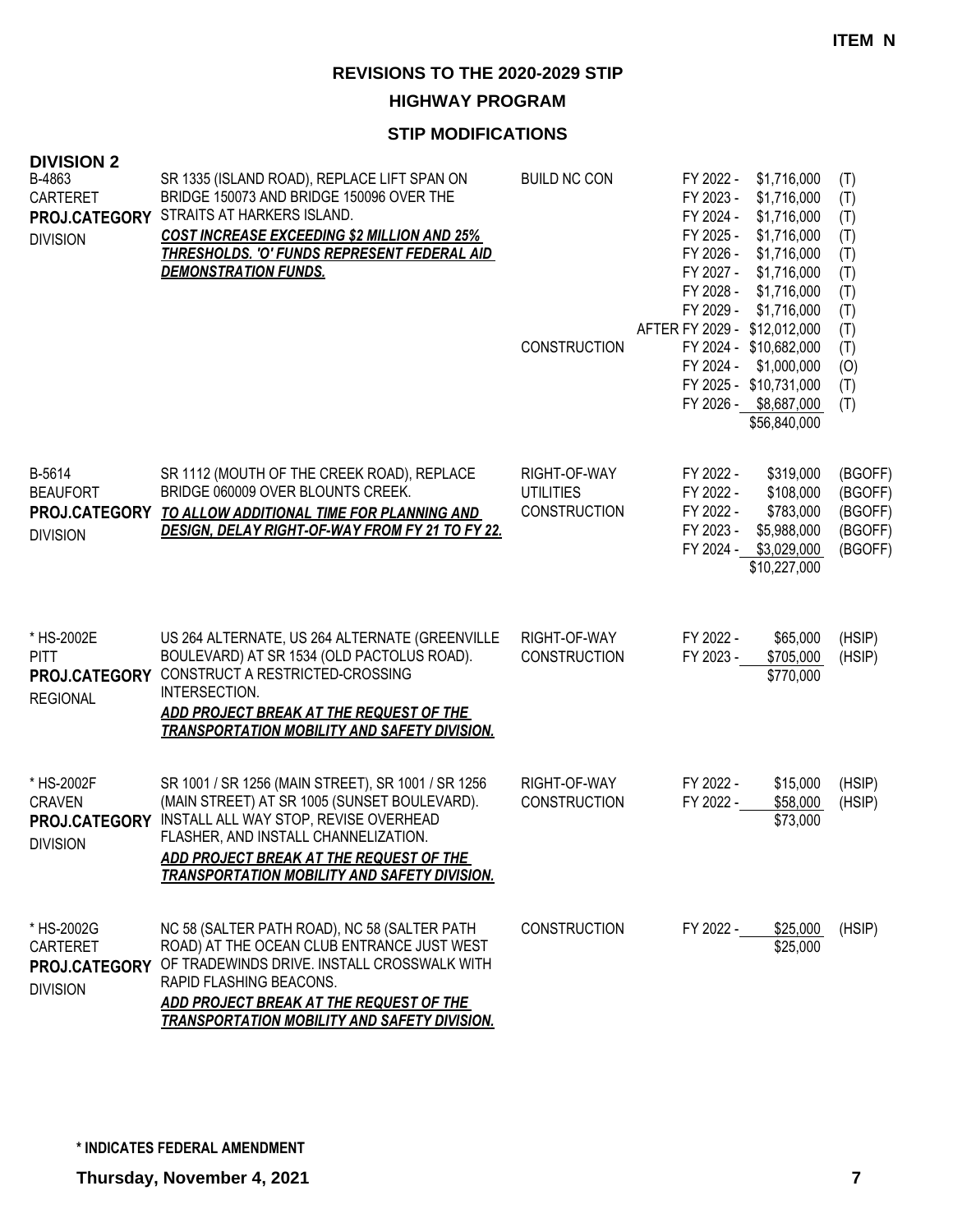**ITEM N**

**REVISIONS TO THE 2020-2029 STIP**

**HIGHWAY PROGRAM**

**STIP MODIFICATIONS**

**DIVISION 2**

| Project | Description | Work Type | Fiscal Year | Amount | Fund |
|---|---|---|---|---|---|
| B-4863<br>CARTERET<br>**PROJ.CATEGORY**<br>DIVISION | SR 1335 (ISLAND ROAD), REPLACE LIFT SPAN ON BRIDGE 150073 AND BRIDGE 150096 OVER THE STRAITS AT HARKERS ISLAND.<br>***COST INCREASE EXCEEDING $2 MILLION AND 25% THRESHOLDS. 'O' FUNDS REPRESENT FEDERAL AID DEMONSTRATION FUNDS.*** | BUILD NC CON | FY 2022 - | $1,716,000 | (T) |
| | | | FY 2023 - | $1,716,000 | (T) |
| | | | FY 2024 - | $1,716,000 | (T) |
| | | | FY 2025 - | $1,716,000 | (T) |
| | | | FY 2026 - | $1,716,000 | (T) |
| | | | FY 2027 - | $1,716,000 | (T) |
| | | | FY 2028 - | $1,716,000 | (T) |
| | | | FY 2029 - | $1,716,000 | (T) |
| | | | AFTER FY 2029 - | $12,012,000 | (T) |
| | | CONSTRUCTION | FY 2024 - | $10,682,000 | (T) |
| | | | FY 2024 - | $1,000,000 | (O) |
| | | | FY 2025 - | $10,731,000 | (T) |
| | | | FY 2026 - | $8,687,000 | (T) |
| | | | | $56,840,000 | |
| B-5614<br>BEAUFORT<br>**PROJ.CATEGORY**<br>DIVISION | SR 1112 (MOUTH OF THE CREEK ROAD), REPLACE BRIDGE 060009 OVER BLOUNTS CREEK.<br>***TO ALLOW ADDITIONAL TIME FOR PLANNING AND DESIGN, DELAY RIGHT-OF-WAY FROM FY 21 TO FY 22.*** | RIGHT-OF-WAY | FY 2022 - | $319,000 | (BGOFF) |
| | | UTILITIES | FY 2022 - | $108,000 | (BGOFF) |
| | | CONSTRUCTION | FY 2022 - | $783,000 | (BGOFF) |
| | | | FY 2023 - | $5,988,000 | (BGOFF) |
| | | | FY 2024 - | $3,029,000 | (BGOFF) |
| | | | | $10,227,000 | |
| * HS-2002E<br>PITT<br>**PROJ.CATEGORY**<br>REGIONAL | US 264 ALTERNATE, US 264 ALTERNATE (GREENVILLE BOULEVARD) AT SR 1534 (OLD PACTOLUS ROAD). CONSTRUCT A RESTRICTED-CROSSING INTERSECTION.<br>***ADD PROJECT BREAK AT THE REQUEST OF THE TRANSPORTATION MOBILITY AND SAFETY DIVISION.*** | RIGHT-OF-WAY | FY 2022 - | $65,000 | (HSIP) |
| | | CONSTRUCTION | FY 2023 - | $705,000 | (HSIP) |
| | | | | $770,000 | |
| * HS-2002F<br>CRAVEN<br>**PROJ.CATEGORY**<br>DIVISION | SR 1001 / SR 1256 (MAIN STREET), SR 1001 / SR 1256 (MAIN STREET) AT SR 1005 (SUNSET BOULEVARD). INSTALL ALL WAY STOP, REVISE OVERHEAD FLASHER, AND INSTALL CHANNELIZATION.<br>***ADD PROJECT BREAK AT THE REQUEST OF THE TRANSPORTATION MOBILITY AND SAFETY DIVISION.*** | RIGHT-OF-WAY | FY 2022 - | $15,000 | (HSIP) |
| | | CONSTRUCTION | FY 2022 - | $58,000 | (HSIP) |
| | | | | $73,000 | |
| * HS-2002G<br>CARTERET<br>**PROJ.CATEGORY**<br>DIVISION | NC 58 (SALTER PATH ROAD), NC 58 (SALTER PATH ROAD) AT THE OCEAN CLUB ENTRANCE JUST WEST OF TRADEWINDS DRIVE. INSTALL CROSSWALK WITH RAPID FLASHING BEACONS.<br>***ADD PROJECT BREAK AT THE REQUEST OF THE TRANSPORTATION MOBILITY AND SAFETY DIVISION.*** | CONSTRUCTION | FY 2022 - | $25,000 | (HSIP) |
| | | | | $25,000 | |

**\* INDICATES FEDERAL AMENDMENT**

**Thursday, November 4, 2021**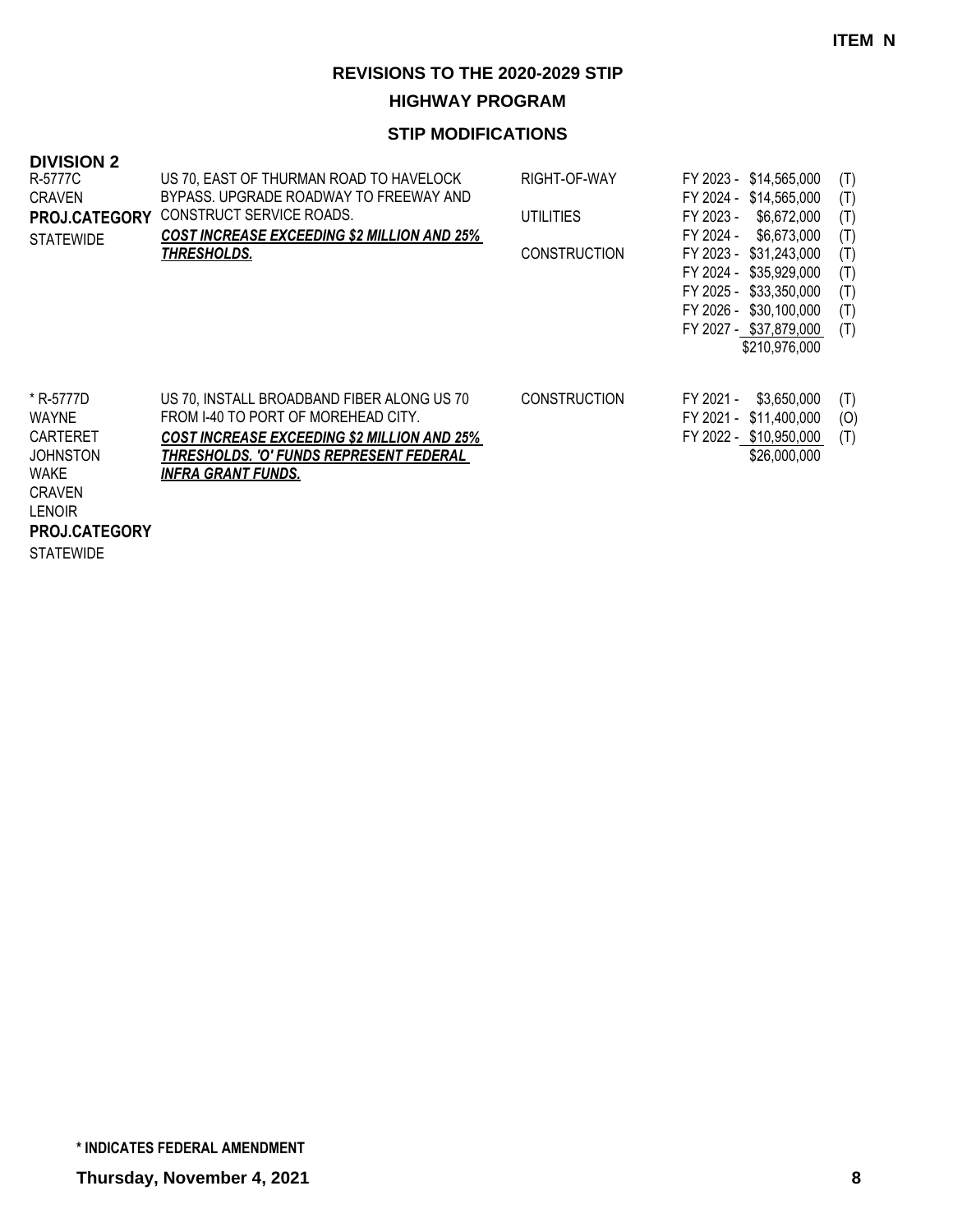**ITEM N**

## REVISIONS TO THE 2020-2029 STIP

### HIGHWAY PROGRAM

### STIP MODIFICATIONS

**DIVISION 2**

| Project | Description | Phase | Funding | Type |
|---|---|---|---|---|
| R-5777C<br>CRAVEN<br>**PROJ.CATEGORY**<br>STATEWIDE | US 70, EAST OF THURMAN ROAD TO HAVELOCK BYPASS. UPGRADE ROADWAY TO FREEWAY AND CONSTRUCT SERVICE ROADS.<br>***COST INCREASE EXCEEDING $2 MILLION AND 25% THRESHOLDS.*** | RIGHT-OF-WAY | FY 2023 - $14,565,000 | (T) |
| | | | FY 2024 - $14,565,000 | (T) |
| | | UTILITIES | FY 2023 - $6,672,000 | (T) |
| | | | FY 2024 - $6,673,000 | (T) |
| | | CONSTRUCTION | FY 2023 - $31,243,000 | (T) |
| | | | FY 2024 - $35,929,000 | (T) |
| | | | FY 2025 - $33,350,000 | (T) |
| | | | FY 2026 - $30,100,000 | (T) |
| | | | FY 2027 - $37,879,000 | (T) |
| | | | $210,976,000 | |
| * R-5777D<br>WAYNE<br>CARTERET<br>JOHNSTON<br>WAKE<br>CRAVEN<br>LENOIR<br>**PROJ.CATEGORY**<br>STATEWIDE | US 70, INSTALL BROADBAND FIBER ALONG US 70 FROM I-40 TO PORT OF MOREHEAD CITY.<br>***COST INCREASE EXCEEDING $2 MILLION AND 25% THRESHOLDS. 'O' FUNDS REPRESENT FEDERAL INFRA GRANT FUNDS.*** | CONSTRUCTION | FY 2021 - $3,650,000 | (T) |
| | | | FY 2021 - $11,400,000 | (O) |
| | | | FY 2022 - $10,950,000 | (T) |
| | | | $26,000,000 | |

**\* INDICATES FEDERAL AMENDMENT**

**Thursday, November 4, 2021**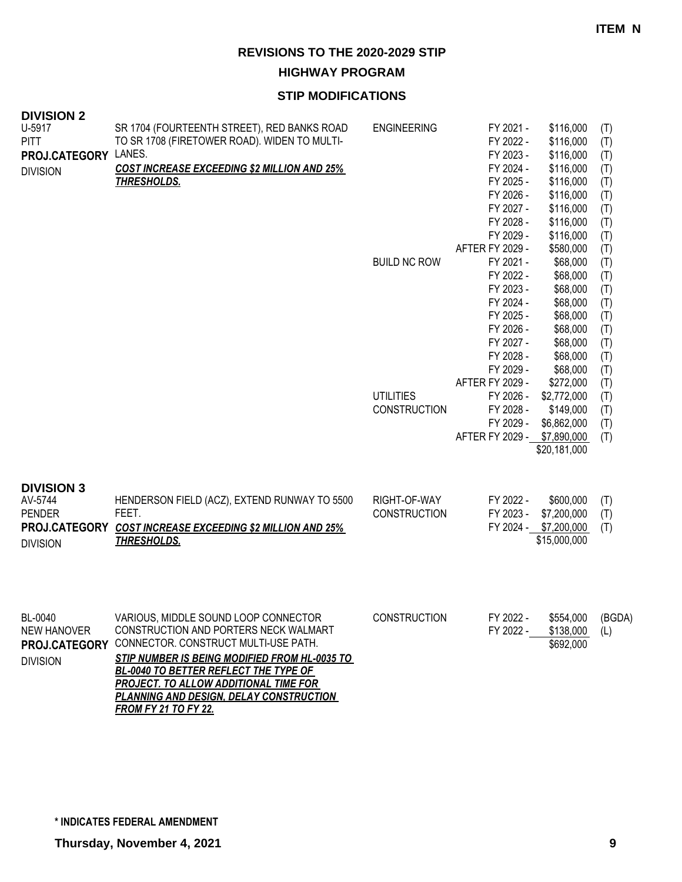**ITEM N**

# REVISIONS TO THE 2020-2029 STIP

## HIGHWAY PROGRAM

### STIP MODIFICATIONS

**DIVISION 2**

| | | | | | |
|---|---|---|---|---|---|
| U-5917<br>PITT<br>**PROJ.CATEGORY**<br>DIVISION | SR 1704 (FOURTEENTH STREET), RED BANKS ROAD TO SR 1708 (FIRETOWER ROAD). WIDEN TO MULTI-LANES.<br>***COST INCREASE EXCEEDING $2 MILLION AND 25% THRESHOLDS.*** | ENGINEERING | FY 2021 - | $116,000 | (T) |
| | | | FY 2022 - | $116,000 | (T) |
| | | | FY 2023 - | $116,000 | (T) |
| | | | FY 2024 - | $116,000 | (T) |
| | | | FY 2025 - | $116,000 | (T) |
| | | | FY 2026 - | $116,000 | (T) |
| | | | FY 2027 - | $116,000 | (T) |
| | | | FY 2028 - | $116,000 | (T) |
| | | | FY 2029 - | $116,000 | (T) |
| | | | AFTER FY 2029 - | $580,000 | (T) |
| | | BUILD NC ROW | FY 2021 - | $68,000 | (T) |
| | | | FY 2022 - | $68,000 | (T) |
| | | | FY 2023 - | $68,000 | (T) |
| | | | FY 2024 - | $68,000 | (T) |
| | | | FY 2025 - | $68,000 | (T) |
| | | | FY 2026 - | $68,000 | (T) |
| | | | FY 2027 - | $68,000 | (T) |
| | | | FY 2028 - | $68,000 | (T) |
| | | | FY 2029 - | $68,000 | (T) |
| | | | AFTER FY 2029 - | $272,000 | (T) |
| | | UTILITIES | FY 2026 - | $2,772,000 | (T) |
| | | CONSTRUCTION | FY 2028 - | $149,000 | (T) |
| | | | FY 2029 - | $6,862,000 | (T) |
| | | | AFTER FY 2029 - | $7,890,000 | (T) |
| | | | | $20,181,000 | |

**DIVISION 3**

| | | | | | |
|---|---|---|---|---|---|
| AV-5744<br>PENDER<br>**PROJ.CATEGORY**<br>DIVISION | HENDERSON FIELD (ACZ), EXTEND RUNWAY TO 5500 FEET.<br>***COST INCREASE EXCEEDING $2 MILLION AND 25% THRESHOLDS.*** | RIGHT-OF-WAY | FY 2022 - | $600,000 | (T) |
| | | CONSTRUCTION | FY 2023 - | $7,200,000 | (T) |
| | | | FY 2024 - | $7,200,000 | (T) |
| | | | | $15,000,000 | |

| | | | | | |
|---|---|---|---|---|---|
| BL-0040<br>NEW HANOVER<br>**PROJ.CATEGORY**<br>DIVISION | VARIOUS, MIDDLE SOUND LOOP CONNECTOR CONSTRUCTION AND PORTERS NECK WALMART CONNECTOR. CONSTRUCT MULTI-USE PATH.<br>***STIP NUMBER IS BEING MODIFIED FROM HL-0035 TO BL-0040 TO BETTER REFLECT THE TYPE OF PROJECT. TO ALLOW ADDITIONAL TIME FOR PLANNING AND DESIGN, DELAY CONSTRUCTION FROM FY 21 TO FY 22.*** | CONSTRUCTION | FY 2022 - | $554,000 | (BGDA) |
| | | | FY 2022 - | $138,000 | (L) |
| | | | | $692,000 | |

\* INDICATES FEDERAL AMENDMENT

**Thursday, November 4, 2021**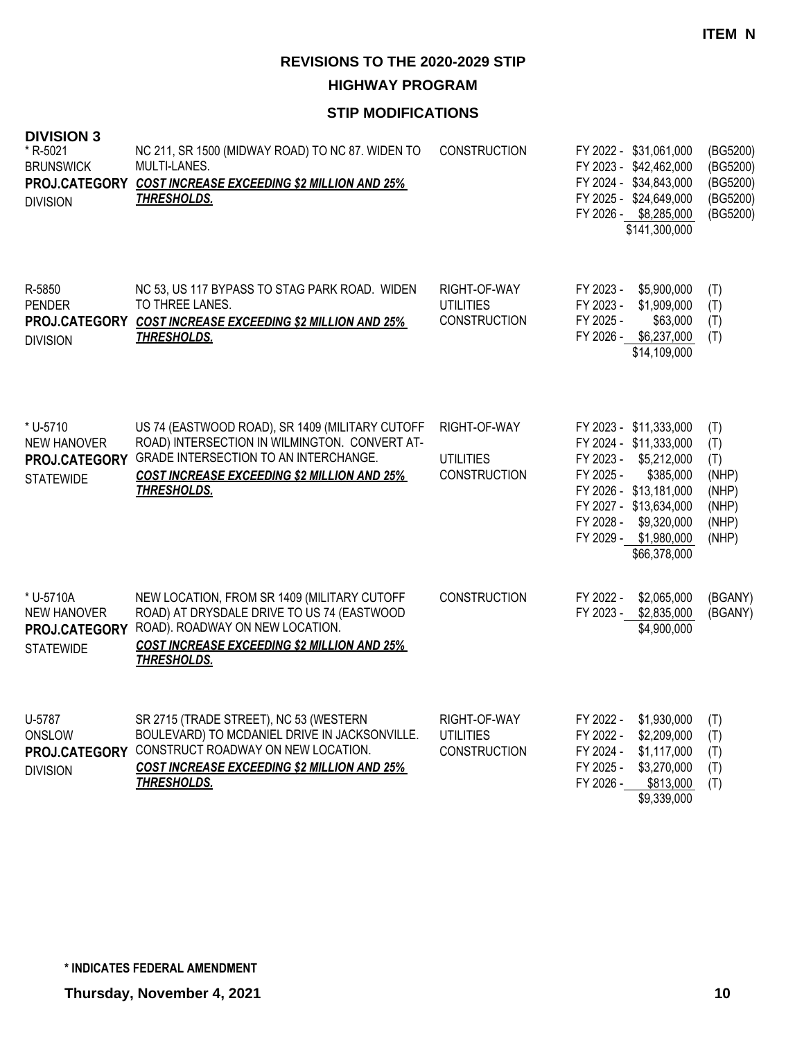**ITEM N**

## REVISIONS TO THE 2020-2029 STIP

### HIGHWAY PROGRAM

### STIP MODIFICATIONS

**DIVISION 3**

| Project | Description | Phase | Funding | Source |
|---|---|---|---|---|
| * R-5021<br>BRUNSWICK<br>**PROJ.CATEGORY**<br>DIVISION | NC 211, SR 1500 (MIDWAY ROAD) TO NC 87. WIDEN TO MULTI-LANES.<br>***COST INCREASE EXCEEDING $2 MILLION AND 25% THRESHOLDS.*** | CONSTRUCTION | FY 2022 - $31,061,000<br>FY 2023 - $42,462,000<br>FY 2024 - $34,843,000<br>FY 2025 - $24,649,000<br>FY 2026 - $8,285,000<br>$141,300,000 | (BG5200)<br>(BG5200)<br>(BG5200)<br>(BG5200)<br>(BG5200) |
| R-5850<br>PENDER<br>**PROJ.CATEGORY**<br>DIVISION | NC 53, US 117 BYPASS TO STAG PARK ROAD. WIDEN TO THREE LANES.<br>***COST INCREASE EXCEEDING $2 MILLION AND 25% THRESHOLDS.*** | RIGHT-OF-WAY<br>UTILITIES<br>CONSTRUCTION | FY 2023 - $5,900,000<br>FY 2023 - $1,909,000<br>FY 2025 - $63,000<br>FY 2026 - $6,237,000<br>$14,109,000 | (T)<br>(T)<br>(T)<br>(T) |
| * U-5710<br>NEW HANOVER<br>**PROJ.CATEGORY**<br>STATEWIDE | US 74 (EASTWOOD ROAD), SR 1409 (MILITARY CUTOFF ROAD) INTERSECTION IN WILMINGTON. CONVERT AT-GRADE INTERSECTION TO AN INTERCHANGE.<br>***COST INCREASE EXCEEDING $2 MILLION AND 25% THRESHOLDS.*** | RIGHT-OF-WAY<br><br>UTILITIES<br>CONSTRUCTION | FY 2023 - $11,333,000<br>FY 2024 - $11,333,000<br>FY 2023 - $5,212,000<br>FY 2025 - $385,000<br>FY 2026 - $13,181,000<br>FY 2027 - $13,634,000<br>FY 2028 - $9,320,000<br>FY 2029 - $1,980,000<br>$66,378,000 | (T)<br>(T)<br>(T)<br>(NHP)<br>(NHP)<br>(NHP)<br>(NHP)<br>(NHP) |
| * U-5710A<br>NEW HANOVER<br>**PROJ.CATEGORY**<br>STATEWIDE | NEW LOCATION, FROM SR 1409 (MILITARY CUTOFF ROAD) AT DRYSDALE DRIVE TO US 74 (EASTWOOD ROAD). ROADWAY ON NEW LOCATION.<br>***COST INCREASE EXCEEDING $2 MILLION AND 25% THRESHOLDS.*** | CONSTRUCTION | FY 2022 - $2,065,000<br>FY 2023 - $2,835,000<br>$4,900,000 | (BGANY)<br>(BGANY) |
| U-5787<br>ONSLOW<br>**PROJ.CATEGORY**<br>DIVISION | SR 2715 (TRADE STREET), NC 53 (WESTERN BOULEVARD) TO MCDANIEL DRIVE IN JACKSONVILLE. CONSTRUCT ROADWAY ON NEW LOCATION.<br>***COST INCREASE EXCEEDING $2 MILLION AND 25% THRESHOLDS.*** | RIGHT-OF-WAY<br>UTILITIES<br>CONSTRUCTION | FY 2022 - $1,930,000<br>FY 2022 - $2,209,000<br>FY 2024 - $1,117,000<br>FY 2025 - $3,270,000<br>FY 2026 - $813,000<br>$9,339,000 | (T)<br>(T)<br>(T)<br>(T)<br>(T) |

**\* INDICATES FEDERAL AMENDMENT**

**Thursday, November 4, 2021**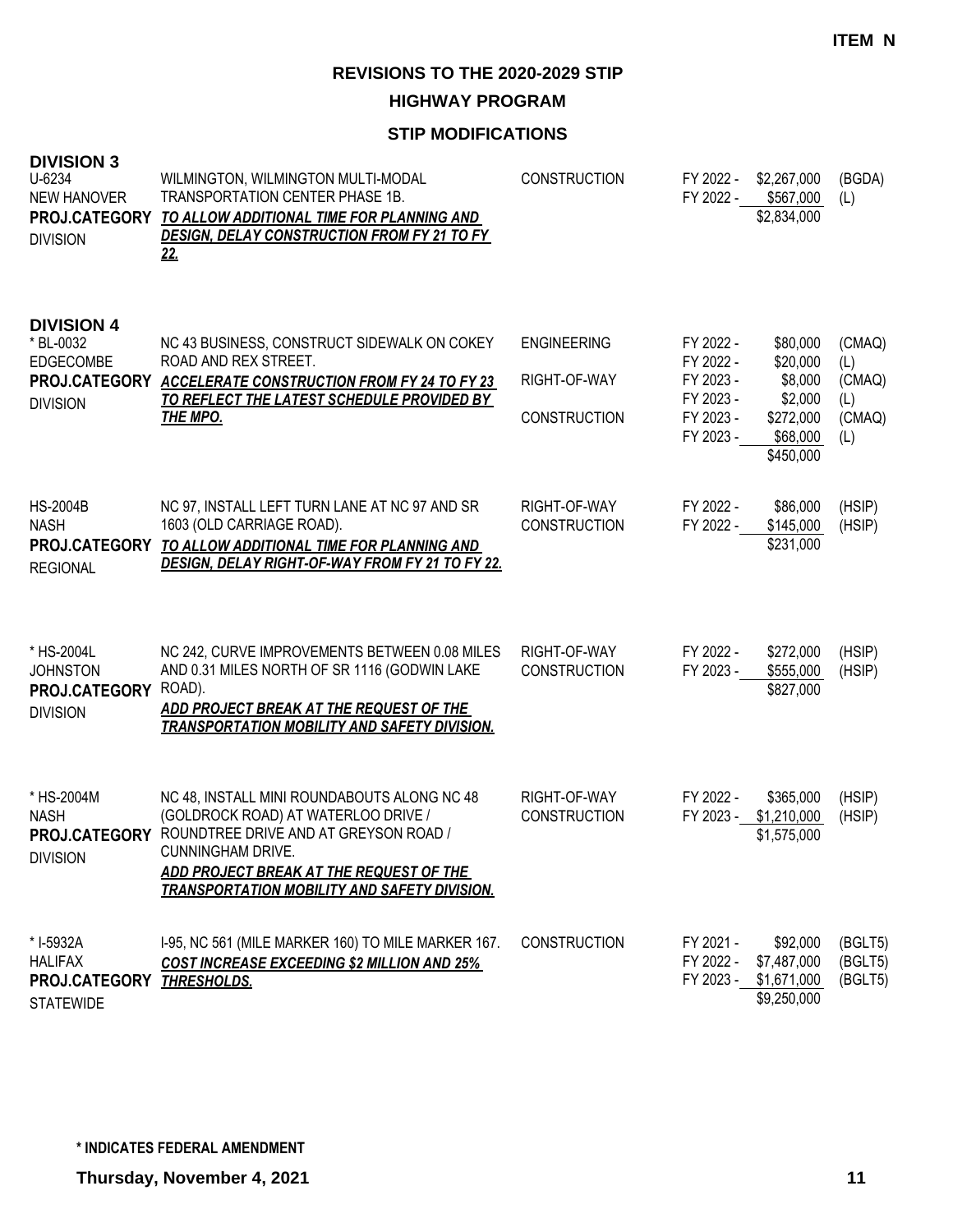**ITEM N**

# REVISIONS TO THE 2020-2029 STIP

## HIGHWAY PROGRAM

### STIP MODIFICATIONS

## DIVISION 3

| Project | Description | Work Type | Fiscal Year | Amount | Funding |
|---|---|---|---|---|---|
| U-6234<br>NEW HANOVER<br>**PROJ.CATEGORY**<br>DIVISION | WILMINGTON, WILMINGTON MULTI-MODAL TRANSPORTATION CENTER PHASE 1B.<br>***TO ALLOW ADDITIONAL TIME FOR PLANNING AND DESIGN, DELAY CONSTRUCTION FROM FY 21 TO FY 22.*** | CONSTRUCTION | FY 2022 - | $2,267,000 | (BGDA) |
| | | | FY 2022 - | $567,000 | (L) |
| | | | | $2,834,000 | |

## DIVISION 4

| Project | Description | Work Type | Fiscal Year | Amount | Funding |
|---|---|---|---|---|---|
| * BL-0032<br>EDGECOMBE<br>**PROJ.CATEGORY**<br>DIVISION | NC 43 BUSINESS, CONSTRUCT SIDEWALK ON COKEY ROAD AND REX STREET.<br>***ACCELERATE CONSTRUCTION FROM FY 24 TO FY 23 TO REFLECT THE LATEST SCHEDULE PROVIDED BY THE MPO.*** | ENGINEERING | FY 2022 - | $80,000 | (CMAQ) |
| | | | FY 2022 - | $20,000 | (L) |
| | | RIGHT-OF-WAY | FY 2023 - | $8,000 | (CMAQ) |
| | | | FY 2023 - | $2,000 | (L) |
| | | CONSTRUCTION | FY 2023 - | $272,000 | (CMAQ) |
| | | | FY 2023 - | $68,000 | (L) |
| | | | | $450,000 | |
| HS-2004B<br>NASH<br>**PROJ.CATEGORY**<br>REGIONAL | NC 97, INSTALL LEFT TURN LANE AT NC 97 AND SR 1603 (OLD CARRIAGE ROAD).<br>***TO ALLOW ADDITIONAL TIME FOR PLANNING AND DESIGN, DELAY RIGHT-OF-WAY FROM FY 21 TO FY 22.*** | RIGHT-OF-WAY | FY 2022 - | $86,000 | (HSIP) |
| | | CONSTRUCTION | FY 2022 - | $145,000 | (HSIP) |
| | | | | $231,000 | |
| * HS-2004L<br>JOHNSTON<br>**PROJ.CATEGORY**<br>DIVISION | NC 242, CURVE IMPROVEMENTS BETWEEN 0.08 MILES AND 0.31 MILES NORTH OF SR 1116 (GODWIN LAKE ROAD).<br>***ADD PROJECT BREAK AT THE REQUEST OF THE TRANSPORTATION MOBILITY AND SAFETY DIVISION.*** | RIGHT-OF-WAY | FY 2022 - | $272,000 | (HSIP) |
| | | CONSTRUCTION | FY 2023 - | $555,000 | (HSIP) |
| | | | | $827,000 | |
| * HS-2004M<br>NASH<br>**PROJ.CATEGORY**<br>DIVISION | NC 48, INSTALL MINI ROUNDABOUTS ALONG NC 48 (GOLDROCK ROAD) AT WATERLOO DRIVE / ROUNDTREE DRIVE AND AT GREYSON ROAD / CUNNINGHAM DRIVE.<br>***ADD PROJECT BREAK AT THE REQUEST OF THE TRANSPORTATION MOBILITY AND SAFETY DIVISION.*** | RIGHT-OF-WAY | FY 2022 - | $365,000 | (HSIP) |
| | | CONSTRUCTION | FY 2023 - | $1,210,000 | (HSIP) |
| | | | | $1,575,000 | |
| * I-5932A<br>HALIFAX<br>**PROJ.CATEGORY**<br>STATEWIDE | I-95, NC 561 (MILE MARKER 160) TO MILE MARKER 167.<br>***COST INCREASE EXCEEDING $2 MILLION AND 25% THRESHOLDS.*** | CONSTRUCTION | FY 2021 - | $92,000 | (BGLT5) |
| | | | FY 2022 - | $7,487,000 | (BGLT5) |
| | | | FY 2023 - | $1,671,000 | (BGLT5) |
| | | | | $9,250,000 | |

**\* INDICATES FEDERAL AMENDMENT**

**Thursday, November 4, 2021**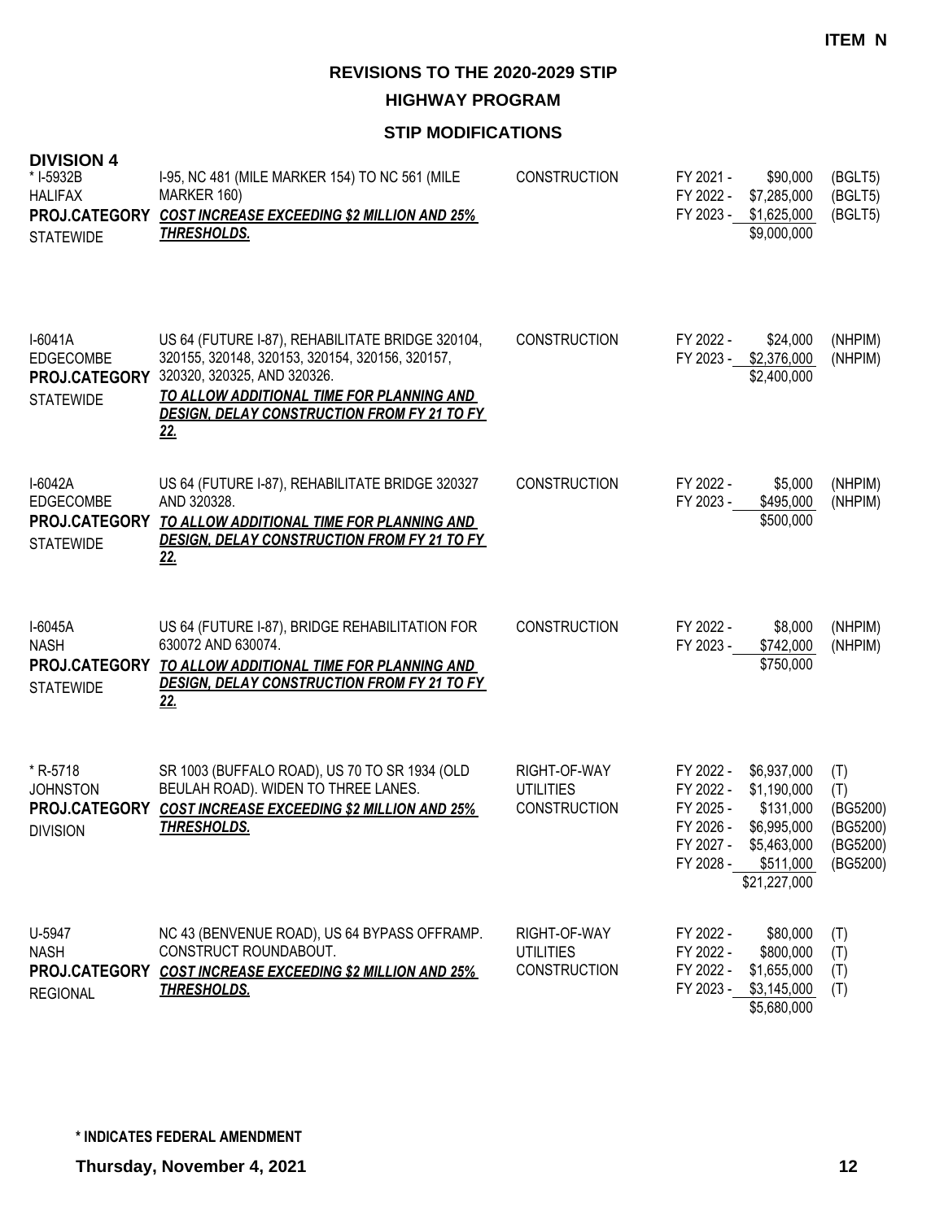**ITEM N**

## REVISIONS TO THE 2020-2029 STIP

### HIGHWAY PROGRAM

### STIP MODIFICATIONS

#### DIVISION 4

| Project | Description | Work Type | Fiscal Year / Cost | Funding |
|---|---|---|---|---|
| * I-5932B<br>HALIFAX<br>**PROJ.CATEGORY**<br>STATEWIDE | I-95, NC 481 (MILE MARKER 154) TO NC 561 (MILE MARKER 160)<br>***COST INCREASE EXCEEDING $2 MILLION AND 25% THRESHOLDS.*** | CONSTRUCTION | FY 2021 - $90,000<br>FY 2022 - $7,285,000<br>FY 2023 - $1,625,000<br>$9,000,000 | (BGLT5)<br>(BGLT5)<br>(BGLT5) |
| I-6041A<br>EDGECOMBE<br>**PROJ.CATEGORY**<br>STATEWIDE | US 64 (FUTURE I-87), REHABILITATE BRIDGE 320104, 320155, 320148, 320153, 320154, 320156, 320157, 320320, 320325, AND 320326.<br>***TO ALLOW ADDITIONAL TIME FOR PLANNING AND DESIGN, DELAY CONSTRUCTION FROM FY 21 TO FY 22.*** | CONSTRUCTION | FY 2022 - $24,000<br>FY 2023 - $2,376,000<br>$2,400,000 | (NHPIM)<br>(NHPIM) |
| I-6042A<br>EDGECOMBE<br>**PROJ.CATEGORY**<br>STATEWIDE | US 64 (FUTURE I-87), REHABILITATE BRIDGE 320327 AND 320328.<br>***TO ALLOW ADDITIONAL TIME FOR PLANNING AND DESIGN, DELAY CONSTRUCTION FROM FY 21 TO FY 22.*** | CONSTRUCTION | FY 2022 - $5,000<br>FY 2023 - $495,000<br>$500,000 | (NHPIM)<br>(NHPIM) |
| I-6045A<br>NASH<br>**PROJ.CATEGORY**<br>STATEWIDE | US 64 (FUTURE I-87), BRIDGE REHABILITATION FOR 630072 AND 630074.<br>***TO ALLOW ADDITIONAL TIME FOR PLANNING AND DESIGN, DELAY CONSTRUCTION FROM FY 21 TO FY 22.*** | CONSTRUCTION | FY 2022 - $8,000<br>FY 2023 - $742,000<br>$750,000 | (NHPIM)<br>(NHPIM) |
| * R-5718<br>JOHNSTON<br>**PROJ.CATEGORY**<br>DIVISION | SR 1003 (BUFFALO ROAD), US 70 TO SR 1934 (OLD BEULAH ROAD). WIDEN TO THREE LANES.<br>***COST INCREASE EXCEEDING $2 MILLION AND 25% THRESHOLDS.*** | RIGHT-OF-WAY<br>UTILITIES<br>CONSTRUCTION | FY 2022 - $6,937,000<br>FY 2022 - $1,190,000<br>FY 2025 - $131,000<br>FY 2026 - $6,995,000<br>FY 2027 - $5,463,000<br>FY 2028 - $511,000<br>$21,227,000 | (T)<br>(T)<br>(BG5200)<br>(BG5200)<br>(BG5200)<br>(BG5200) |
| U-5947<br>NASH<br>**PROJ.CATEGORY**<br>REGIONAL | NC 43 (BENVENUE ROAD), US 64 BYPASS OFFRAMP. CONSTRUCT ROUNDABOUT.<br>***COST INCREASE EXCEEDING $2 MILLION AND 25% THRESHOLDS.*** | RIGHT-OF-WAY<br>UTILITIES<br>CONSTRUCTION | FY 2022 - $80,000<br>FY 2022 - $800,000<br>FY 2022 - $1,655,000<br>FY 2023 - $3,145,000<br>$5,680,000 | (T)<br>(T)<br>(T)<br>(T) |

**\* INDICATES FEDERAL AMENDMENT**

**Thursday, November 4, 2021**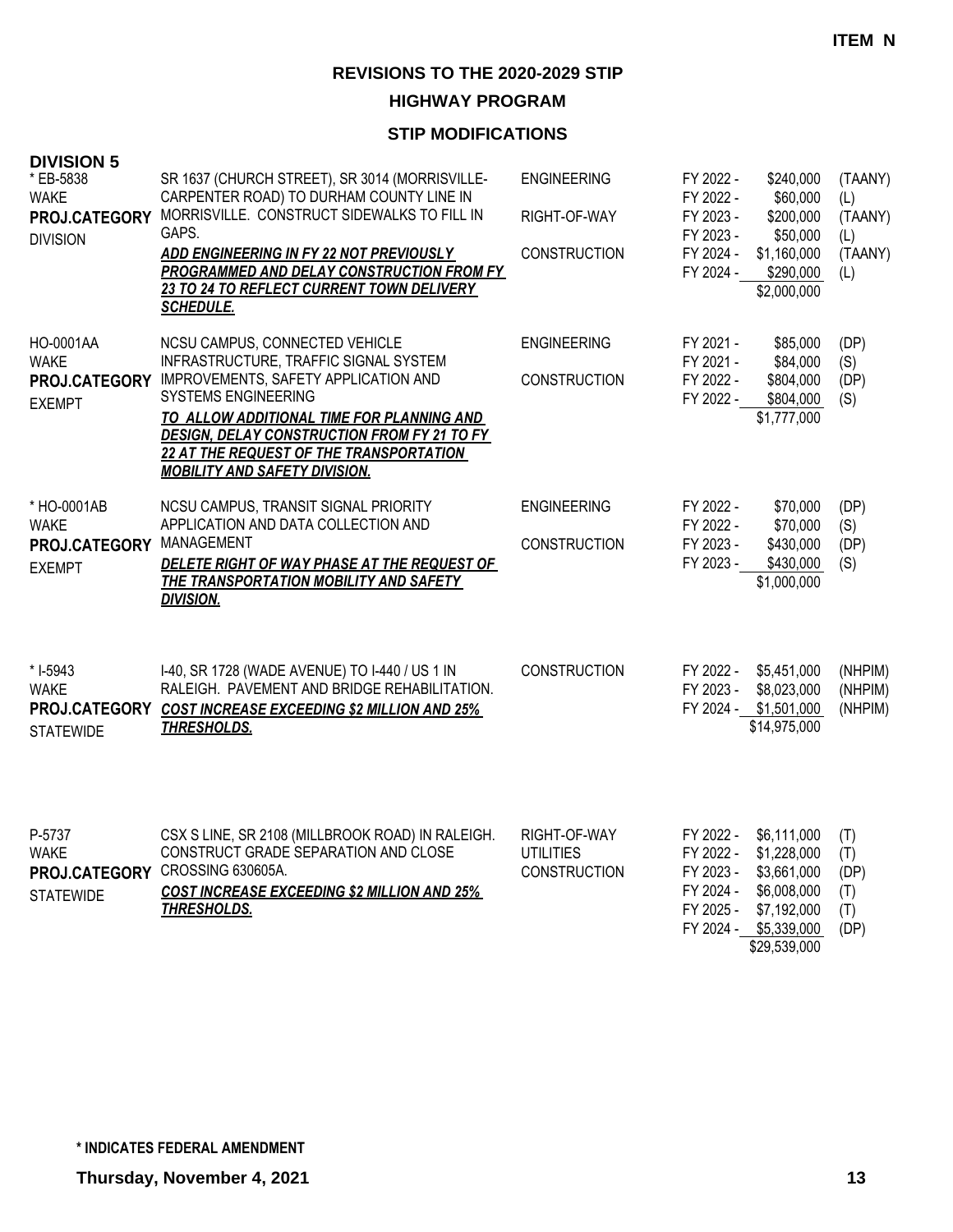**ITEM N**

# REVISIONS TO THE 2020-2029 STIP

## HIGHWAY PROGRAM

### STIP MODIFICATIONS

**DIVISION 5**

| Project | Description | Phase | Fiscal Year | Amount | Fund |
|---|---|---|---|---|---|
| * EB-5838<br>WAKE<br>**PROJ.CATEGORY**<br>DIVISION | SR 1637 (CHURCH STREET), SR 3014 (MORRISVILLE-CARPENTER ROAD) TO DURHAM COUNTY LINE IN MORRISVILLE. CONSTRUCT SIDEWALKS TO FILL IN GAPS.<br>***ADD ENGINEERING IN FY 22 NOT PREVIOUSLY PROGRAMMED AND DELAY CONSTRUCTION FROM FY 23 TO 24 TO REFLECT CURRENT TOWN DELIVERY SCHEDULE.*** | ENGINEERING | FY 2022 - | $240,000 | (TAANY) |
| | | | FY 2022 - | $60,000 | (L) |
| | | RIGHT-OF-WAY | FY 2023 - | $200,000 | (TAANY) |
| | | | FY 2023 - | $50,000 | (L) |
| | | CONSTRUCTION | FY 2024 - | $1,160,000 | (TAANY) |
| | | | FY 2024 - | $290,000 | (L) |
| | | | | $2,000,000 | |
| HO-0001AA<br>WAKE<br>**PROJ.CATEGORY**<br>EXEMPT | NCSU CAMPUS, CONNECTED VEHICLE INFRASTRUCTURE, TRAFFIC SIGNAL SYSTEM IMPROVEMENTS, SAFETY APPLICATION AND SYSTEMS ENGINEERING<br>***TO ALLOW ADDITIONAL TIME FOR PLANNING AND DESIGN, DELAY CONSTRUCTION FROM FY 21 TO FY 22 AT THE REQUEST OF THE TRANSPORTATION MOBILITY AND SAFETY DIVISION.*** | ENGINEERING | FY 2021 - | $85,000 | (DP) |
| | | | FY 2021 - | $84,000 | (S) |
| | | CONSTRUCTION | FY 2022 - | $804,000 | (DP) |
| | | | FY 2022 - | $804,000 | (S) |
| | | | | $1,777,000 | |
| * HO-0001AB<br>WAKE<br>**PROJ.CATEGORY**<br>EXEMPT | NCSU CAMPUS, TRANSIT SIGNAL PRIORITY APPLICATION AND DATA COLLECTION AND MANAGEMENT<br>***DELETE RIGHT OF WAY PHASE AT THE REQUEST OF THE TRANSPORTATION MOBILITY AND SAFETY DIVISION.*** | ENGINEERING | FY 2022 - | $70,000 | (DP) |
| | | | FY 2022 - | $70,000 | (S) |
| | | CONSTRUCTION | FY 2023 - | $430,000 | (DP) |
| | | | FY 2023 - | $430,000 | (S) |
| | | | | $1,000,000 | |
| * I-5943<br>WAKE<br>**PROJ.CATEGORY**<br>STATEWIDE | I-40, SR 1728 (WADE AVENUE) TO I-440 / US 1 IN RALEIGH. PAVEMENT AND BRIDGE REHABILITATION.<br>***COST INCREASE EXCEEDING $2 MILLION AND 25% THRESHOLDS.*** | CONSTRUCTION | FY 2022 - | $5,451,000 | (NHPIM) |
| | | | FY 2023 - | $8,023,000 | (NHPIM) |
| | | | FY 2024 - | $1,501,000 | (NHPIM) |
| | | | | $14,975,000 | |
| P-5737<br>WAKE<br>**PROJ.CATEGORY**<br>STATEWIDE | CSX S LINE, SR 2108 (MILLBROOK ROAD) IN RALEIGH. CONSTRUCT GRADE SEPARATION AND CLOSE CROSSING 630605A.<br>***COST INCREASE EXCEEDING $2 MILLION AND 25% THRESHOLDS.*** | RIGHT-OF-WAY | FY 2022 - | $6,111,000 | (T) |
| | | UTILITIES | FY 2022 - | $1,228,000 | (T) |
| | | CONSTRUCTION | FY 2023 - | $3,661,000 | (DP) |
| | | | FY 2024 - | $6,008,000 | (T) |
| | | | FY 2025 - | $7,192,000 | (T) |
| | | | FY 2024 - | $5,339,000 | (DP) |
| | | | | $29,539,000 | |

**\* INDICATES FEDERAL AMENDMENT**

**Thursday, November 4, 2021**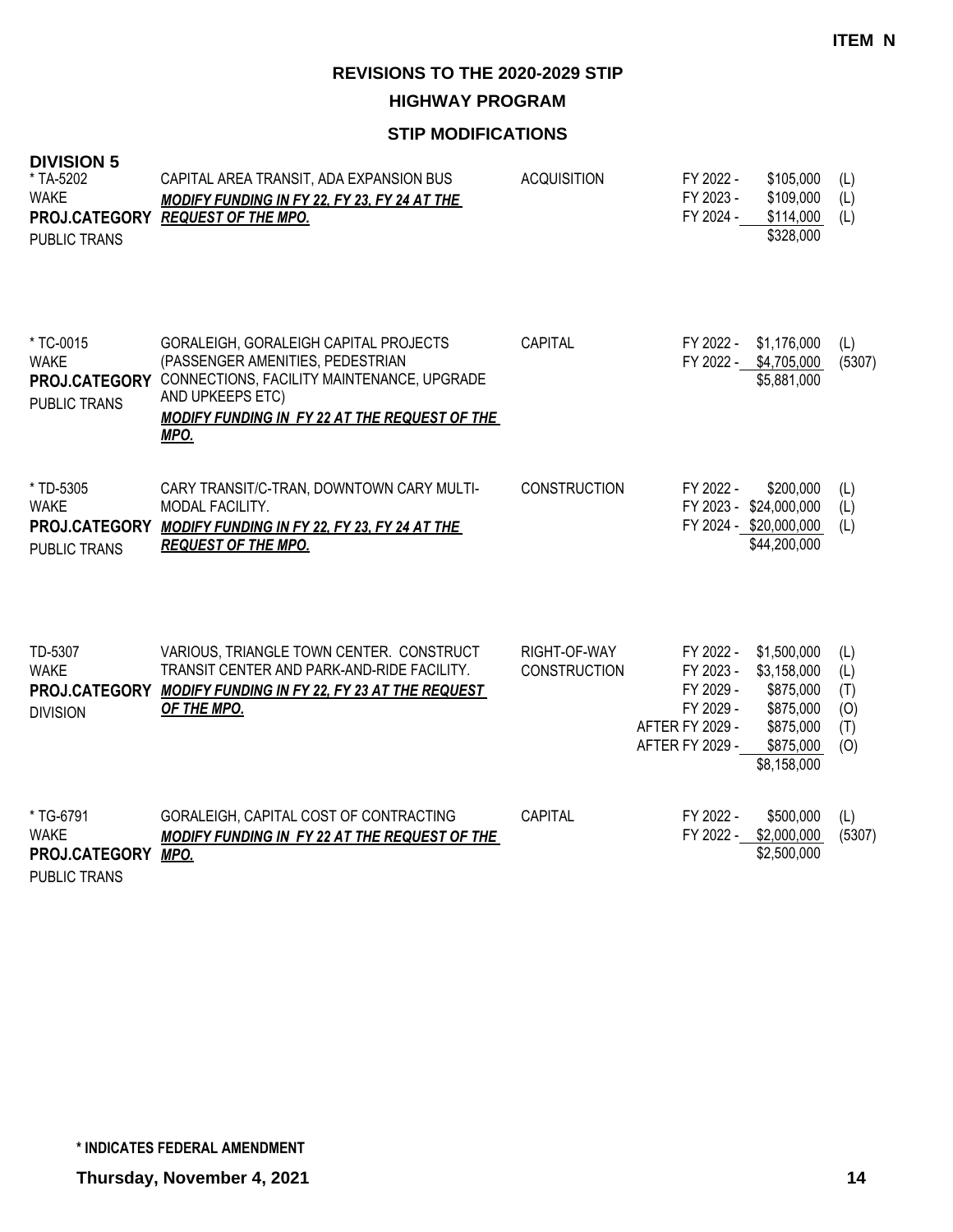ITEM N

# REVISIONS TO THE 2020-2029 STIP

## HIGHWAY PROGRAM

### STIP MODIFICATIONS

**DIVISION 5**

| Project | Description | Work Type | Fiscal Year | Amount | Source |
|---|---|---|---|---|---|
| * TA-5202<br>WAKE<br>**PROJ.CATEGORY**<br>PUBLIC TRANS | CAPITAL AREA TRANSIT, ADA EXPANSION BUS<br>***MODIFY FUNDING IN FY 22, FY 23, FY 24 AT THE REQUEST OF THE MPO.*** | ACQUISITION | FY 2022 -<br>FY 2023 -<br>FY 2024 - | $105,000<br>$109,000<br>$114,000<br>$328,000 | (L)<br>(L)<br>(L) |
| * TC-0015<br>WAKE<br>**PROJ.CATEGORY**<br>PUBLIC TRANS | GORALEIGH, GORALEIGH CAPITAL PROJECTS (PASSENGER AMENITIES, PEDESTRIAN CONNECTIONS, FACILITY MAINTENANCE, UPGRADE AND UPKEEPS ETC)<br>***MODIFY FUNDING IN FY 22 AT THE REQUEST OF THE MPO.*** | CAPITAL | FY 2022 -<br>FY 2022 - | $1,176,000<br>$4,705,000<br>$5,881,000 | (L)<br>(5307) |
| * TD-5305<br>WAKE<br>**PROJ.CATEGORY**<br>PUBLIC TRANS | CARY TRANSIT/C-TRAN, DOWNTOWN CARY MULTI-MODAL FACILITY.<br>***MODIFY FUNDING IN FY 22, FY 23, FY 24 AT THE REQUEST OF THE MPO.*** | CONSTRUCTION | FY 2022 -<br>FY 2023 -<br>FY 2024 - | $200,000<br>$24,000,000<br>$20,000,000<br>$44,200,000 | (L)<br>(L)<br>(L) |
| TD-5307<br>WAKE<br>**PROJ.CATEGORY**<br>DIVISION | VARIOUS, TRIANGLE TOWN CENTER. CONSTRUCT TRANSIT CENTER AND PARK-AND-RIDE FACILITY.<br>***MODIFY FUNDING IN FY 22, FY 23 AT THE REQUEST OF THE MPO.*** | RIGHT-OF-WAY<br>CONSTRUCTION | FY 2022 -<br>FY 2023 -<br>FY 2029 -<br>FY 2029 -<br>AFTER FY 2029 -<br>AFTER FY 2029 - | $1,500,000<br>$3,158,000<br>$875,000<br>$875,000<br>$875,000<br>$875,000<br>$8,158,000 | (L)<br>(L)<br>(T)<br>(O)<br>(T)<br>(O) |
| * TG-6791<br>WAKE<br>**PROJ.CATEGORY**<br>PUBLIC TRANS | GORALEIGH, CAPITAL COST OF CONTRACTING<br>***MODIFY FUNDING IN FY 22 AT THE REQUEST OF THE MPO.*** | CAPITAL | FY 2022 -<br>FY 2022 - | $500,000<br>$2,000,000<br>$2,500,000 | (L)<br>(5307) |

**\* INDICATES FEDERAL AMENDMENT**

**Thursday, November 4, 2021**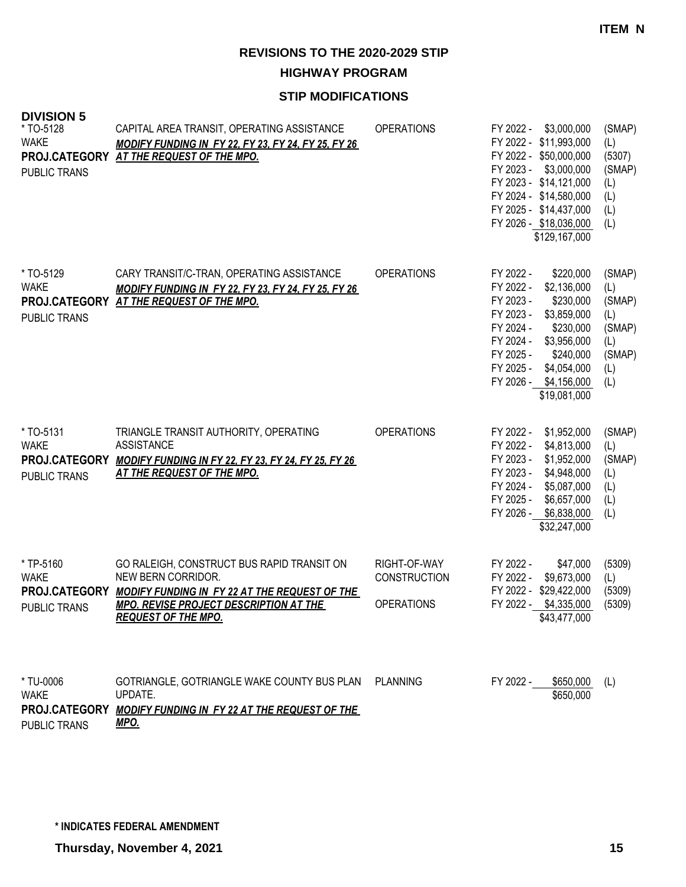**ITEM N**

## REVISIONS TO THE 2020-2029 STIP

### HIGHWAY PROGRAM

### STIP MODIFICATIONS

**DIVISION 5**

| Project | Description | Category | Funding | Source |
|---|---|---|---|---|
| * TO-5128<br>WAKE<br>**PROJ.CATEGORY**<br>PUBLIC TRANS | CAPITAL AREA TRANSIT, OPERATING ASSISTANCE<br>***MODIFY FUNDING IN FY 22, FY 23, FY 24, FY 25, FY 26 AT THE REQUEST OF THE MPO.*** | OPERATIONS | FY 2022 - $3,000,000<br>FY 2022 - $11,993,000<br>FY 2022 - $50,000,000<br>FY 2023 - $3,000,000<br>FY 2023 - $14,121,000<br>FY 2024 - $14,580,000<br>FY 2025 - $14,437,000<br>FY 2026 - $18,036,000<br>$129,167,000 | (SMAP)<br>(L)<br>(5307)<br>(SMAP)<br>(L)<br>(L)<br>(L)<br>(L) |
| * TO-5129<br>WAKE<br>**PROJ.CATEGORY**<br>PUBLIC TRANS | CARY TRANSIT/C-TRAN, OPERATING ASSISTANCE<br>***MODIFY FUNDING IN FY 22, FY 23, FY 24, FY 25, FY 26 AT THE REQUEST OF THE MPO.*** | OPERATIONS | FY 2022 - $220,000<br>FY 2022 - $2,136,000<br>FY 2023 - $230,000<br>FY 2023 - $3,859,000<br>FY 2024 - $230,000<br>FY 2024 - $3,956,000<br>FY 2025 - $240,000<br>FY 2025 - $4,054,000<br>FY 2026 - $4,156,000<br>$19,081,000 | (SMAP)<br>(L)<br>(SMAP)<br>(L)<br>(SMAP)<br>(L)<br>(SMAP)<br>(L)<br>(L) |
| * TO-5131<br>WAKE<br>**PROJ.CATEGORY**<br>PUBLIC TRANS | TRIANGLE TRANSIT AUTHORITY, OPERATING ASSISTANCE<br>***MODIFY FUNDING IN FY 22, FY 23, FY 24, FY 25, FY 26 AT THE REQUEST OF THE MPO.*** | OPERATIONS | FY 2022 - $1,952,000<br>FY 2022 - $4,813,000<br>FY 2023 - $1,952,000<br>FY 2023 - $4,948,000<br>FY 2024 - $5,087,000<br>FY 2025 - $6,657,000<br>FY 2026 - $6,838,000<br>$32,247,000 | (SMAP)<br>(L)<br>(SMAP)<br>(L)<br>(L)<br>(L)<br>(L) |
| * TP-5160<br>WAKE<br>**PROJ.CATEGORY**<br>PUBLIC TRANS | GO RALEIGH, CONSTRUCT BUS RAPID TRANSIT ON NEW BERN CORRIDOR.<br>***MODIFY FUNDING IN FY 22 AT THE REQUEST OF THE MPO. REVISE PROJECT DESCRIPTION AT THE REQUEST OF THE MPO.*** | RIGHT-OF-WAY<br>CONSTRUCTION<br>OPERATIONS | FY 2022 - $47,000<br>FY 2022 - $9,673,000<br>FY 2022 - $29,422,000<br>FY 2022 - $4,335,000<br>$43,477,000 | (5309)<br>(L)<br>(5309)<br>(5309) |
| * TU-0006<br>WAKE<br>**PROJ.CATEGORY**<br>PUBLIC TRANS | GOTRIANGLE, GOTRIANGLE WAKE COUNTY BUS PLAN UPDATE.<br>***MODIFY FUNDING IN FY 22 AT THE REQUEST OF THE MPO.*** | PLANNING | FY 2022 - $650,000<br>$650,000 | (L) |

**\* INDICATES FEDERAL AMENDMENT**

**Thursday, November 4, 2021**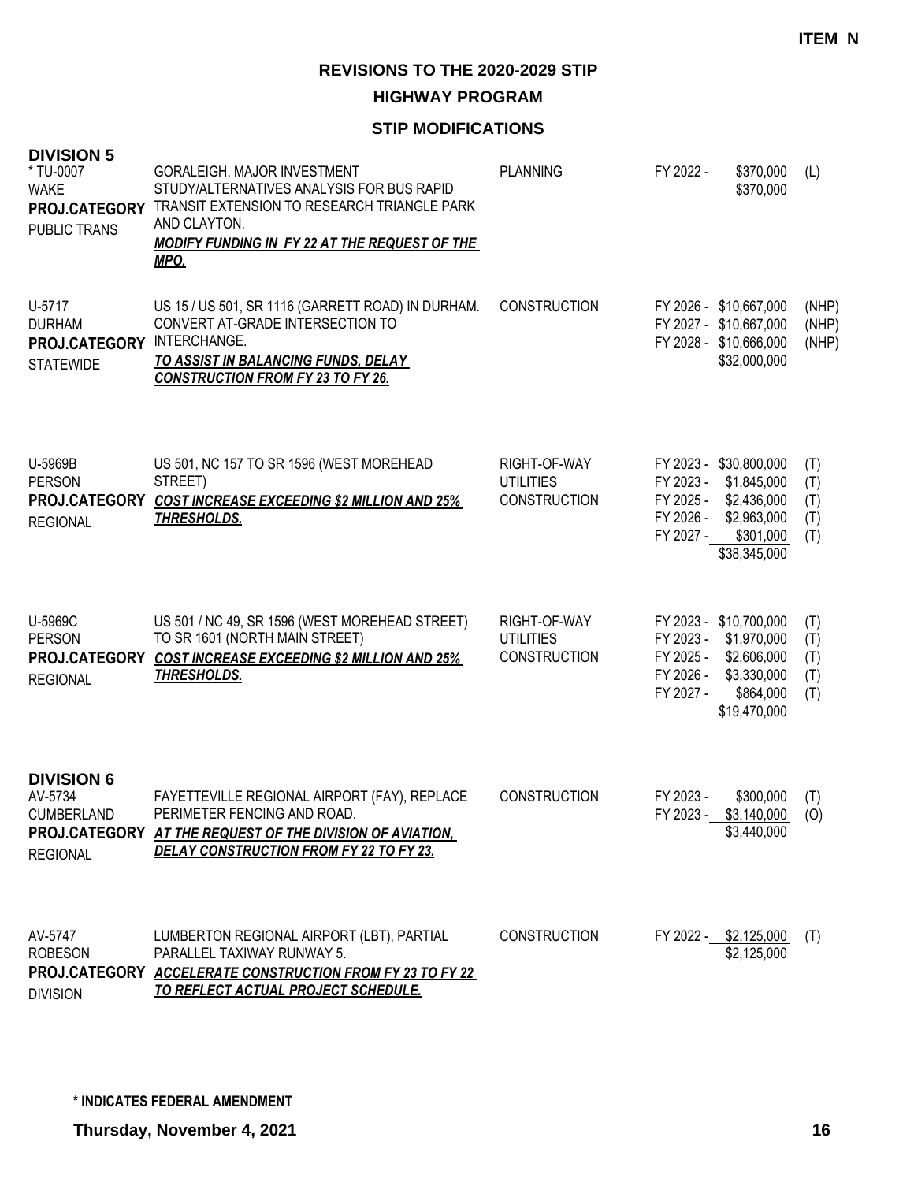ITEM N

## REVISIONS TO THE 2020-2029 STIP

### HIGHWAY PROGRAM

### STIP MODIFICATIONS

**DIVISION 5**

| Project | Description | Work Type | Funding | Source |
|---|---|---|---|---|
| * TU-0007<br>WAKE<br>**PROJ.CATEGORY**<br>PUBLIC TRANS | GORALEIGH, MAJOR INVESTMENT STUDY/ALTERNATIVES ANALYSIS FOR BUS RAPID TRANSIT EXTENSION TO RESEARCH TRIANGLE PARK AND CLAYTON.<br>***MODIFY FUNDING IN FY 22 AT THE REQUEST OF THE MPO.*** | PLANNING | FY 2022 - $370,000<br>$370,000 | (L) |
| U-5717<br>DURHAM<br>**PROJ.CATEGORY**<br>STATEWIDE | US 15 / US 501, SR 1116 (GARRETT ROAD) IN DURHAM. CONVERT AT-GRADE INTERSECTION TO INTERCHANGE.<br>***TO ASSIST IN BALANCING FUNDS, DELAY CONSTRUCTION FROM FY 23 TO FY 26.*** | CONSTRUCTION | FY 2026 - $10,667,000<br>FY 2027 - $10,667,000<br>FY 2028 - $10,666,000<br>$32,000,000 | (NHP)<br>(NHP)<br>(NHP) |
| U-5969B<br>PERSON<br>**PROJ.CATEGORY**<br>REGIONAL | US 501, NC 157 TO SR 1596 (WEST MOREHEAD STREET)<br>***COST INCREASE EXCEEDING $2 MILLION AND 25% THRESHOLDS.*** | RIGHT-OF-WAY<br>UTILITIES<br>CONSTRUCTION | FY 2023 - $30,800,000<br>FY 2023 - $1,845,000<br>FY 2025 - $2,436,000<br>FY 2026 - $2,963,000<br>FY 2027 - $301,000<br>$38,345,000 | (T)<br>(T)<br>(T)<br>(T)<br>(T) |
| U-5969C<br>PERSON<br>**PROJ.CATEGORY**<br>REGIONAL | US 501 / NC 49, SR 1596 (WEST MOREHEAD STREET) TO SR 1601 (NORTH MAIN STREET)<br>***COST INCREASE EXCEEDING $2 MILLION AND 25% THRESHOLDS.*** | RIGHT-OF-WAY<br>UTILITIES<br>CONSTRUCTION | FY 2023 - $10,700,000<br>FY 2023 - $1,970,000<br>FY 2025 - $2,606,000<br>FY 2026 - $3,330,000<br>FY 2027 - $864,000<br>$19,470,000 | (T)<br>(T)<br>(T)<br>(T)<br>(T) |

**DIVISION 6**

| Project | Description | Work Type | Funding | Source |
|---|---|---|---|---|
| AV-5734<br>CUMBERLAND<br>**PROJ.CATEGORY**<br>REGIONAL | FAYETTEVILLE REGIONAL AIRPORT (FAY), REPLACE PERIMETER FENCING AND ROAD.<br>***AT THE REQUEST OF THE DIVISION OF AVIATION, DELAY CONSTRUCTION FROM FY 22 TO FY 23.*** | CONSTRUCTION | FY 2023 - $300,000<br>FY 2023 - $3,140,000<br>$3,440,000 | (T)<br>(O) |
| AV-5747<br>ROBESON<br>**PROJ.CATEGORY**<br>DIVISION | LUMBERTON REGIONAL AIRPORT (LBT), PARTIAL PARALLEL TAXIWAY RUNWAY 5.<br>***ACCELERATE CONSTRUCTION FROM FY 23 TO FY 22 TO REFLECT ACTUAL PROJECT SCHEDULE.*** | CONSTRUCTION | FY 2022 - $2,125,000<br>$2,125,000 | (T) |

**\* INDICATES FEDERAL AMENDMENT**

**Thursday, November 4, 2021**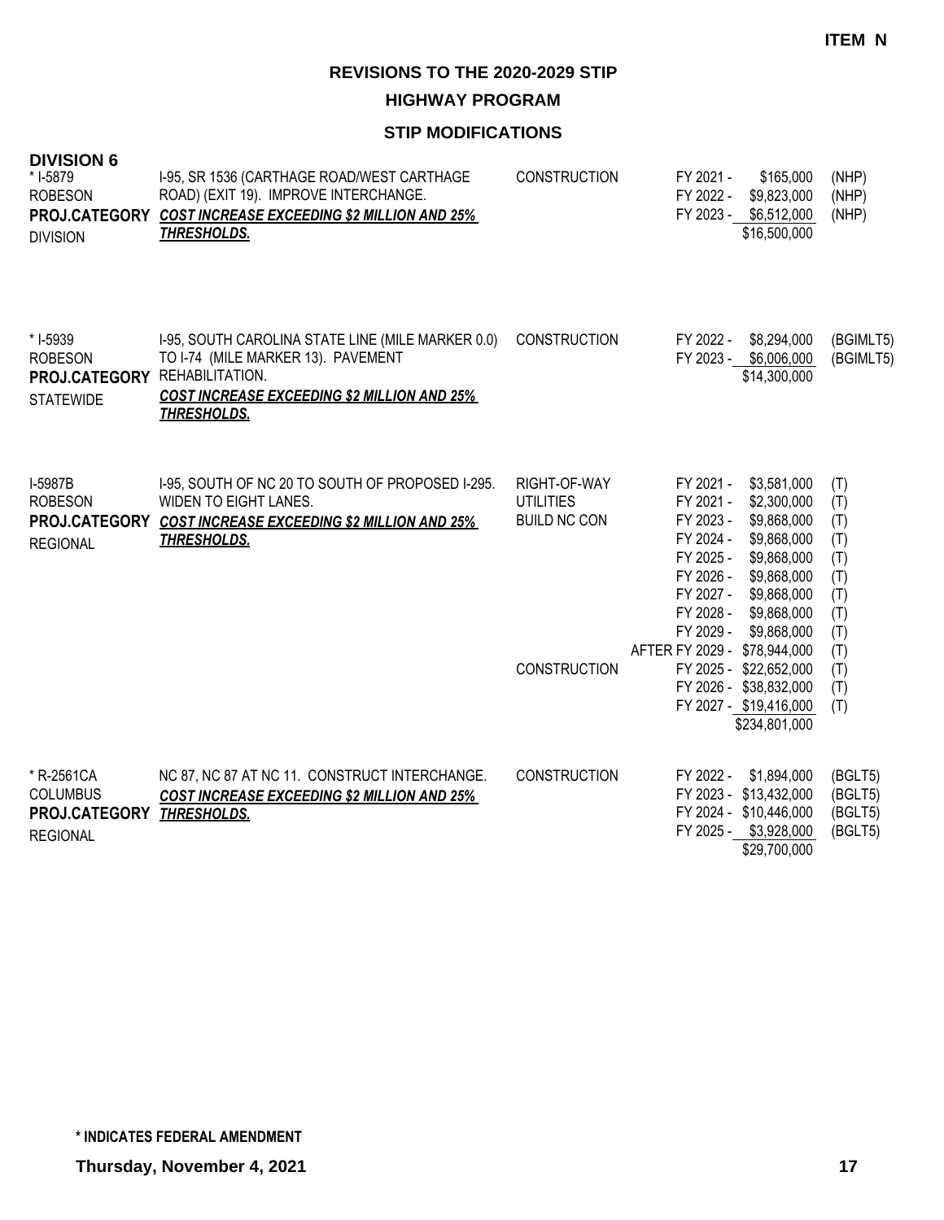**ITEM N**

## REVISIONS TO THE 2020-2029 STIP

### HIGHWAY PROGRAM

### STIP MODIFICATIONS

**DIVISION 6**

| Project | Description | Work Type | Fiscal Year / Amount | Funding |
|---|---|---|---|---|
| * I-5879<br>ROBESON<br>**PROJ.CATEGORY**<br>DIVISION | I-95, SR 1536 (CARTHAGE ROAD/WEST CARTHAGE ROAD) (EXIT 19). IMPROVE INTERCHANGE.<br>***COST INCREASE EXCEEDING $2 MILLION AND 25% THRESHOLDS.*** | CONSTRUCTION | FY 2021 - $165,000<br>FY 2022 - $9,823,000<br>FY 2023 - $6,512,000<br>$16,500,000 | (NHP)<br>(NHP)<br>(NHP) |
| * I-5939<br>ROBESON<br>**PROJ.CATEGORY**<br>STATEWIDE | I-95, SOUTH CAROLINA STATE LINE (MILE MARKER 0.0) TO I-74 (MILE MARKER 13). PAVEMENT REHABILITATION.<br>***COST INCREASE EXCEEDING $2 MILLION AND 25% THRESHOLDS.*** | CONSTRUCTION | FY 2022 - $8,294,000<br>FY 2023 - $6,006,000<br>$14,300,000 | (BGIMLT5)<br>(BGIMLT5) |
| I-5987B<br>ROBESON<br>**PROJ.CATEGORY**<br>REGIONAL | I-95, SOUTH OF NC 20 TO SOUTH OF PROPOSED I-295. WIDEN TO EIGHT LANES.<br>***COST INCREASE EXCEEDING $2 MILLION AND 25% THRESHOLDS.*** | RIGHT-OF-WAY<br>UTILITIES<br>BUILD NC CON<br><br><br><br><br><br><br><br>CONSTRUCTION | FY 2021 - $3,581,000<br>FY 2021 - $2,300,000<br>FY 2023 - $9,868,000<br>FY 2024 - $9,868,000<br>FY 2025 - $9,868,000<br>FY 2026 - $9,868,000<br>FY 2027 - $9,868,000<br>FY 2028 - $9,868,000<br>FY 2029 - $9,868,000<br>AFTER FY 2029 - $78,944,000<br>FY 2025 - $22,652,000<br>FY 2026 - $38,832,000<br>FY 2027 - $19,416,000<br>$234,801,000 | (T)<br>(T)<br>(T)<br>(T)<br>(T)<br>(T)<br>(T)<br>(T)<br>(T)<br>(T)<br>(T)<br>(T)<br>(T) |
| * R-2561CA<br>COLUMBUS<br>**PROJ.CATEGORY**<br>REGIONAL | NC 87, NC 87 AT NC 11. CONSTRUCT INTERCHANGE.<br>***COST INCREASE EXCEEDING $2 MILLION AND 25% THRESHOLDS.*** | CONSTRUCTION | FY 2022 - $1,894,000<br>FY 2023 - $13,432,000<br>FY 2024 - $10,446,000<br>FY 2025 - $3,928,000<br>$29,700,000 | (BGLT5)<br>(BGLT5)<br>(BGLT5)<br>(BGLT5) |

**\* INDICATES FEDERAL AMENDMENT**

**Thursday, November 4, 2021**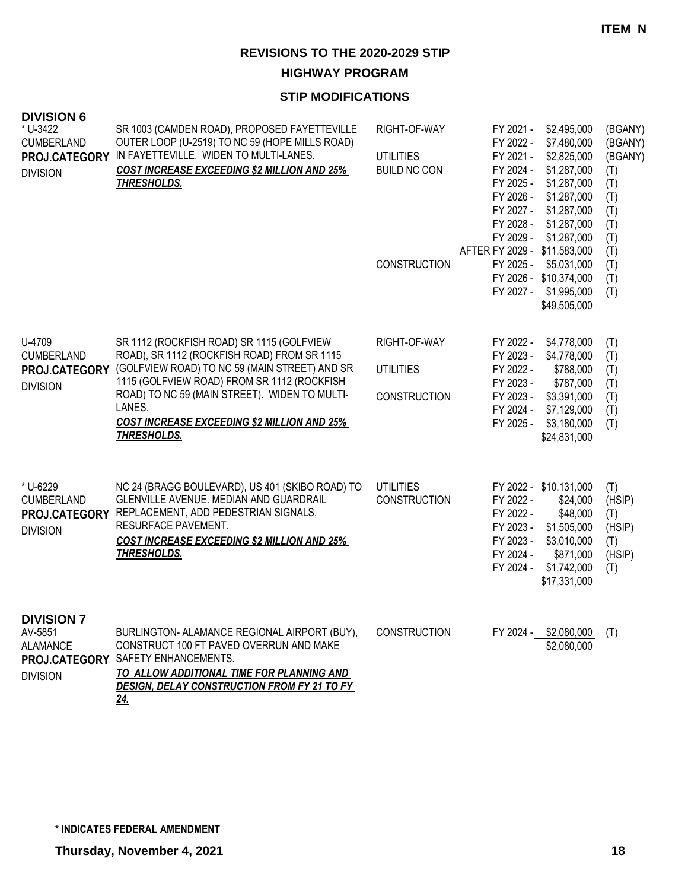**ITEM N**

**REVISIONS TO THE 2020-2029 STIP**

**HIGHWAY PROGRAM**

**STIP MODIFICATIONS**

## DIVISION 6

| Project | Description | Work Type | Fiscal Year | Amount | Fund |
|---|---|---|---|---|---|
| * U-3422<br>CUMBERLAND<br>**PROJ.CATEGORY**<br>DIVISION | SR 1003 (CAMDEN ROAD), PROPOSED FAYETTEVILLE OUTER LOOP (U-2519) TO NC 59 (HOPE MILLS ROAD) IN FAYETTEVILLE. WIDEN TO MULTI-LANES.<br>***COST INCREASE EXCEEDING $2 MILLION AND 25% THRESHOLDS.*** | RIGHT-OF-WAY | FY 2021 - | $2,495,000 | (BGANY) |
| | | | FY 2022 - | $7,480,000 | (BGANY) |
| | | UTILITIES | FY 2021 - | $2,825,000 | (BGANY) |
| | | BUILD NC CON | FY 2024 - | $1,287,000 | (T) |
| | | | FY 2025 - | $1,287,000 | (T) |
| | | | FY 2026 - | $1,287,000 | (T) |
| | | | FY 2027 - | $1,287,000 | (T) |
| | | | FY 2028 - | $1,287,000 | (T) |
| | | | FY 2029 - | $1,287,000 | (T) |
| | | | AFTER FY 2029 - | $11,583,000 | (T) |
| | | CONSTRUCTION | FY 2025 - | $5,031,000 | (T) |
| | | | FY 2026 - | $10,374,000 | (T) |
| | | | FY 2027 - | $1,995,000 | (T) |
| | | | | $49,505,000 | |
| U-4709<br>CUMBERLAND<br>**PROJ.CATEGORY**<br>DIVISION | SR 1112 (ROCKFISH ROAD) SR 1115 (GOLFVIEW ROAD), SR 1112 (ROCKFISH ROAD) FROM SR 1115 (GOLFVIEW ROAD) TO NC 59 (MAIN STREET) AND SR 1115 (GOLFVIEW ROAD) FROM SR 1112 (ROCKFISH ROAD) TO NC 59 (MAIN STREET). WIDEN TO MULTI-LANES.<br>***COST INCREASE EXCEEDING $2 MILLION AND 25% THRESHOLDS.*** | RIGHT-OF-WAY | FY 2022 - | $4,778,000 | (T) |
| | | | FY 2023 - | $4,778,000 | (T) |
| | | UTILITIES | FY 2022 - | $788,000 | (T) |
| | | | FY 2023 - | $787,000 | (T) |
| | | CONSTRUCTION | FY 2023 - | $3,391,000 | (T) |
| | | | FY 2024 - | $7,129,000 | (T) |
| | | | FY 2025 - | $3,180,000 | (T) |
| | | | | $24,831,000 | |
| * U-6229<br>CUMBERLAND<br>**PROJ.CATEGORY**<br>DIVISION | NC 24 (BRAGG BOULEVARD), US 401 (SKIBO ROAD) TO GLENVILLE AVENUE. MEDIAN AND GUARDRAIL REPLACEMENT, ADD PEDESTRIAN SIGNALS, RESURFACE PAVEMENT.<br>***COST INCREASE EXCEEDING $2 MILLION AND 25% THRESHOLDS.*** | UTILITIES | FY 2022 - | $10,131,000 | (T) |
| | | CONSTRUCTION | FY 2022 - | $24,000 | (HSIP) |
| | | | FY 2022 - | $48,000 | (T) |
| | | | FY 2023 - | $1,505,000 | (HSIP) |
| | | | FY 2023 - | $3,010,000 | (T) |
| | | | FY 2024 - | $871,000 | (HSIP) |
| | | | FY 2024 - | $1,742,000 | (T) |
| | | | | $17,331,000 | |

## DIVISION 7

| Project | Description | Work Type | Fiscal Year | Amount | Fund |
|---|---|---|---|---|---|
| AV-5851<br>ALAMANCE<br>**PROJ.CATEGORY**<br>DIVISION | BURLINGTON- ALAMANCE REGIONAL AIRPORT (BUY), CONSTRUCT 100 FT PAVED OVERRUN AND MAKE SAFETY ENHANCEMENTS.<br>***TO ALLOW ADDITIONAL TIME FOR PLANNING AND DESIGN, DELAY CONSTRUCTION FROM FY 21 TO FY 24.*** | CONSTRUCTION | FY 2024 - | $2,080,000 | (T) |
| | | | | $2,080,000 | |

**\* INDICATES FEDERAL AMENDMENT**

**Thursday, November 4, 2021**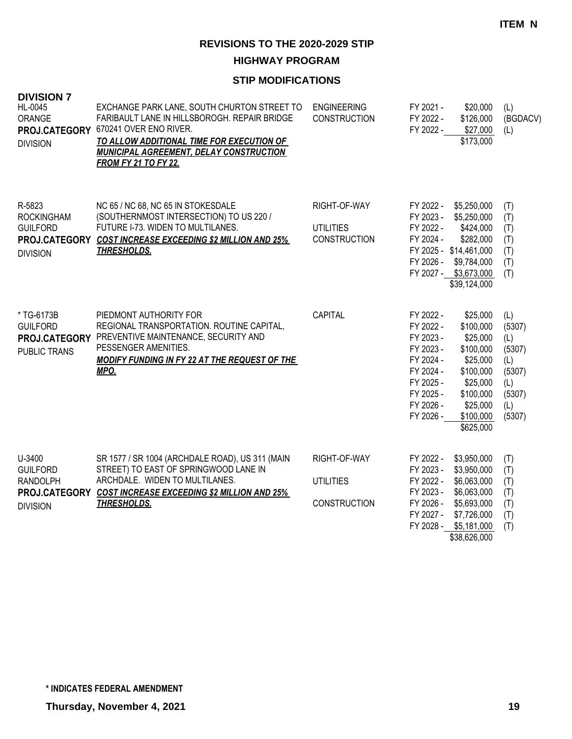ITEM N

# REVISIONS TO THE 2020-2029 STIP

## HIGHWAY PROGRAM

### STIP MODIFICATIONS

**DIVISION 7**

| Project | Description | Work Type | Fiscal Year | Amount | Source |
|---|---|---|---|---|---|
| HL-0045<br>ORANGE<br>**PROJ.CATEGORY**<br>DIVISION | EXCHANGE PARK LANE, SOUTH CHURTON STREET TO FARIBAULT LANE IN HILLSBOROGH. REPAIR BRIDGE 670241 OVER ENO RIVER.<br>***TO ALLOW ADDITIONAL TIME FOR EXECUTION OF MUNICIPAL AGREEMENT, DELAY CONSTRUCTION FROM FY 21 TO FY 22.*** | ENGINEERING | FY 2021 - | $20,000 | (L) |
| | | CONSTRUCTION | FY 2022 - | $126,000 | (BGDACV) |
| | | | FY 2022 - | $27,000 | (L) |
| | | | | $173,000 | |
| R-5823<br>ROCKINGHAM<br>GUILFORD<br>**PROJ.CATEGORY**<br>DIVISION | NC 65 / NC 68, NC 65 IN STOKESDALE (SOUTHERNMOST INTERSECTION) TO US 220 / FUTURE I-73. WIDEN TO MULTILANES.<br>***COST INCREASE EXCEEDING $2 MILLION AND 25% THRESHOLDS.*** | RIGHT-OF-WAY | FY 2022 - | $5,250,000 | (T) |
| | | | FY 2023 - | $5,250,000 | (T) |
| | | UTILITIES | FY 2022 - | $424,000 | (T) |
| | | CONSTRUCTION | FY 2024 - | $282,000 | (T) |
| | | | FY 2025 - | $14,461,000 | (T) |
| | | | FY 2026 - | $9,784,000 | (T) |
| | | | FY 2027 - | $3,673,000 | (T) |
| | | | | $39,124,000 | |
| * TG-6173B<br>GUILFORD<br>**PROJ.CATEGORY**<br>PUBLIC TRANS | PIEDMONT AUTHORITY FOR REGIONAL TRANSPORTATION. ROUTINE CAPITAL, PREVENTIVE MAINTENANCE, SECURITY AND PESSENGER AMENITIES.<br>***MODIFY FUNDING IN FY 22 AT THE REQUEST OF THE MPO.*** | CAPITAL | FY 2022 - | $25,000 | (L) |
| | | | FY 2022 - | $100,000 | (5307) |
| | | | FY 2023 - | $25,000 | (L) |
| | | | FY 2023 - | $100,000 | (5307) |
| | | | FY 2024 - | $25,000 | (L) |
| | | | FY 2024 - | $100,000 | (5307) |
| | | | FY 2025 - | $25,000 | (L) |
| | | | FY 2025 - | $100,000 | (5307) |
| | | | FY 2026 - | $25,000 | (L) |
| | | | FY 2026 - | $100,000 | (5307) |
| | | | | $625,000 | |
| U-3400<br>GUILFORD<br>RANDOLPH<br>**PROJ.CATEGORY**<br>DIVISION | SR 1577 / SR 1004 (ARCHDALE ROAD), US 311 (MAIN STREET) TO EAST OF SPRINGWOOD LANE IN ARCHDALE. WIDEN TO MULTILANES.<br>***COST INCREASE EXCEEDING $2 MILLION AND 25% THRESHOLDS.*** | RIGHT-OF-WAY | FY 2022 - | $3,950,000 | (T) |
| | | | FY 2023 - | $3,950,000 | (T) |
| | | UTILITIES | FY 2022 - | $6,063,000 | (T) |
| | | | FY 2023 - | $6,063,000 | (T) |
| | | CONSTRUCTION | FY 2026 - | $5,693,000 | (T) |
| | | | FY 2027 - | $7,726,000 | (T) |
| | | | FY 2028 - | $5,181,000 | (T) |
| | | | | $38,626,000 | |

**\* INDICATES FEDERAL AMENDMENT**

**Thursday, November 4, 2021**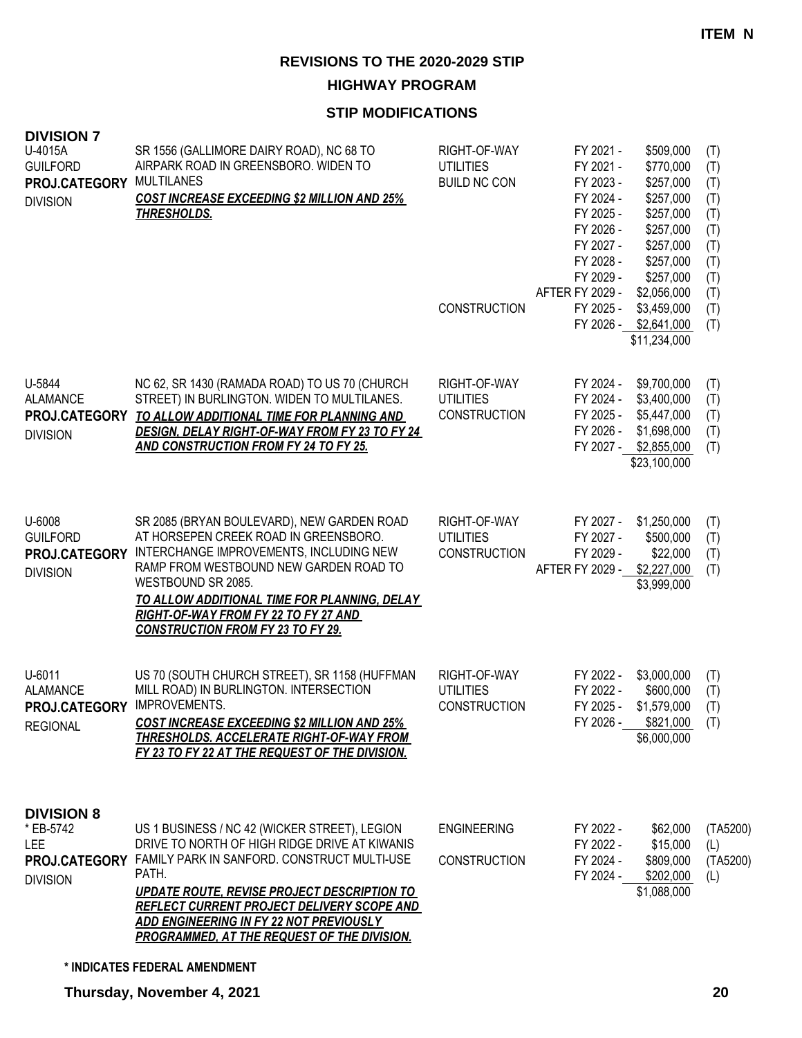ITEM N

# REVISIONS TO THE 2020-2029 STIP

## HIGHWAY PROGRAM

### STIP MODIFICATIONS

**DIVISION 7**

| Project | Description | Work Type | Fiscal Year | Amount | Source |
|---|---|---|---|---|---|
| U-4015A<br>GUILFORD<br>**PROJ.CATEGORY**<br>DIVISION | SR 1556 (GALLIMORE DAIRY ROAD), NC 68 TO AIRPARK ROAD IN GREENSBORO. WIDEN TO MULTILANES<br>***COST INCREASE EXCEEDING $2 MILLION AND 25% THRESHOLDS.*** | RIGHT-OF-WAY | FY 2021 - | $509,000 | (T) |
| | | UTILITIES | FY 2021 - | $770,000 | (T) |
| | | BUILD NC CON | FY 2023 - | $257,000 | (T) |
| | | | FY 2024 - | $257,000 | (T) |
| | | | FY 2025 - | $257,000 | (T) |
| | | | FY 2026 - | $257,000 | (T) |
| | | | FY 2027 - | $257,000 | (T) |
| | | | FY 2028 - | $257,000 | (T) |
| | | | FY 2029 - | $257,000 | (T) |
| | | | AFTER FY 2029 - | $2,056,000 | (T) |
| | | CONSTRUCTION | FY 2025 - | $3,459,000 | (T) |
| | | | FY 2026 - | $2,641,000 | (T) |
| | | | | $11,234,000 | |
| U-5844<br>ALAMANCE<br>**PROJ.CATEGORY**<br>DIVISION | NC 62, SR 1430 (RAMADA ROAD) TO US 70 (CHURCH STREET) IN BURLINGTON. WIDEN TO MULTILANES.<br>***TO ALLOW ADDITIONAL TIME FOR PLANNING AND DESIGN, DELAY RIGHT-OF-WAY FROM FY 23 TO FY 24 AND CONSTRUCTION FROM FY 24 TO FY 25.*** | RIGHT-OF-WAY | FY 2024 - | $9,700,000 | (T) |
| | | UTILITIES | FY 2024 - | $3,400,000 | (T) |
| | | CONSTRUCTION | FY 2025 - | $5,447,000 | (T) |
| | | | FY 2026 - | $1,698,000 | (T) |
| | | | FY 2027 - | $2,855,000 | (T) |
| | | | | $23,100,000 | |
| U-6008<br>GUILFORD<br>**PROJ.CATEGORY**<br>DIVISION | SR 2085 (BRYAN BOULEVARD), NEW GARDEN ROAD AT HORSEPEN CREEK ROAD IN GREENSBORO. INTERCHANGE IMPROVEMENTS, INCLUDING NEW RAMP FROM WESTBOUND NEW GARDEN ROAD TO WESTBOUND SR 2085.<br>***TO ALLOW ADDITIONAL TIME FOR PLANNING, DELAY RIGHT-OF-WAY FROM FY 22 TO FY 27 AND CONSTRUCTION FROM FY 23 TO FY 29.*** | RIGHT-OF-WAY | FY 2027 - | $1,250,000 | (T) |
| | | UTILITIES | FY 2027 - | $500,000 | (T) |
| | | CONSTRUCTION | FY 2029 - | $22,000 | (T) |
| | | | AFTER FY 2029 - | $2,227,000 | (T) |
| | | | | $3,999,000 | |
| U-6011<br>ALAMANCE<br>**PROJ.CATEGORY**<br>REGIONAL | US 70 (SOUTH CHURCH STREET), SR 1158 (HUFFMAN MILL ROAD) IN BURLINGTON. INTERSECTION IMPROVEMENTS.<br>***COST INCREASE EXCEEDING $2 MILLION AND 25% THRESHOLDS. ACCELERATE RIGHT-OF-WAY FROM FY 23 TO FY 22 AT THE REQUEST OF THE DIVISION.*** | RIGHT-OF-WAY | FY 2022 - | $3,000,000 | (T) |
| | | UTILITIES | FY 2022 - | $600,000 | (T) |
| | | CONSTRUCTION | FY 2025 - | $1,579,000 | (T) |
| | | | FY 2026 - | $821,000 | (T) |
| | | | | $6,000,000 | |

**DIVISION 8**

| Project | Description | Work Type | Fiscal Year | Amount | Source |
|---|---|---|---|---|---|
| * EB-5742<br>LEE<br>**PROJ.CATEGORY**<br>DIVISION | US 1 BUSINESS / NC 42 (WICKER STREET), LEGION DRIVE TO NORTH OF HIGH RIDGE DRIVE AT KIWANIS FAMILY PARK IN SANFORD. CONSTRUCT MULTI-USE PATH.<br>***UPDATE ROUTE, REVISE PROJECT DESCRIPTION TO REFLECT CURRENT PROJECT DELIVERY SCOPE AND ADD ENGINEERING IN FY 22 NOT PREVIOUSLY PROGRAMMED, AT THE REQUEST OF THE DIVISION.*** | ENGINEERING | FY 2022 - | $62,000 | (TA5200) |
| | | | FY 2022 - | $15,000 | (L) |
| | | CONSTRUCTION | FY 2024 - | $809,000 | (TA5200) |
| | | | FY 2024 - | $202,000 | (L) |
| | | | | $1,088,000 | |

**\* INDICATES FEDERAL AMENDMENT**

**Thursday, November 4, 2021**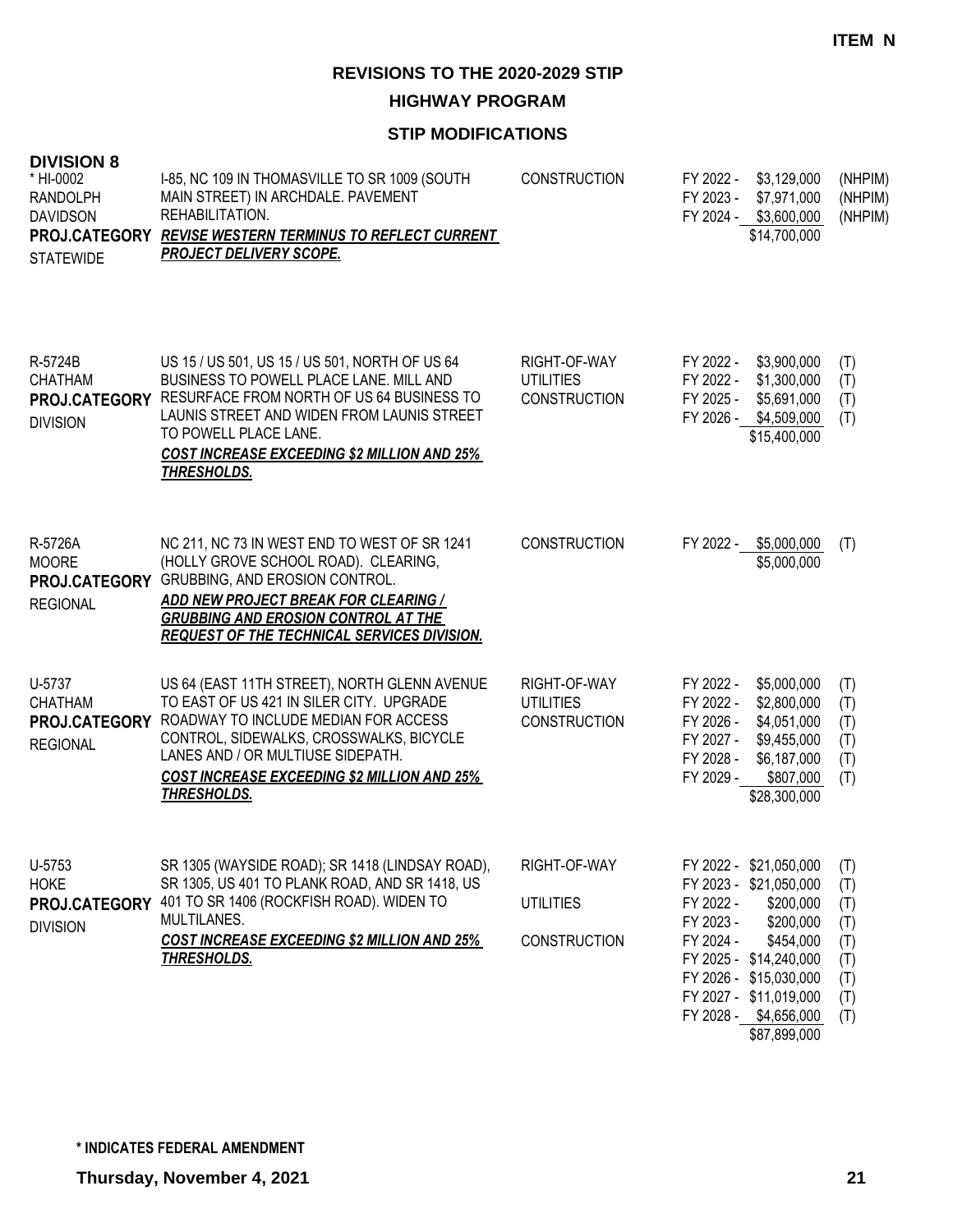**ITEM N**

# REVISIONS TO THE 2020-2029 STIP

## HIGHWAY PROGRAM

### STIP MODIFICATIONS

**DIVISION 8**

| Project | Description | Work Type | Funding | Source |
|---|---|---|---|---|
| * HI-0002<br>RANDOLPH<br>DAVIDSON<br>**PROJ.CATEGORY**<br>STATEWIDE | I-85, NC 109 IN THOMASVILLE TO SR 1009 (SOUTH MAIN STREET) IN ARCHDALE. PAVEMENT REHABILITATION.<br>***REVISE WESTERN TERMINUS TO REFLECT CURRENT PROJECT DELIVERY SCOPE.*** | CONSTRUCTION | FY 2022 - $3,129,000<br>FY 2023 - $7,971,000<br>FY 2024 - $3,600,000<br>$14,700,000 | (NHPIM)<br>(NHPIM)<br>(NHPIM) |
| R-5724B<br>CHATHAM<br>**PROJ.CATEGORY**<br>DIVISION | US 15 / US 501, US 15 / US 501, NORTH OF US 64 BUSINESS TO POWELL PLACE LANE. MILL AND RESURFACE FROM NORTH OF US 64 BUSINESS TO LAUNIS STREET AND WIDEN FROM LAUNIS STREET TO POWELL PLACE LANE.<br>***COST INCREASE EXCEEDING $2 MILLION AND 25% THRESHOLDS.*** | RIGHT-OF-WAY<br>UTILITIES<br>CONSTRUCTION | FY 2022 - $3,900,000<br>FY 2022 - $1,300,000<br>FY 2025 - $5,691,000<br>FY 2026 - $4,509,000<br>$15,400,000 | (T)<br>(T)<br>(T)<br>(T) |
| R-5726A<br>MOORE<br>**PROJ.CATEGORY**<br>REGIONAL | NC 211, NC 73 IN WEST END TO WEST OF SR 1241 (HOLLY GROVE SCHOOL ROAD). CLEARING, GRUBBING, AND EROSION CONTROL.<br>***ADD NEW PROJECT BREAK FOR CLEARING / GRUBBING AND EROSION CONTROL AT THE REQUEST OF THE TECHNICAL SERVICES DIVISION.*** | CONSTRUCTION | FY 2022 - $5,000,000<br>$5,000,000 | (T) |
| U-5737<br>CHATHAM<br>**PROJ.CATEGORY**<br>REGIONAL | US 64 (EAST 11TH STREET), NORTH GLENN AVENUE TO EAST OF US 421 IN SILER CITY. UPGRADE ROADWAY TO INCLUDE MEDIAN FOR ACCESS CONTROL, SIDEWALKS, CROSSWALKS, BICYCLE LANES AND / OR MULTIUSE SIDEPATH.<br>***COST INCREASE EXCEEDING $2 MILLION AND 25% THRESHOLDS.*** | RIGHT-OF-WAY<br>UTILITIES<br>CONSTRUCTION | FY 2022 - $5,000,000<br>FY 2022 - $2,800,000<br>FY 2026 - $4,051,000<br>FY 2027 - $9,455,000<br>FY 2028 - $6,187,000<br>FY 2029 - $807,000<br>$28,300,000 | (T)<br>(T)<br>(T)<br>(T)<br>(T)<br>(T) |
| U-5753<br>HOKE<br>**PROJ.CATEGORY**<br>DIVISION | SR 1305 (WAYSIDE ROAD); SR 1418 (LINDSAY ROAD), SR 1305, US 401 TO PLANK ROAD, AND SR 1418, US 401 TO SR 1406 (ROCKFISH ROAD). WIDEN TO MULTILANES.<br>***COST INCREASE EXCEEDING $2 MILLION AND 25% THRESHOLDS.*** | RIGHT-OF-WAY<br><br>UTILITIES<br><br>CONSTRUCTION | FY 2022 - $21,050,000<br>FY 2023 - $21,050,000<br>FY 2022 - $200,000<br>FY 2023 - $200,000<br>FY 2024 - $454,000<br>FY 2025 - $14,240,000<br>FY 2026 - $15,030,000<br>FY 2027 - $11,019,000<br>FY 2028 - $4,656,000<br>$87,899,000 | (T)<br>(T)<br>(T)<br>(T)<br>(T)<br>(T)<br>(T)<br>(T)<br>(T) |

**\* INDICATES FEDERAL AMENDMENT**

**Thursday, November 4, 2021**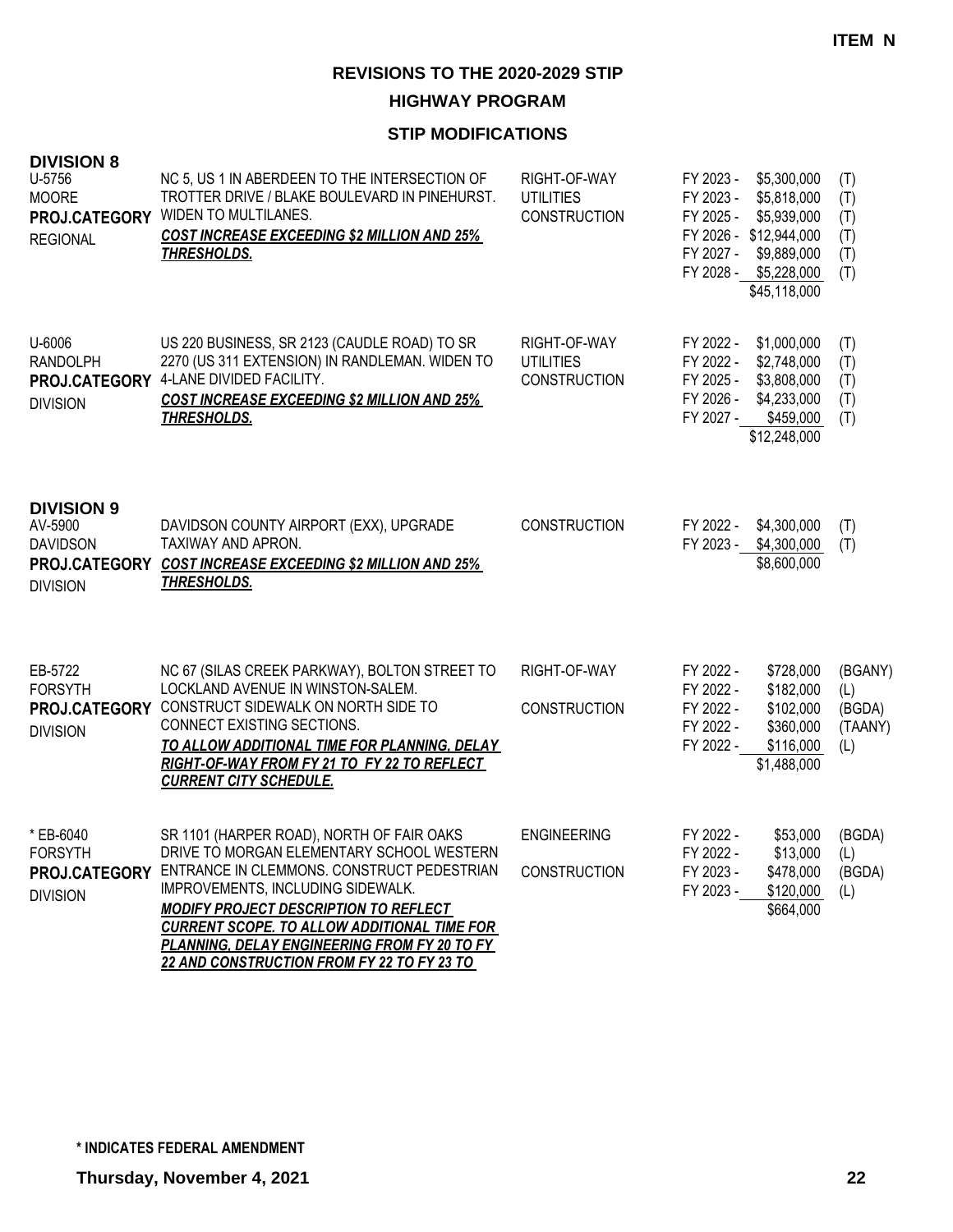ITEM N

# REVISIONS TO THE 2020-2029 STIP

## HIGHWAY PROGRAM

### STIP MODIFICATIONS

**DIVISION 8**

| Project | Description | Phase | Funding | Source |
|---|---|---|---|---|
| U-5756<br>MOORE<br>**PROJ.CATEGORY**<br>REGIONAL | NC 5, US 1 IN ABERDEEN TO THE INTERSECTION OF TROTTER DRIVE / BLAKE BOULEVARD IN PINEHURST. WIDEN TO MULTILANES.<br>***COST INCREASE EXCEEDING $2 MILLION AND 25% THRESHOLDS.*** | RIGHT-OF-WAY<br>UTILITIES<br>CONSTRUCTION | FY 2023 - $5,300,000<br>FY 2023 - $5,818,000<br>FY 2025 - $5,939,000<br>FY 2026 - $12,944,000<br>FY 2027 - $9,889,000<br>FY 2028 - $5,228,000<br>$45,118,000 | (T)<br>(T)<br>(T)<br>(T)<br>(T)<br>(T) |
| U-6006<br>RANDOLPH<br>**PROJ.CATEGORY**<br>DIVISION | US 220 BUSINESS, SR 2123 (CAUDLE ROAD) TO SR 2270 (US 311 EXTENSION) IN RANDLEMAN. WIDEN TO 4-LANE DIVIDED FACILITY.<br>***COST INCREASE EXCEEDING $2 MILLION AND 25% THRESHOLDS.*** | RIGHT-OF-WAY<br>UTILITIES<br>CONSTRUCTION | FY 2022 - $1,000,000<br>FY 2022 - $2,748,000<br>FY 2025 - $3,808,000<br>FY 2026 - $4,233,000<br>FY 2027 - $459,000<br>$12,248,000 | (T)<br>(T)<br>(T)<br>(T)<br>(T) |

**DIVISION 9**

| Project | Description | Phase | Funding | Source |
|---|---|---|---|---|
| AV-5900<br>DAVIDSON<br>**PROJ.CATEGORY**<br>DIVISION | DAVIDSON COUNTY AIRPORT (EXX), UPGRADE TAXIWAY AND APRON.<br>***COST INCREASE EXCEEDING $2 MILLION AND 25% THRESHOLDS.*** | CONSTRUCTION | FY 2022 - $4,300,000<br>FY 2023 - $4,300,000<br>$8,600,000 | (T)<br>(T) |
| EB-5722<br>FORSYTH<br>**PROJ.CATEGORY**<br>DIVISION | NC 67 (SILAS CREEK PARKWAY), BOLTON STREET TO LOCKLAND AVENUE IN WINSTON-SALEM. CONSTRUCT SIDEWALK ON NORTH SIDE TO CONNECT EXISTING SECTIONS.<br>***TO ALLOW ADDITIONAL TIME FOR PLANNING, DELAY RIGHT-OF-WAY FROM FY 21 TO FY 22 TO REFLECT CURRENT CITY SCHEDULE.*** | RIGHT-OF-WAY<br><br>CONSTRUCTION | FY 2022 - $728,000<br>FY 2022 - $182,000<br>FY 2022 - $102,000<br>FY 2022 - $360,000<br>FY 2022 - $116,000<br>$1,488,000 | (BGANY)<br>(L)<br>(BGDA)<br>(TAANY)<br>(L) |
| * EB-6040<br>FORSYTH<br>**PROJ.CATEGORY**<br>DIVISION | SR 1101 (HARPER ROAD), NORTH OF FAIR OAKS DRIVE TO MORGAN ELEMENTARY SCHOOL WESTERN ENTRANCE IN CLEMMONS. CONSTRUCT PEDESTRIAN IMPROVEMENTS, INCLUDING SIDEWALK.<br>***MODIFY PROJECT DESCRIPTION TO REFLECT CURRENT SCOPE. TO ALLOW ADDITIONAL TIME FOR PLANNING, DELAY ENGINEERING FROM FY 20 TO FY 22 AND CONSTRUCTION FROM FY 22 TO FY 23 TO*** | ENGINEERING<br><br>CONSTRUCTION | FY 2022 - $53,000<br>FY 2022 - $13,000<br>FY 2023 - $478,000<br>FY 2023 - $120,000<br>$664,000 | (BGDA)<br>(L)<br>(BGDA)<br>(L) |

**\* INDICATES FEDERAL AMENDMENT**

**Thursday, November 4, 2021**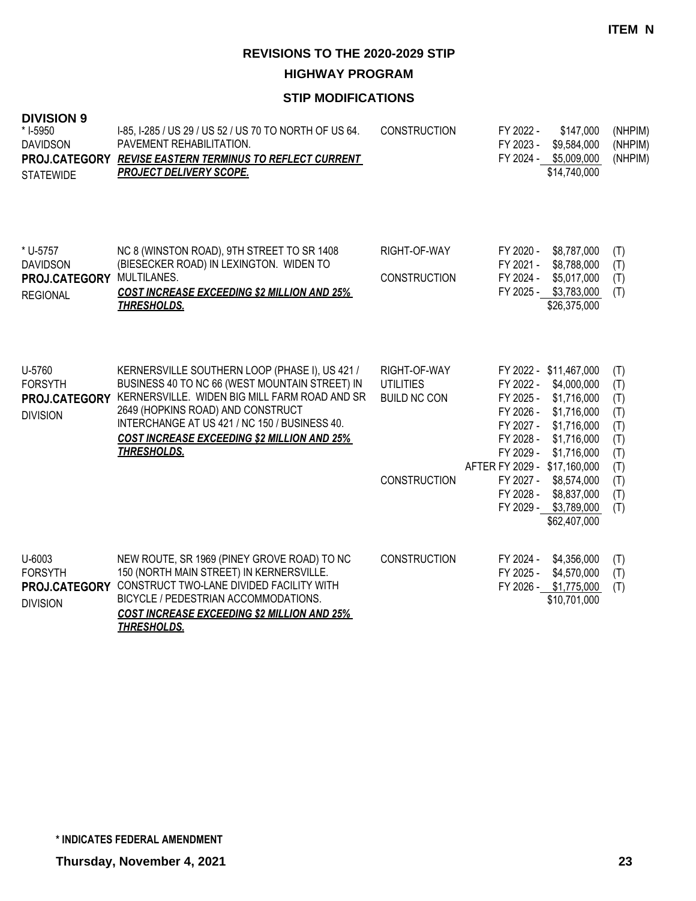ITEM N

# REVISIONS TO THE 2020-2029 STIP

## HIGHWAY PROGRAM

### STIP MODIFICATIONS

**DIVISION 9**

| Project | Description | Work Type | Fiscal Year | Amount | Fund |
|---|---|---|---|---|---|
| * I-5950<br>DAVIDSON<br>**PROJ.CATEGORY**<br>STATEWIDE | I-85, I-285 / US 29 / US 52 / US 70 TO NORTH OF US 64. PAVEMENT REHABILITATION.<br>***REVISE EASTERN TERMINUS TO REFLECT CURRENT PROJECT DELIVERY SCOPE.*** | CONSTRUCTION | FY 2022 - | $147,000 | (NHPIM) |
| | | | FY 2023 - | $9,584,000 | (NHPIM) |
| | | | FY 2024 - | $5,009,000 | (NHPIM) |
| | | | | $14,740,000 | |
| * U-5757<br>DAVIDSON<br>**PROJ.CATEGORY**<br>REGIONAL | NC 8 (WINSTON ROAD), 9TH STREET TO SR 1408 (BIESECKER ROAD) IN LEXINGTON. WIDEN TO MULTILANES.<br>***COST INCREASE EXCEEDING $2 MILLION AND 25% THRESHOLDS.*** | RIGHT-OF-WAY | FY 2020 - | $8,787,000 | (T) |
| | | | FY 2021 - | $8,788,000 | (T) |
| | | CONSTRUCTION | FY 2024 - | $5,017,000 | (T) |
| | | | FY 2025 - | $3,783,000 | (T) |
| | | | | $26,375,000 | |
| U-5760<br>FORSYTH<br>**PROJ.CATEGORY**<br>DIVISION | KERNERSVILLE SOUTHERN LOOP (PHASE I), US 421 / BUSINESS 40 TO NC 66 (WEST MOUNTAIN STREET) IN KERNERSVILLE. WIDEN BIG MILL FARM ROAD AND SR 2649 (HOPKINS ROAD) AND CONSTRUCT INTERCHANGE AT US 421 / NC 150 / BUSINESS 40.<br>***COST INCREASE EXCEEDING $2 MILLION AND 25% THRESHOLDS.*** | RIGHT-OF-WAY | FY 2022 - | $11,467,000 | (T) |
| | | UTILITIES | FY 2022 - | $4,000,000 | (T) |
| | | BUILD NC CON | FY 2025 - | $1,716,000 | (T) |
| | | | FY 2026 - | $1,716,000 | (T) |
| | | | FY 2027 - | $1,716,000 | (T) |
| | | | FY 2028 - | $1,716,000 | (T) |
| | | | FY 2029 - | $1,716,000 | (T) |
| | | | AFTER FY 2029 - | $17,160,000 | (T) |
| | | CONSTRUCTION | FY 2027 - | $8,574,000 | (T) |
| | | | FY 2028 - | $8,837,000 | (T) |
| | | | FY 2029 - | $3,789,000 | (T) |
| | | | | $62,407,000 | |
| U-6003<br>FORSYTH<br>**PROJ.CATEGORY**<br>DIVISION | NEW ROUTE, SR 1969 (PINEY GROVE ROAD) TO NC 150 (NORTH MAIN STREET) IN KERNERSVILLE. CONSTRUCT TWO-LANE DIVIDED FACILITY WITH BICYCLE / PEDESTRIAN ACCOMMODATIONS.<br>***COST INCREASE EXCEEDING $2 MILLION AND 25% THRESHOLDS.*** | CONSTRUCTION | FY 2024 - | $4,356,000 | (T) |
| | | | FY 2025 - | $4,570,000 | (T) |
| | | | FY 2026 - | $1,775,000 | (T) |
| | | | | $10,701,000 | |

**\* INDICATES FEDERAL AMENDMENT**

**Thursday, November 4, 2021**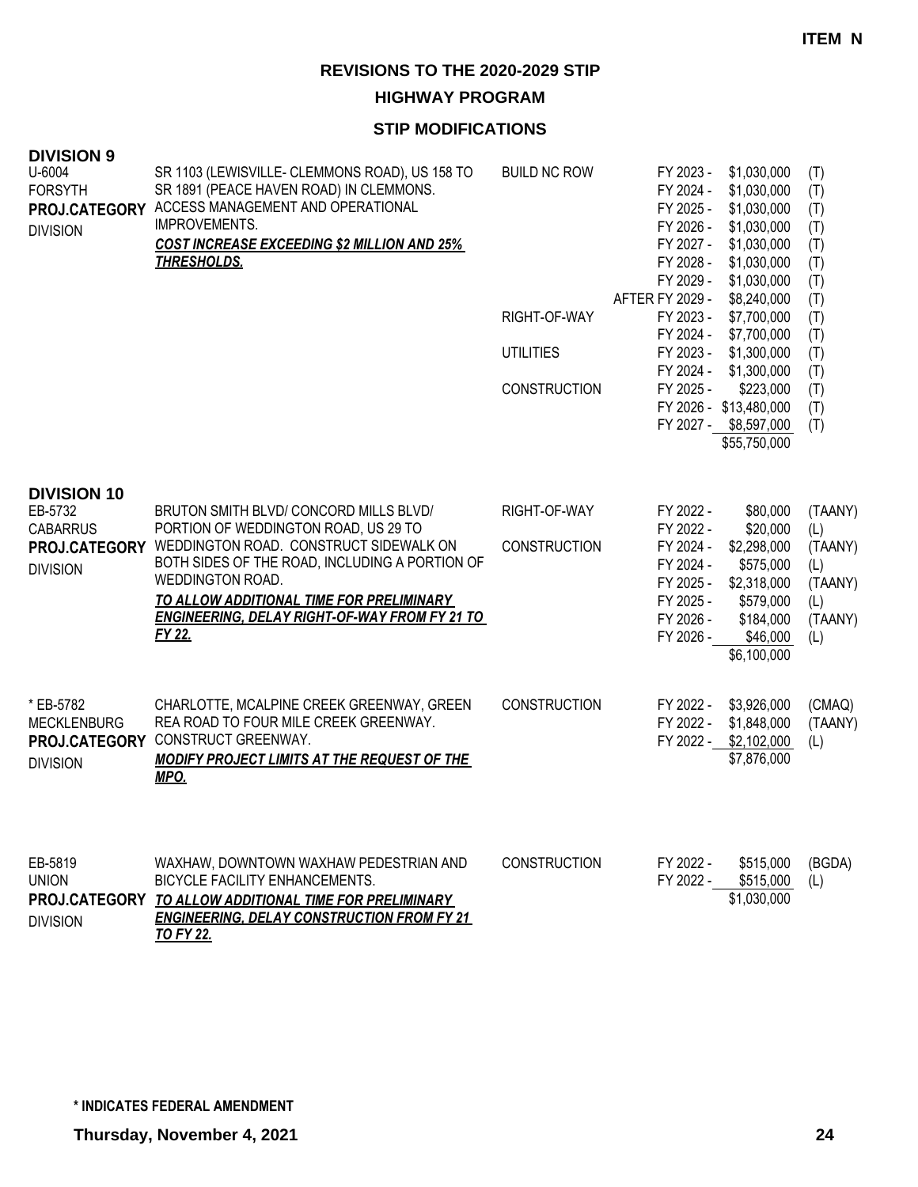**ITEM N**

# REVISIONS TO THE 2020-2029 STIP

## HIGHWAY PROGRAM

### STIP MODIFICATIONS

### DIVISION 9

| Project | Description | Phase | Fiscal Year | Amount | Fund |
|---|---|---|---|---|---|
| U-6004<br>FORSYTH<br>**PROJ.CATEGORY**<br>DIVISION | SR 1103 (LEWISVILLE- CLEMMONS ROAD), US 158 TO SR 1891 (PEACE HAVEN ROAD) IN CLEMMONS. ACCESS MANAGEMENT AND OPERATIONAL IMPROVEMENTS.<br>***COST INCREASE EXCEEDING $2 MILLION AND 25% THRESHOLDS.*** | BUILD NC ROW | FY 2023 - | $1,030,000 | (T) |
| | | | FY 2024 - | $1,030,000 | (T) |
| | | | FY 2025 - | $1,030,000 | (T) |
| | | | FY 2026 - | $1,030,000 | (T) |
| | | | FY 2027 - | $1,030,000 | (T) |
| | | | FY 2028 - | $1,030,000 | (T) |
| | | | FY 2029 - | $1,030,000 | (T) |
| | | | AFTER FY 2029 - | $8,240,000 | (T) |
| | | RIGHT-OF-WAY | FY 2023 - | $7,700,000 | (T) |
| | | | FY 2024 - | $7,700,000 | (T) |
| | | UTILITIES | FY 2023 - | $1,300,000 | (T) |
| | | | FY 2024 - | $1,300,000 | (T) |
| | | CONSTRUCTION | FY 2025 - | $223,000 | (T) |
| | | | FY 2026 - | $13,480,000 | (T) |
| | | | FY 2027 - | $8,597,000 | (T) |
| | | | | $55,750,000 | |

### DIVISION 10

| Project | Description | Phase | Fiscal Year | Amount | Fund |
|---|---|---|---|---|---|
| EB-5732<br>CABARRUS<br>**PROJ.CATEGORY**<br>DIVISION | BRUTON SMITH BLVD/ CONCORD MILLS BLVD/ PORTION OF WEDDINGTON ROAD, US 29 TO WEDDINGTON ROAD. CONSTRUCT SIDEWALK ON BOTH SIDES OF THE ROAD, INCLUDING A PORTION OF WEDDINGTON ROAD.<br>***TO ALLOW ADDITIONAL TIME FOR PRELIMINARY ENGINEERING, DELAY RIGHT-OF-WAY FROM FY 21 TO FY 22.*** | RIGHT-OF-WAY | FY 2022 - | $80,000 | (TAANY) |
| | | | FY 2022 - | $20,000 | (L) |
| | | CONSTRUCTION | FY 2024 - | $2,298,000 | (TAANY) |
| | | | FY 2024 - | $575,000 | (L) |
| | | | FY 2025 - | $2,318,000 | (TAANY) |
| | | | FY 2025 - | $579,000 | (L) |
| | | | FY 2026 - | $184,000 | (TAANY) |
| | | | FY 2026 - | $46,000 | (L) |
| | | | | $6,100,000 | |
| * EB-5782<br>MECKLENBURG<br>**PROJ.CATEGORY**<br>DIVISION | CHARLOTTE, MCALPINE CREEK GREENWAY, GREEN REA ROAD TO FOUR MILE CREEK GREENWAY. CONSTRUCT GREENWAY.<br>***MODIFY PROJECT LIMITS AT THE REQUEST OF THE MPO.*** | CONSTRUCTION | FY 2022 - | $3,926,000 | (CMAQ) |
| | | | FY 2022 - | $1,848,000 | (TAANY) |
| | | | FY 2022 - | $2,102,000 | (L) |
| | | | | $7,876,000 | |
| EB-5819<br>UNION<br>**PROJ.CATEGORY**<br>DIVISION | WAXHAW, DOWNTOWN WAXHAW PEDESTRIAN AND BICYCLE FACILITY ENHANCEMENTS.<br>***TO ALLOW ADDITIONAL TIME FOR PRELIMINARY ENGINEERING, DELAY CONSTRUCTION FROM FY 21 TO FY 22.*** | CONSTRUCTION | FY 2022 - | $515,000 | (BGDA) |
| | | | FY 2022 - | $515,000 | (L) |
| | | | | $1,030,000 | |

**\* INDICATES FEDERAL AMENDMENT**

**Thursday, November 4, 2021**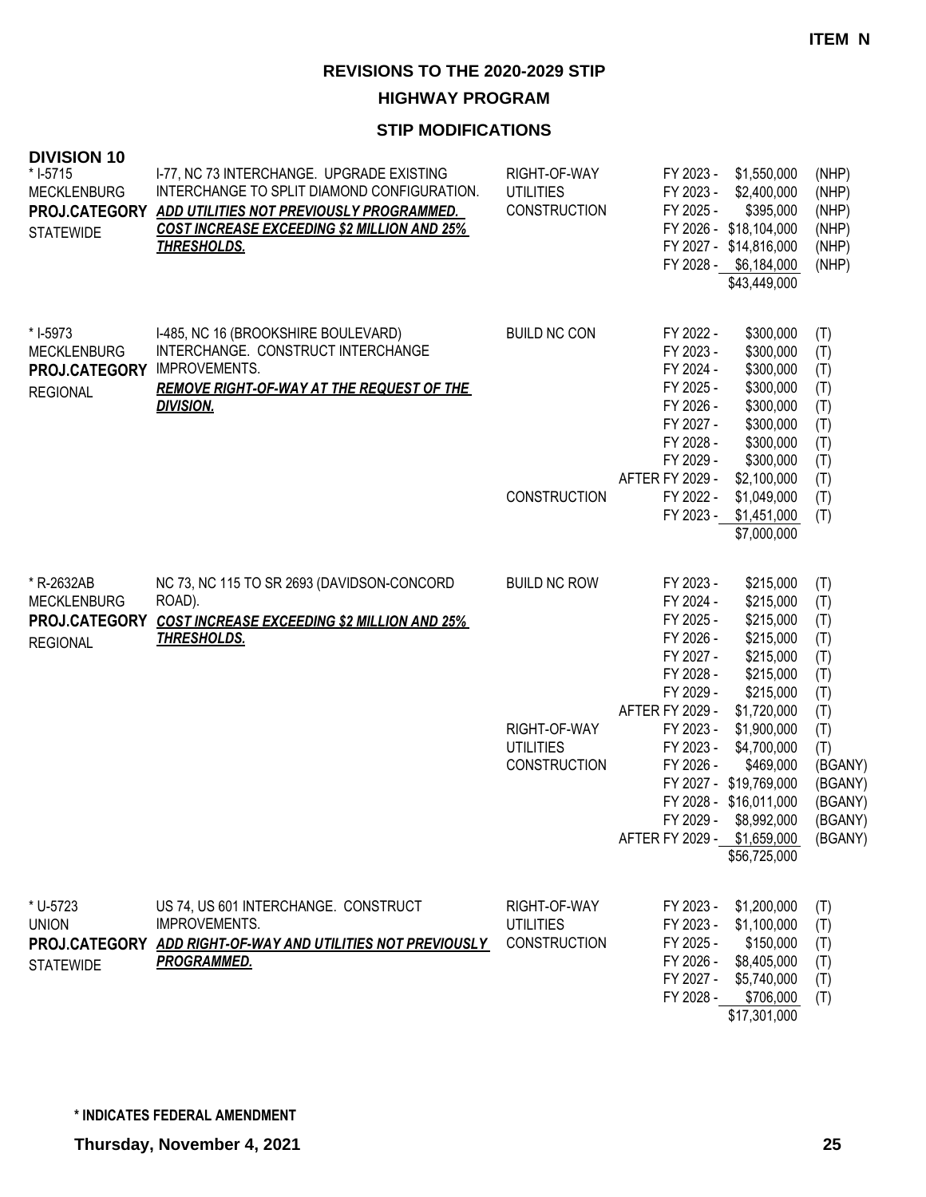**ITEM N**

## REVISIONS TO THE 2020-2029 STIP

### HIGHWAY PROGRAM

### STIP MODIFICATIONS

**DIVISION 10**

| Project | Description | Work Type | Fiscal Year | Amount | Funding |
|---|---|---|---|---|---|
| * I-5715<br>MECKLENBURG<br>**PROJ.CATEGORY**<br>STATEWIDE | I-77, NC 73 INTERCHANGE. UPGRADE EXISTING INTERCHANGE TO SPLIT DIAMOND CONFIGURATION.<br>***ADD UTILITIES NOT PREVIOUSLY PROGRAMMED. COST INCREASE EXCEEDING $2 MILLION AND 25% THRESHOLDS.*** | RIGHT-OF-WAY | FY 2023 - | $1,550,000 | (NHP) |
| | | UTILITIES | FY 2023 - | $2,400,000 | (NHP) |
| | | CONSTRUCTION | FY 2025 - | $395,000 | (NHP) |
| | | | FY 2026 - | $18,104,000 | (NHP) |
| | | | FY 2027 - | $14,816,000 | (NHP) |
| | | | FY 2028 - | $6,184,000 | (NHP) |
| | | | | $43,449,000 | |
| * I-5973<br>MECKLENBURG<br>**PROJ.CATEGORY**<br>REGIONAL | I-485, NC 16 (BROOKSHIRE BOULEVARD) INTERCHANGE. CONSTRUCT INTERCHANGE IMPROVEMENTS.<br>***REMOVE RIGHT-OF-WAY AT THE REQUEST OF THE DIVISION.*** | BUILD NC CON | FY 2022 - | $300,000 | (T) |
| | | | FY 2023 - | $300,000 | (T) |
| | | | FY 2024 - | $300,000 | (T) |
| | | | FY 2025 - | $300,000 | (T) |
| | | | FY 2026 - | $300,000 | (T) |
| | | | FY 2027 - | $300,000 | (T) |
| | | | FY 2028 - | $300,000 | (T) |
| | | | FY 2029 - | $300,000 | (T) |
| | | | AFTER FY 2029 - | $2,100,000 | (T) |
| | | CONSTRUCTION | FY 2022 - | $1,049,000 | (T) |
| | | | FY 2023 - | $1,451,000 | (T) |
| | | | | $7,000,000 | |
| * R-2632AB<br>MECKLENBURG<br>**PROJ.CATEGORY**<br>REGIONAL | NC 73, NC 115 TO SR 2693 (DAVIDSON-CONCORD ROAD).<br>***COST INCREASE EXCEEDING $2 MILLION AND 25% THRESHOLDS.*** | BUILD NC ROW | FY 2023 - | $215,000 | (T) |
| | | | FY 2024 - | $215,000 | (T) |
| | | | FY 2025 - | $215,000 | (T) |
| | | | FY 2026 - | $215,000 | (T) |
| | | | FY 2027 - | $215,000 | (T) |
| | | | FY 2028 - | $215,000 | (T) |
| | | | FY 2029 - | $215,000 | (T) |
| | | | AFTER FY 2029 - | $1,720,000 | (T) |
| | | RIGHT-OF-WAY | FY 2023 - | $1,900,000 | (T) |
| | | UTILITIES | FY 2023 - | $4,700,000 | (T) |
| | | CONSTRUCTION | FY 2026 - | $469,000 | (BGANY) |
| | | | FY 2027 - | $19,769,000 | (BGANY) |
| | | | FY 2028 - | $16,011,000 | (BGANY) |
| | | | FY 2029 - | $8,992,000 | (BGANY) |
| | | | AFTER FY 2029 - | $1,659,000 | (BGANY) |
| | | | | $56,725,000 | |
| * U-5723<br>UNION<br>**PROJ.CATEGORY**<br>STATEWIDE | US 74, US 601 INTERCHANGE. CONSTRUCT IMPROVEMENTS.<br>***ADD RIGHT-OF-WAY AND UTILITIES NOT PREVIOUSLY PROGRAMMED.*** | RIGHT-OF-WAY | FY 2023 - | $1,200,000 | (T) |
| | | UTILITIES | FY 2023 - | $1,100,000 | (T) |
| | | CONSTRUCTION | FY 2025 - | $150,000 | (T) |
| | | | FY 2026 - | $8,405,000 | (T) |
| | | | FY 2027 - | $5,740,000 | (T) |
| | | | FY 2028 - | $706,000 | (T) |
| | | | | $17,301,000 | |

**\* INDICATES FEDERAL AMENDMENT**

**Thursday, November 4, 2021**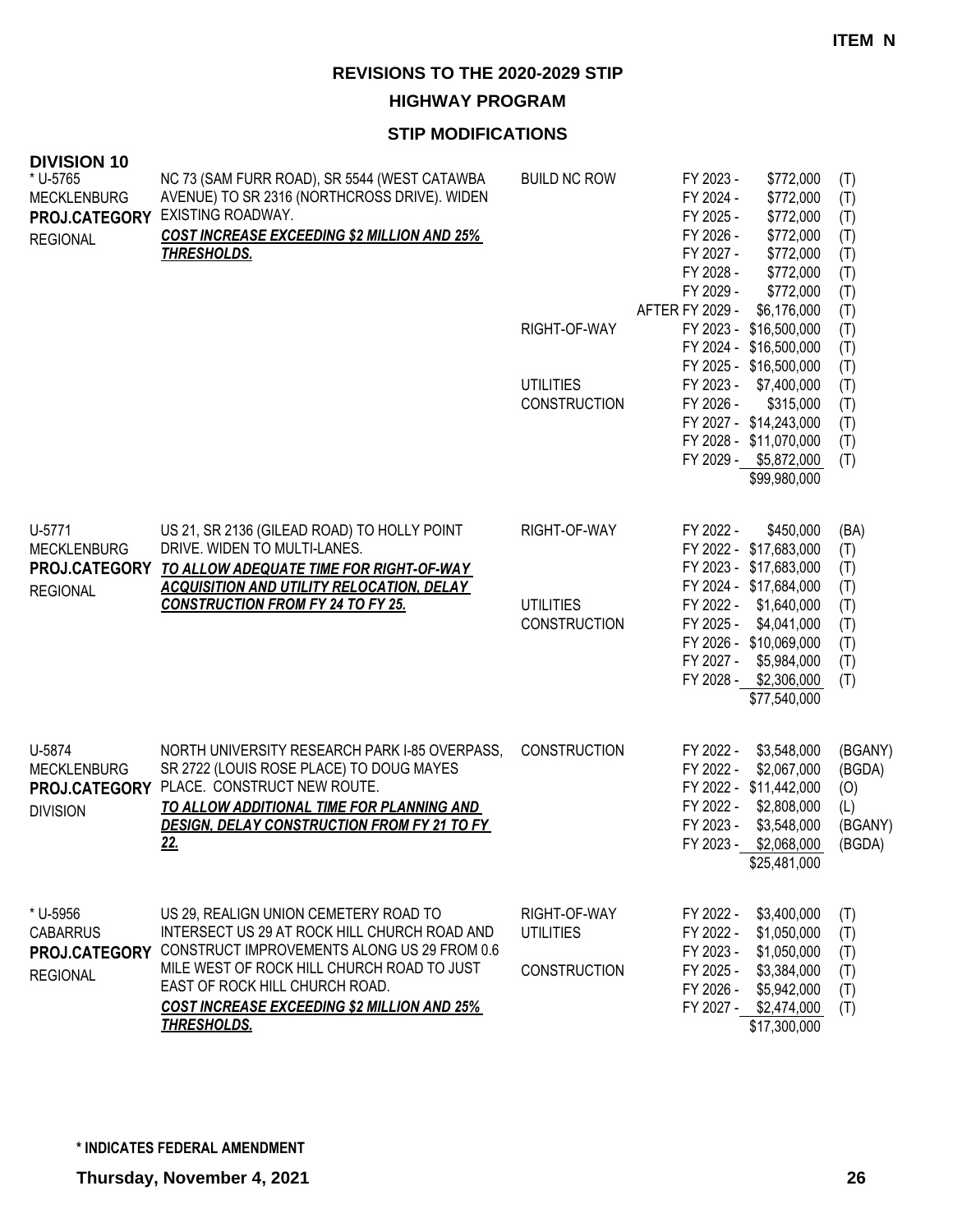**ITEM N**

## REVISIONS TO THE 2020-2029 STIP

### HIGHWAY PROGRAM

### STIP MODIFICATIONS

**DIVISION 10**

| Project | Description | Phase | Fiscal Year / Amount | Source |
|---|---|---|---|---|
| * U-5765<br>MECKLENBURG<br>**PROJ.CATEGORY**<br>REGIONAL | NC 73 (SAM FURR ROAD), SR 5544 (WEST CATAWBA AVENUE) TO SR 2316 (NORTHCROSS DRIVE). WIDEN EXISTING ROADWAY.<br>***COST INCREASE EXCEEDING $2 MILLION AND 25% THRESHOLDS.*** | BUILD NC ROW | FY 2023 - $772,000 | (T) |
| | | | FY 2024 - $772,000 | (T) |
| | | | FY 2025 - $772,000 | (T) |
| | | | FY 2026 - $772,000 | (T) |
| | | | FY 2027 - $772,000 | (T) |
| | | | FY 2028 - $772,000 | (T) |
| | | | FY 2029 - $772,000 | (T) |
| | | | AFTER FY 2029 - $6,176,000 | (T) |
| | | RIGHT-OF-WAY | FY 2023 - $16,500,000 | (T) |
| | | | FY 2024 - $16,500,000 | (T) |
| | | | FY 2025 - $16,500,000 | (T) |
| | | UTILITIES | FY 2023 - $7,400,000 | (T) |
| | | CONSTRUCTION | FY 2026 - $315,000 | (T) |
| | | | FY 2027 - $14,243,000 | (T) |
| | | | FY 2028 - $11,070,000 | (T) |
| | | | FY 2029 - $5,872,000 | (T) |
| | | | $99,980,000 | |
| U-5771<br>MECKLENBURG<br>**PROJ.CATEGORY**<br>REGIONAL | US 21, SR 2136 (GILEAD ROAD) TO HOLLY POINT DRIVE. WIDEN TO MULTI-LANES.<br>***TO ALLOW ADEQUATE TIME FOR RIGHT-OF-WAY ACQUISITION AND UTILITY RELOCATION, DELAY CONSTRUCTION FROM FY 24 TO FY 25.*** | RIGHT-OF-WAY | FY 2022 - $450,000 | (BA) |
| | | | FY 2022 - $17,683,000 | (T) |
| | | | FY 2023 - $17,683,000 | (T) |
| | | | FY 2024 - $17,684,000 | (T) |
| | | UTILITIES | FY 2022 - $1,640,000 | (T) |
| | | CONSTRUCTION | FY 2025 - $4,041,000 | (T) |
| | | | FY 2026 - $10,069,000 | (T) |
| | | | FY 2027 - $5,984,000 | (T) |
| | | | FY 2028 - $2,306,000 | (T) |
| | | | $77,540,000 | |
| U-5874<br>MECKLENBURG<br>**PROJ.CATEGORY**<br>DIVISION | NORTH UNIVERSITY RESEARCH PARK I-85 OVERPASS, SR 2722 (LOUIS ROSE PLACE) TO DOUG MAYES PLACE. CONSTRUCT NEW ROUTE.<br>***TO ALLOW ADDITIONAL TIME FOR PLANNING AND DESIGN, DELAY CONSTRUCTION FROM FY 21 TO FY 22.*** | CONSTRUCTION | FY 2022 - $3,548,000 | (BGANY) |
| | | | FY 2022 - $2,067,000 | (BGDA) |
| | | | FY 2022 - $11,442,000 | (O) |
| | | | FY 2022 - $2,808,000 | (L) |
| | | | FY 2023 - $3,548,000 | (BGANY) |
| | | | FY 2023 - $2,068,000 | (BGDA) |
| | | | $25,481,000 | |
| * U-5956<br>CABARRUS<br>**PROJ.CATEGORY**<br>REGIONAL | US 29, REALIGN UNION CEMETERY ROAD TO INTERSECT US 29 AT ROCK HILL CHURCH ROAD AND CONSTRUCT IMPROVEMENTS ALONG US 29 FROM 0.6 MILE WEST OF ROCK HILL CHURCH ROAD TO JUST EAST OF ROCK HILL CHURCH ROAD.<br>***COST INCREASE EXCEEDING $2 MILLION AND 25% THRESHOLDS.*** | RIGHT-OF-WAY | FY 2022 - $3,400,000 | (T) |
| | | UTILITIES | FY 2022 - $1,050,000 | (T) |
| | | | FY 2023 - $1,050,000 | (T) |
| | | CONSTRUCTION | FY 2025 - $3,384,000 | (T) |
| | | | FY 2026 - $5,942,000 | (T) |
| | | | FY 2027 - $2,474,000 | (T) |
| | | | $17,300,000 | |

**\* INDICATES FEDERAL AMENDMENT**

**Thursday, November 4, 2021**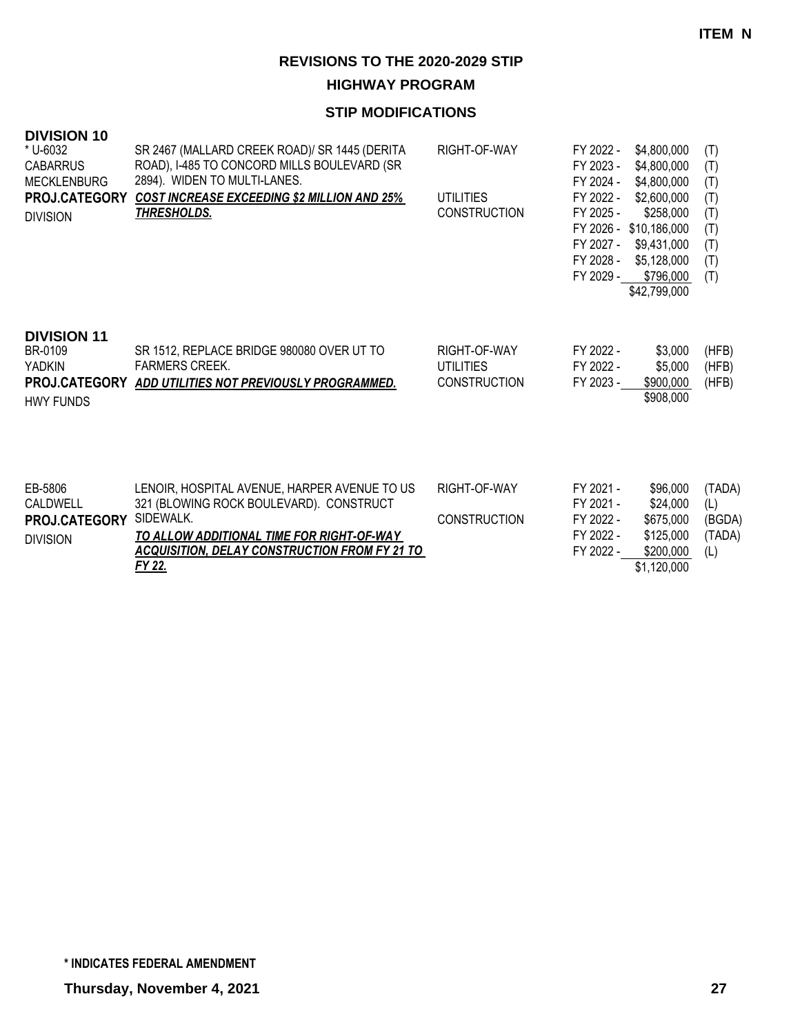**ITEM N**

**REVISIONS TO THE 2020-2029 STIP**

**HIGHWAY PROGRAM**

**STIP MODIFICATIONS**

**DIVISION 10**

| Project | Description | Phase | Year | Amount | Source |
|---|---|---|---|---|---|
| * U-6032<br>CABARRUS<br>MECKLENBURG<br>**PROJ.CATEGORY**<br>DIVISION | SR 2467 (MALLARD CREEK ROAD)/ SR 1445 (DERITA ROAD), I-485 TO CONCORD MILLS BOULEVARD (SR 2894). WIDEN TO MULTI-LANES.<br>***COST INCREASE EXCEEDING $2 MILLION AND 25% THRESHOLDS.*** | RIGHT-OF-WAY | FY 2022 - | $4,800,000 | (T) |
| | | | FY 2023 - | $4,800,000 | (T) |
| | | | FY 2024 - | $4,800,000 | (T) |
| | | UTILITIES | FY 2022 - | $2,600,000 | (T) |
| | | CONSTRUCTION | FY 2025 - | $258,000 | (T) |
| | | | FY 2026 - | $10,186,000 | (T) |
| | | | FY 2027 - | $9,431,000 | (T) |
| | | | FY 2028 - | $5,128,000 | (T) |
| | | | FY 2029 - | $796,000 | (T) |
| | | | | $42,799,000 | |

**DIVISION 11**

| Project | Description | Phase | Year | Amount | Source |
|---|---|---|---|---|---|
| BR-0109<br>YADKIN<br>**PROJ.CATEGORY**<br>HWY FUNDS | SR 1512, REPLACE BRIDGE 980080 OVER UT TO FARMERS CREEK.<br>***ADD UTILITIES NOT PREVIOUSLY PROGRAMMED.*** | RIGHT-OF-WAY | FY 2022 - | $3,000 | (HFB) |
| | | UTILITIES | FY 2022 - | $5,000 | (HFB) |
| | | CONSTRUCTION | FY 2023 - | $900,000 | (HFB) |
| | | | | $908,000 | |

| Project | Description | Phase | Year | Amount | Source |
|---|---|---|---|---|---|
| EB-5806<br>CALDWELL<br>**PROJ.CATEGORY**<br>DIVISION | LENOIR, HOSPITAL AVENUE, HARPER AVENUE TO US 321 (BLOWING ROCK BOULEVARD). CONSTRUCT SIDEWALK.<br>***TO ALLOW ADDITIONAL TIME FOR RIGHT-OF-WAY ACQUISITION, DELAY CONSTRUCTION FROM FY 21 TO FY 22.*** | RIGHT-OF-WAY | FY 2021 - | $96,000 | (TADA) |
| | | | FY 2021 - | $24,000 | (L) |
| | | CONSTRUCTION | FY 2022 - | $675,000 | (BGDA) |
| | | | FY 2022 - | $125,000 | (TADA) |
| | | | FY 2022 - | $200,000 | (L) |
| | | | | $1,120,000 | |

**\* INDICATES FEDERAL AMENDMENT**

**Thursday, November 4, 2021**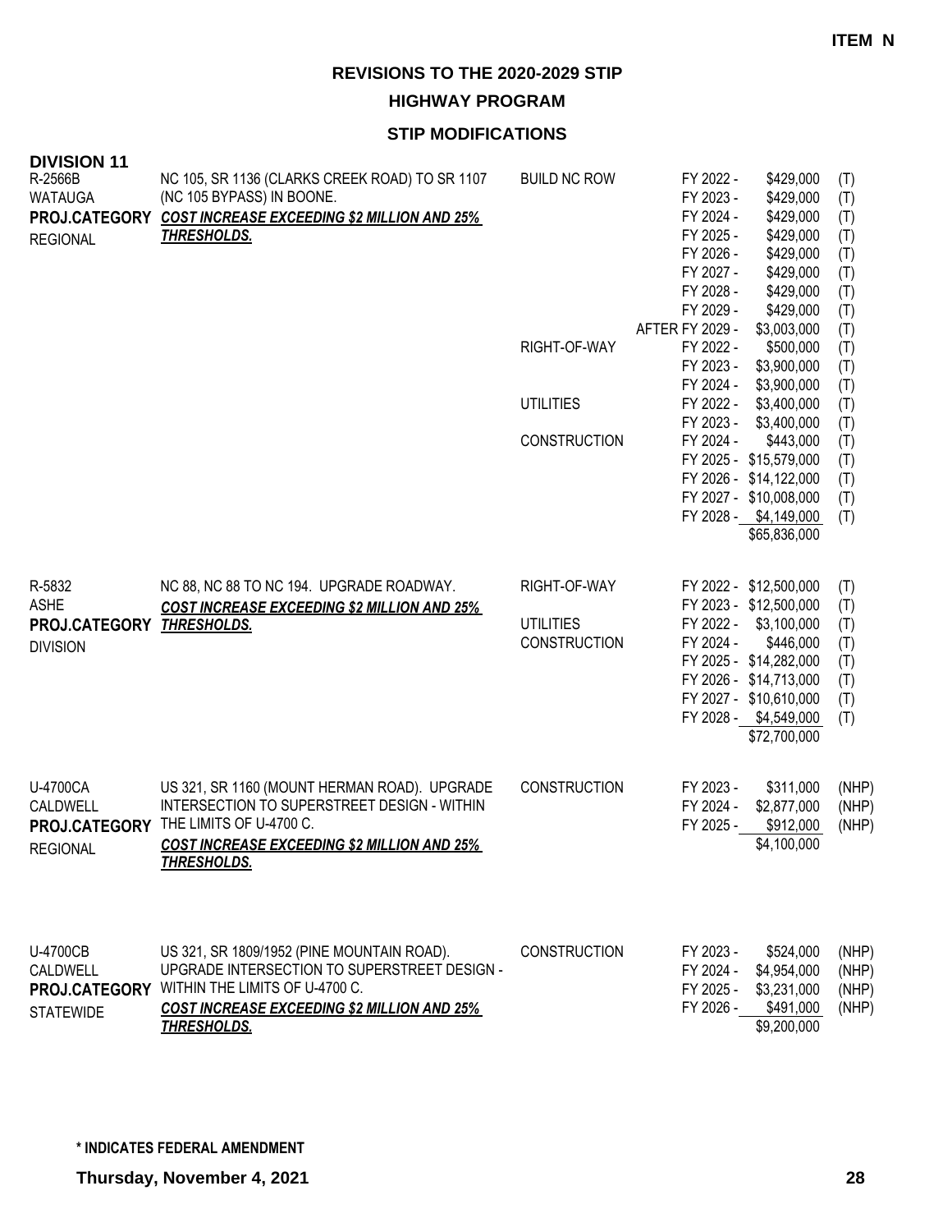**ITEM N**

# REVISIONS TO THE 2020-2029 STIP

## HIGHWAY PROGRAM

### STIP MODIFICATIONS

**DIVISION 11**

| Project | Description | Work Type | Fiscal Year | Amount | Fund |
|---|---|---|---|---|---|
| R-2566B<br>WATAUGA<br>**PROJ.CATEGORY**<br>REGIONAL | NC 105, SR 1136 (CLARKS CREEK ROAD) TO SR 1107 (NC 105 BYPASS) IN BOONE.<br>***COST INCREASE EXCEEDING $2 MILLION AND 25% THRESHOLDS.*** | BUILD NC ROW | FY 2022 - | $429,000 | (T) |
| | | | FY 2023 - | $429,000 | (T) |
| | | | FY 2024 - | $429,000 | (T) |
| | | | FY 2025 - | $429,000 | (T) |
| | | | FY 2026 - | $429,000 | (T) |
| | | | FY 2027 - | $429,000 | (T) |
| | | | FY 2028 - | $429,000 | (T) |
| | | | FY 2029 - | $429,000 | (T) |
| | | | AFTER FY 2029 - | $3,003,000 | (T) |
| | | RIGHT-OF-WAY | FY 2022 - | $500,000 | (T) |
| | | | FY 2023 - | $3,900,000 | (T) |
| | | | FY 2024 - | $3,900,000 | (T) |
| | | UTILITIES | FY 2022 - | $3,400,000 | (T) |
| | | | FY 2023 - | $3,400,000 | (T) |
| | | CONSTRUCTION | FY 2024 - | $443,000 | (T) |
| | | | FY 2025 - | $15,579,000 | (T) |
| | | | FY 2026 - | $14,122,000 | (T) |
| | | | FY 2027 - | $10,008,000 | (T) |
| | | | FY 2028 - | $4,149,000 | (T) |
| | | | | $65,836,000 | |
| R-5832<br>ASHE<br>**PROJ.CATEGORY**<br>DIVISION | NC 88, NC 88 TO NC 194. UPGRADE ROADWAY.<br>***COST INCREASE EXCEEDING $2 MILLION AND 25% THRESHOLDS.*** | RIGHT-OF-WAY | FY 2022 - | $12,500,000 | (T) |
| | | | FY 2023 - | $12,500,000 | (T) |
| | | UTILITIES | FY 2022 - | $3,100,000 | (T) |
| | | CONSTRUCTION | FY 2024 - | $446,000 | (T) |
| | | | FY 2025 - | $14,282,000 | (T) |
| | | | FY 2026 - | $14,713,000 | (T) |
| | | | FY 2027 - | $10,610,000 | (T) |
| | | | FY 2028 - | $4,549,000 | (T) |
| | | | | $72,700,000 | |
| U-4700CA<br>CALDWELL<br>**PROJ.CATEGORY**<br>REGIONAL | US 321, SR 1160 (MOUNT HERMAN ROAD). UPGRADE INTERSECTION TO SUPERSTREET DESIGN - WITHIN THE LIMITS OF U-4700 C.<br>***COST INCREASE EXCEEDING $2 MILLION AND 25% THRESHOLDS.*** | CONSTRUCTION | FY 2023 - | $311,000 | (NHP) |
| | | | FY 2024 - | $2,877,000 | (NHP) |
| | | | FY 2025 - | $912,000 | (NHP) |
| | | | | $4,100,000 | |
| U-4700CB<br>CALDWELL<br>**PROJ.CATEGORY**<br>STATEWIDE | US 321, SR 1809/1952 (PINE MOUNTAIN ROAD). UPGRADE INTERSECTION TO SUPERSTREET DESIGN - WITHIN THE LIMITS OF U-4700 C.<br>***COST INCREASE EXCEEDING $2 MILLION AND 25% THRESHOLDS.*** | CONSTRUCTION | FY 2023 - | $524,000 | (NHP) |
| | | | FY 2024 - | $4,954,000 | (NHP) |
| | | | FY 2025 - | $3,231,000 | (NHP) |
| | | | FY 2026 - | $491,000 | (NHP) |
| | | | | $9,200,000 | |

**\* INDICATES FEDERAL AMENDMENT**

**Thursday, November 4, 2021**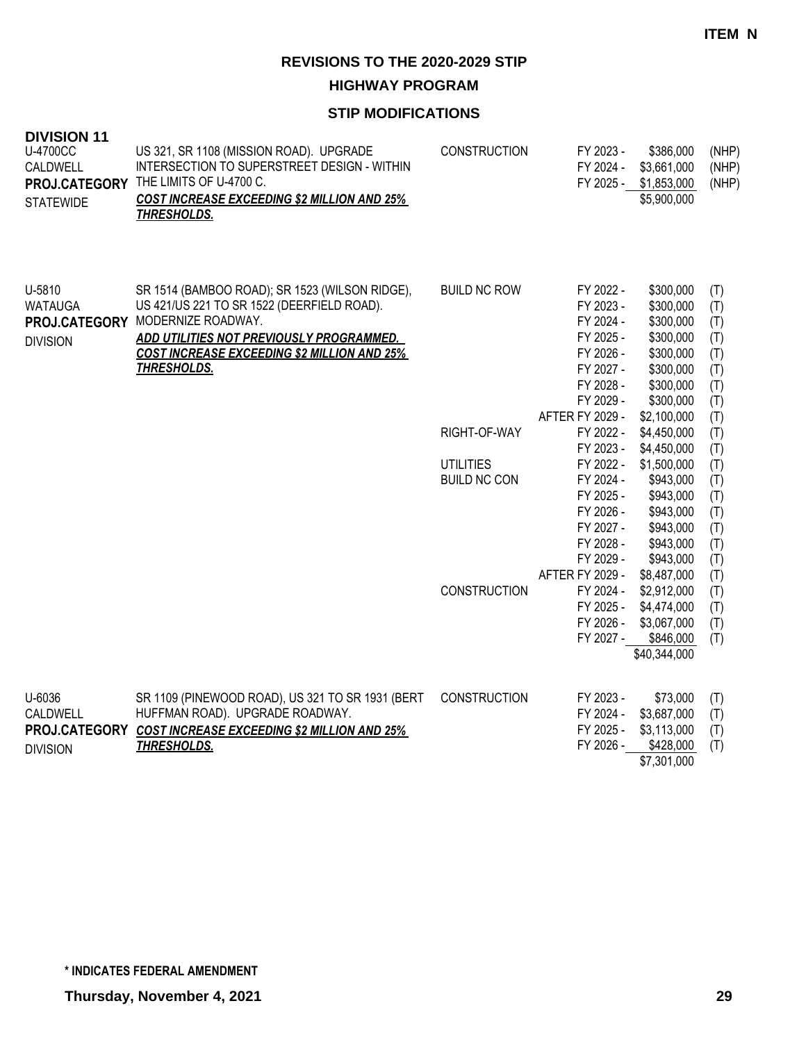**ITEM N**

# REVISIONS TO THE 2020-2029 STIP

## HIGHWAY PROGRAM

### STIP MODIFICATIONS

**DIVISION 11**

| Project | Description | Work Type | Fiscal Year | Amount | Funding |
|---|---|---|---|---|---|
| U-4700CC<br>CALDWELL<br>**PROJ.CATEGORY**<br>STATEWIDE | US 321, SR 1108 (MISSION ROAD). UPGRADE INTERSECTION TO SUPERSTREET DESIGN - WITHIN THE LIMITS OF U-4700 C.<br>***COST INCREASE EXCEEDING $2 MILLION AND 25% THRESHOLDS.*** | CONSTRUCTION | FY 2023 - | $386,000 | (NHP) |
| | | | FY 2024 - | $3,661,000 | (NHP) |
| | | | FY 2025 - | $1,853,000 | (NHP) |
| | | | | $5,900,000 | |
| U-5810<br>WATAUGA<br>**PROJ.CATEGORY**<br>DIVISION | SR 1514 (BAMBOO ROAD); SR 1523 (WILSON RIDGE), US 421/US 221 TO SR 1522 (DEERFIELD ROAD). MODERNIZE ROADWAY.<br>***ADD UTILITIES NOT PREVIOUSLY PROGRAMMED.***<br>***COST INCREASE EXCEEDING $2 MILLION AND 25% THRESHOLDS.*** | BUILD NC ROW | FY 2022 - | $300,000 | (T) |
| | | | FY 2023 - | $300,000 | (T) |
| | | | FY 2024 - | $300,000 | (T) |
| | | | FY 2025 - | $300,000 | (T) |
| | | | FY 2026 - | $300,000 | (T) |
| | | | FY 2027 - | $300,000 | (T) |
| | | | FY 2028 - | $300,000 | (T) |
| | | | FY 2029 - | $300,000 | (T) |
| | | | AFTER FY 2029 - | $2,100,000 | (T) |
| | | RIGHT-OF-WAY | FY 2022 - | $4,450,000 | (T) |
| | | | FY 2023 - | $4,450,000 | (T) |
| | | UTILITIES | FY 2022 - | $1,500,000 | (T) |
| | | BUILD NC CON | FY 2024 - | $943,000 | (T) |
| | | | FY 2025 - | $943,000 | (T) |
| | | | FY 2026 - | $943,000 | (T) |
| | | | FY 2027 - | $943,000 | (T) |
| | | | FY 2028 - | $943,000 | (T) |
| | | | FY 2029 - | $943,000 | (T) |
| | | | AFTER FY 2029 - | $8,487,000 | (T) |
| | | CONSTRUCTION | FY 2024 - | $2,912,000 | (T) |
| | | | FY 2025 - | $4,474,000 | (T) |
| | | | FY 2026 - | $3,067,000 | (T) |
| | | | FY 2027 - | $846,000 | (T) |
| | | | | $40,344,000 | |
| U-6036<br>CALDWELL<br>**PROJ.CATEGORY**<br>DIVISION | SR 1109 (PINEWOOD ROAD), US 321 TO SR 1931 (BERT HUFFMAN ROAD). UPGRADE ROADWAY.<br>***COST INCREASE EXCEEDING $2 MILLION AND 25% THRESHOLDS.*** | CONSTRUCTION | FY 2023 - | $73,000 | (T) |
| | | | FY 2024 - | $3,687,000 | (T) |
| | | | FY 2025 - | $3,113,000 | (T) |
| | | | FY 2026 - | $428,000 | (T) |
| | | | | $7,301,000 | |

**\* INDICATES FEDERAL AMENDMENT**

**Thursday, November 4, 2021**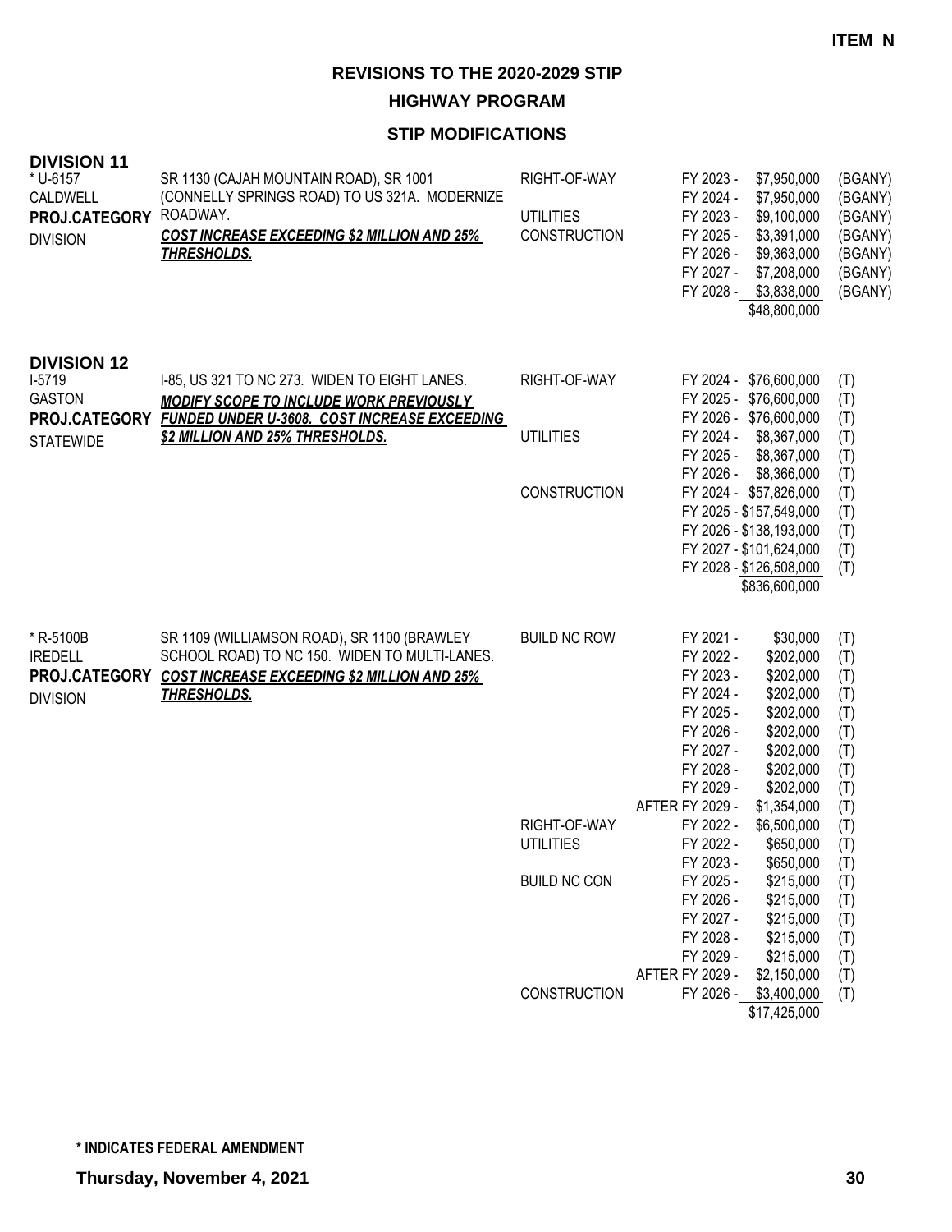**ITEM N**

# REVISIONS TO THE 2020-2029 STIP

## HIGHWAY PROGRAM

### STIP MODIFICATIONS

**DIVISION 11**

| Project | Description | Work Type | Fiscal Year | Amount | Fund |
|---|---|---|---|---|---|
| * U-6157<br>CALDWELL<br>**PROJ.CATEGORY**<br>DIVISION | SR 1130 (CAJAH MOUNTAIN ROAD), SR 1001 (CONNELLY SPRINGS ROAD) TO US 321A. MODERNIZE ROADWAY.<br>***COST INCREASE EXCEEDING $2 MILLION AND 25% THRESHOLDS.*** | RIGHT-OF-WAY | FY 2023 - | $7,950,000 | (BGANY) |
| | | | FY 2024 - | $7,950,000 | (BGANY) |
| | | UTILITIES | FY 2023 - | $9,100,000 | (BGANY) |
| | | CONSTRUCTION | FY 2025 - | $3,391,000 | (BGANY) |
| | | | FY 2026 - | $9,363,000 | (BGANY) |
| | | | FY 2027 - | $7,208,000 | (BGANY) |
| | | | FY 2028 - | $3,838,000 | (BGANY) |
| | | | | $48,800,000 | |

**DIVISION 12**

| Project | Description | Work Type | Fiscal Year | Amount | Fund |
|---|---|---|---|---|---|
| I-5719<br>GASTON<br>**PROJ.CATEGORY**<br>STATEWIDE | I-85, US 321 TO NC 273. WIDEN TO EIGHT LANES.<br>***MODIFY SCOPE TO INCLUDE WORK PREVIOUSLY FUNDED UNDER U-3608. COST INCREASE EXCEEDING $2 MILLION AND 25% THRESHOLDS.*** | RIGHT-OF-WAY | FY 2024 - | $76,600,000 | (T) |
| | | | FY 2025 - | $76,600,000 | (T) |
| | | | FY 2026 - | $76,600,000 | (T) |
| | | UTILITIES | FY 2024 - | $8,367,000 | (T) |
| | | | FY 2025 - | $8,367,000 | (T) |
| | | | FY 2026 - | $8,366,000 | (T) |
| | | CONSTRUCTION | FY 2024 - | $57,826,000 | (T) |
| | | | FY 2025 - | $157,549,000 | (T) |
| | | | FY 2026 - | $138,193,000 | (T) |
| | | | FY 2027 - | $101,624,000 | (T) |
| | | | FY 2028 - | $126,508,000 | (T) |
| | | | | $836,600,000 | |
| * R-5100B<br>IREDELL<br>**PROJ.CATEGORY**<br>DIVISION | SR 1109 (WILLIAMSON ROAD), SR 1100 (BRAWLEY SCHOOL ROAD) TO NC 150. WIDEN TO MULTI-LANES.<br>***COST INCREASE EXCEEDING $2 MILLION AND 25% THRESHOLDS.*** | BUILD NC ROW | FY 2021 - | $30,000 | (T) |
| | | | FY 2022 - | $202,000 | (T) |
| | | | FY 2023 - | $202,000 | (T) |
| | | | FY 2024 - | $202,000 | (T) |
| | | | FY 2025 - | $202,000 | (T) |
| | | | FY 2026 - | $202,000 | (T) |
| | | | FY 2027 - | $202,000 | (T) |
| | | | FY 2028 - | $202,000 | (T) |
| | | | FY 2029 - | $202,000 | (T) |
| | | | AFTER FY 2029 - | $1,354,000 | (T) |
| | | RIGHT-OF-WAY | FY 2022 - | $6,500,000 | (T) |
| | | UTILITIES | FY 2022 - | $650,000 | (T) |
| | | | FY 2023 - | $650,000 | (T) |
| | | BUILD NC CON | FY 2025 - | $215,000 | (T) |
| | | | FY 2026 - | $215,000 | (T) |
| | | | FY 2027 - | $215,000 | (T) |
| | | | FY 2028 - | $215,000 | (T) |
| | | | FY 2029 - | $215,000 | (T) |
| | | | AFTER FY 2029 - | $2,150,000 | (T) |
| | | CONSTRUCTION | FY 2026 - | $3,400,000 | (T) |
| | | | | $17,425,000 | |

**\* INDICATES FEDERAL AMENDMENT**

**Thursday, November 4, 2021**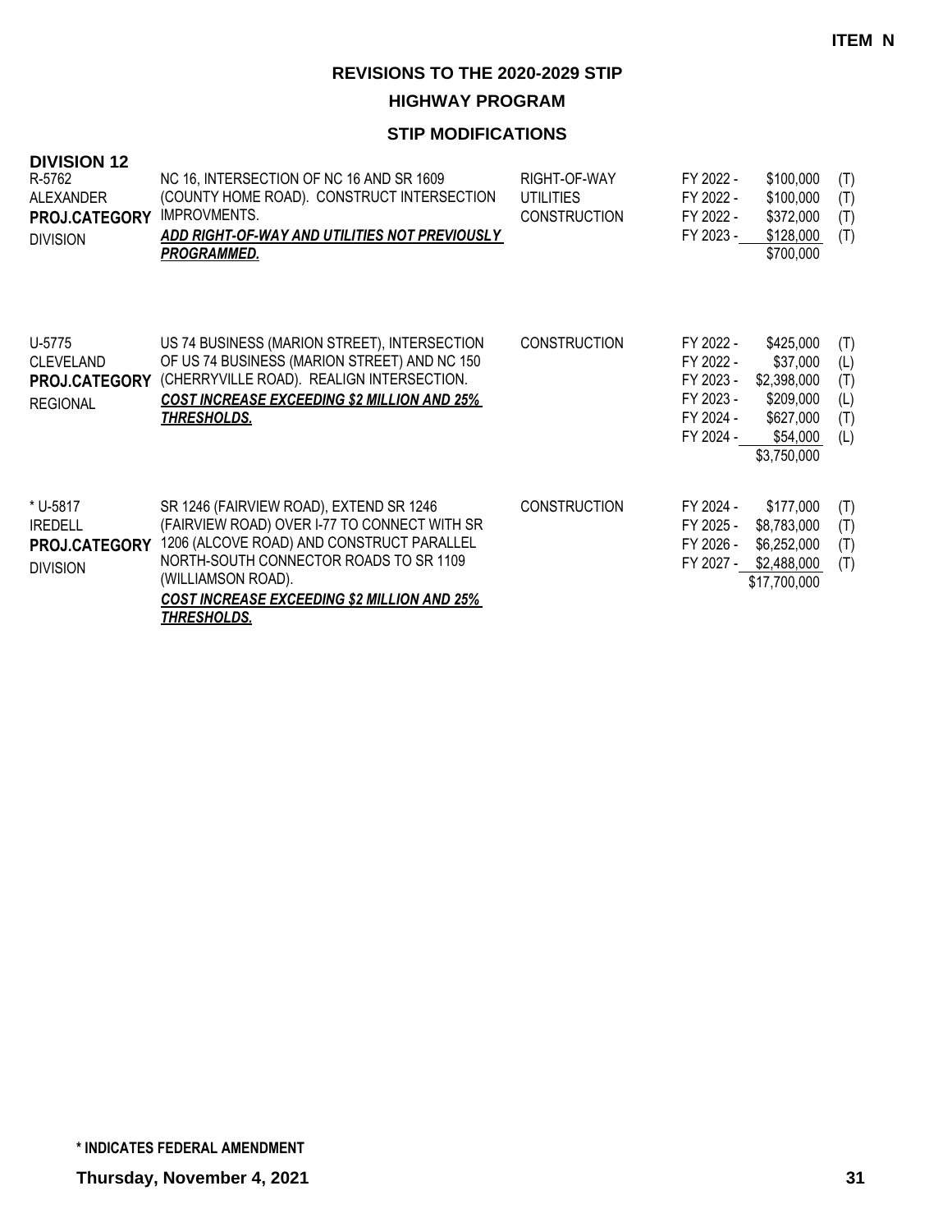**ITEM N**

# REVISIONS TO THE 2020-2029 STIP

## HIGHWAY PROGRAM

### STIP MODIFICATIONS

**DIVISION 12**

| Project | Description | Work Type | Fiscal Year | Amount | Source |
|---|---|---|---|---|---|
| R-5762<br>ALEXANDER<br>**PROJ.CATEGORY**<br>DIVISION | NC 16, INTERSECTION OF NC 16 AND SR 1609 (COUNTY HOME ROAD). CONSTRUCT INTERSECTION IMPROVMENTS.<br>***ADD RIGHT-OF-WAY AND UTILITIES NOT PREVIOUSLY PROGRAMMED.*** | RIGHT-OF-WAY | FY 2022 - | $100,000 | (T) |
| | | UTILITIES | FY 2022 - | $100,000 | (T) |
| | | CONSTRUCTION | FY 2022 - | $372,000 | (T) |
| | | | FY 2023 - | $128,000 | (T) |
| | | | | $700,000 | |
| U-5775<br>CLEVELAND<br>**PROJ.CATEGORY**<br>REGIONAL | US 74 BUSINESS (MARION STREET), INTERSECTION OF US 74 BUSINESS (MARION STREET) AND NC 150 (CHERRYVILLE ROAD). REALIGN INTERSECTION.<br>***COST INCREASE EXCEEDING $2 MILLION AND 25% THRESHOLDS.*** | CONSTRUCTION | FY 2022 - | $425,000 | (T) |
| | | | FY 2022 - | $37,000 | (L) |
| | | | FY 2023 - | $2,398,000 | (T) |
| | | | FY 2023 - | $209,000 | (L) |
| | | | FY 2024 - | $627,000 | (T) |
| | | | FY 2024 - | $54,000 | (L) |
| | | | | $3,750,000 | |
| * U-5817<br>IREDELL<br>**PROJ.CATEGORY**<br>DIVISION | SR 1246 (FAIRVIEW ROAD), EXTEND SR 1246 (FAIRVIEW ROAD) OVER I-77 TO CONNECT WITH SR 1206 (ALCOVE ROAD) AND CONSTRUCT PARALLEL NORTH-SOUTH CONNECTOR ROADS TO SR 1109 (WILLIAMSON ROAD).<br>***COST INCREASE EXCEEDING $2 MILLION AND 25% THRESHOLDS.*** | CONSTRUCTION | FY 2024 - | $177,000 | (T) |
| | | | FY 2025 - | $8,783,000 | (T) |
| | | | FY 2026 - | $6,252,000 | (T) |
| | | | FY 2027 - | $2,488,000 | (T) |
| | | | | $17,700,000 | |

**\* INDICATES FEDERAL AMENDMENT**

**Thursday, November 4, 2021**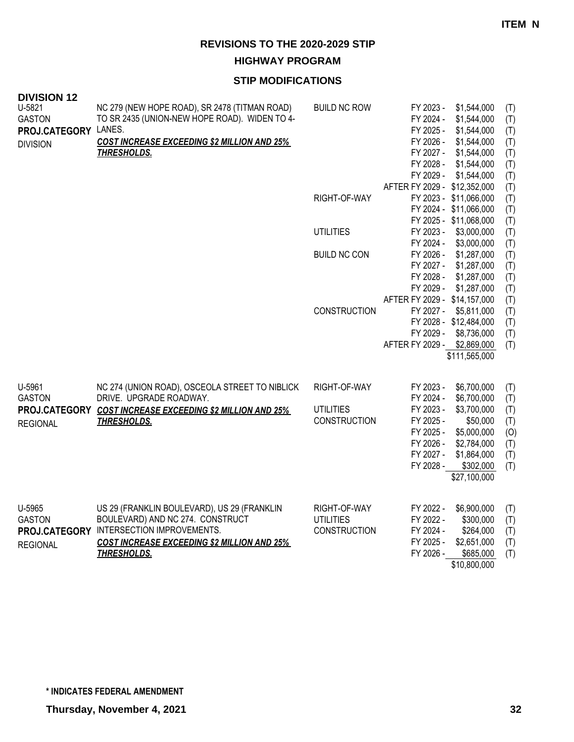**ITEM N**

## REVISIONS TO THE 2020-2029 STIP

### HIGHWAY PROGRAM

### STIP MODIFICATIONS

**DIVISION 12**

| Project | Description | Work Type | Fiscal Year | Amount | Fund |
|---|---|---|---|---|---|
| U-5821 GASTON **PROJ.CATEGORY** DIVISION | NC 279 (NEW HOPE ROAD), SR 2478 (TITMAN ROAD) TO SR 2435 (UNION-NEW HOPE ROAD). WIDEN TO 4-LANES. ***COST INCREASE EXCEEDING $2 MILLION AND 25% THRESHOLDS.*** | BUILD NC ROW | FY 2023 - | $1,544,000 | (T) |
| | | | FY 2024 - | $1,544,000 | (T) |
| | | | FY 2025 - | $1,544,000 | (T) |
| | | | FY 2026 - | $1,544,000 | (T) |
| | | | FY 2027 - | $1,544,000 | (T) |
| | | | FY 2028 - | $1,544,000 | (T) |
| | | | FY 2029 - | $1,544,000 | (T) |
| | | | AFTER FY 2029 - | $12,352,000 | (T) |
| | | RIGHT-OF-WAY | FY 2023 - | $11,066,000 | (T) |
| | | | FY 2024 - | $11,066,000 | (T) |
| | | | FY 2025 - | $11,068,000 | (T) |
| | | UTILITIES | FY 2023 - | $3,000,000 | (T) |
| | | | FY 2024 - | $3,000,000 | (T) |
| | | BUILD NC CON | FY 2026 - | $1,287,000 | (T) |
| | | | FY 2027 - | $1,287,000 | (T) |
| | | | FY 2028 - | $1,287,000 | (T) |
| | | | FY 2029 - | $1,287,000 | (T) |
| | | | AFTER FY 2029 - | $14,157,000 | (T) |
| | | CONSTRUCTION | FY 2027 - | $5,811,000 | (T) |
| | | | FY 2028 - | $12,484,000 | (T) |
| | | | FY 2029 - | $8,736,000 | (T) |
| | | | AFTER FY 2029 - | $2,869,000 | (T) |
| | | | | $111,565,000 | |
| U-5961 GASTON **PROJ.CATEGORY** REGIONAL | NC 274 (UNION ROAD), OSCEOLA STREET TO NIBLICK DRIVE. UPGRADE ROADWAY. ***COST INCREASE EXCEEDING $2 MILLION AND 25% THRESHOLDS.*** | RIGHT-OF-WAY | FY 2023 - | $6,700,000 | (T) |
| | | | FY 2024 - | $6,700,000 | (T) |
| | | UTILITIES | FY 2023 - | $3,700,000 | (T) |
| | | CONSTRUCTION | FY 2025 - | $50,000 | (T) |
| | | | FY 2025 - | $5,000,000 | (O) |
| | | | FY 2026 - | $2,784,000 | (T) |
| | | | FY 2027 - | $1,864,000 | (T) |
| | | | FY 2028 - | $302,000 | (T) |
| | | | | $27,100,000 | |
| U-5965 GASTON **PROJ.CATEGORY** REGIONAL | US 29 (FRANKLIN BOULEVARD), US 29 (FRANKLIN BOULEVARD) AND NC 274. CONSTRUCT INTERSECTION IMPROVEMENTS. ***COST INCREASE EXCEEDING $2 MILLION AND 25% THRESHOLDS.*** | RIGHT-OF-WAY | FY 2022 - | $6,900,000 | (T) |
| | | UTILITIES | FY 2022 - | $300,000 | (T) |
| | | CONSTRUCTION | FY 2024 - | $264,000 | (T) |
| | | | FY 2025 - | $2,651,000 | (T) |
| | | | FY 2026 - | $685,000 | (T) |
| | | | | $10,800,000 | |

**\* INDICATES FEDERAL AMENDMENT**

**Thursday, November 4, 2021**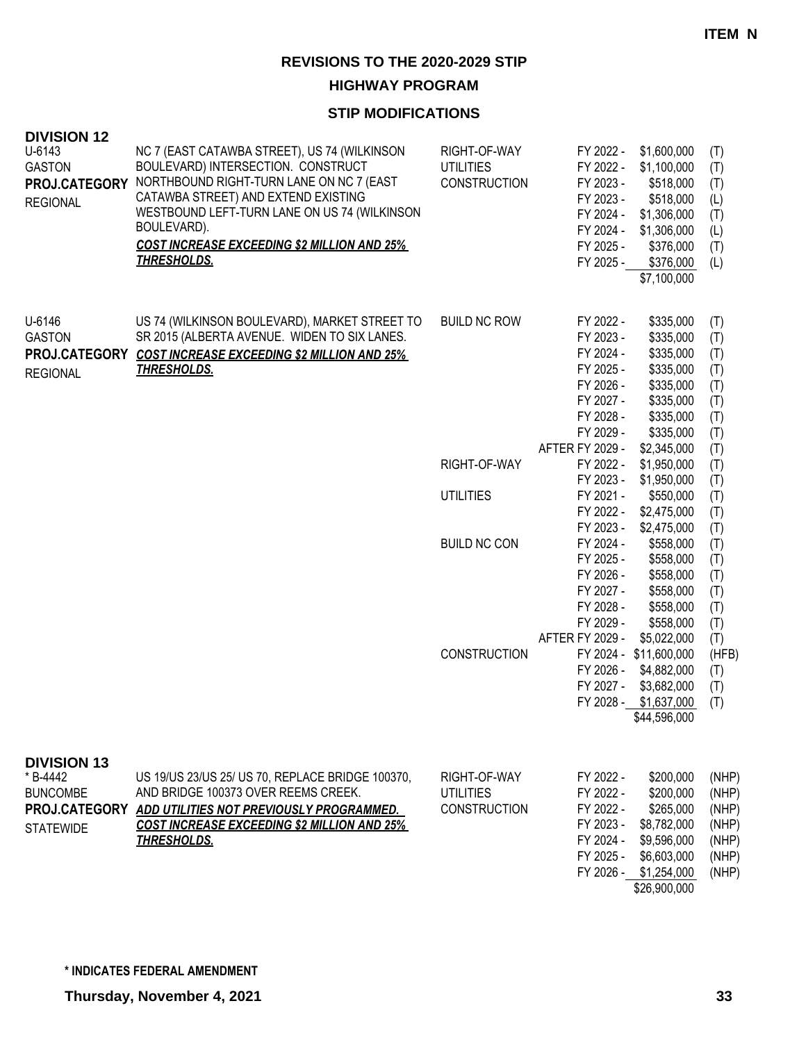**ITEM N**

## REVISIONS TO THE 2020-2029 STIP

### HIGHWAY PROGRAM

### STIP MODIFICATIONS

**DIVISION 12**

| Project | Description | Work Type | Fiscal Year | Amount | Fund |
|---|---|---|---|---|---|
| U-6143<br>GASTON<br>**PROJ.CATEGORY**<br>REGIONAL | NC 7 (EAST CATAWBA STREET), US 74 (WILKINSON BOULEVARD) INTERSECTION. CONSTRUCT NORTHBOUND RIGHT-TURN LANE ON NC 7 (EAST CATAWBA STREET) AND EXTEND EXISTING WESTBOUND LEFT-TURN LANE ON US 74 (WILKINSON BOULEVARD).<br>***COST INCREASE EXCEEDING $2 MILLION AND 25% THRESHOLDS.*** | RIGHT-OF-WAY | FY 2022 - | $1,600,000 | (T) |
| | | UTILITIES | FY 2022 - | $1,100,000 | (T) |
| | | CONSTRUCTION | FY 2023 - | $518,000 | (T) |
| | | | FY 2023 - | $518,000 | (L) |
| | | | FY 2024 - | $1,306,000 | (T) |
| | | | FY 2024 - | $1,306,000 | (L) |
| | | | FY 2025 - | $376,000 | (T) |
| | | | FY 2025 - | $376,000 | (L) |
| | | | | $7,100,000 | |
| U-6146<br>GASTON<br>**PROJ.CATEGORY**<br>REGIONAL | US 74 (WILKINSON BOULEVARD), MARKET STREET TO SR 2015 (ALBERTA AVENUE. WIDEN TO SIX LANES.<br>***COST INCREASE EXCEEDING $2 MILLION AND 25% THRESHOLDS.*** | BUILD NC ROW | FY 2022 - | $335,000 | (T) |
| | | | FY 2023 - | $335,000 | (T) |
| | | | FY 2024 - | $335,000 | (T) |
| | | | FY 2025 - | $335,000 | (T) |
| | | | FY 2026 - | $335,000 | (T) |
| | | | FY 2027 - | $335,000 | (T) |
| | | | FY 2028 - | $335,000 | (T) |
| | | | FY 2029 - | $335,000 | (T) |
| | | | AFTER FY 2029 - | $2,345,000 | (T) |
| | | RIGHT-OF-WAY | FY 2022 - | $1,950,000 | (T) |
| | | | FY 2023 - | $1,950,000 | (T) |
| | | UTILITIES | FY 2021 - | $550,000 | (T) |
| | | | FY 2022 - | $2,475,000 | (T) |
| | | | FY 2023 - | $2,475,000 | (T) |
| | | BUILD NC CON | FY 2024 - | $558,000 | (T) |
| | | | FY 2025 - | $558,000 | (T) |
| | | | FY 2026 - | $558,000 | (T) |
| | | | FY 2027 - | $558,000 | (T) |
| | | | FY 2028 - | $558,000 | (T) |
| | | | FY 2029 - | $558,000 | (T) |
| | | | AFTER FY 2029 - | $5,022,000 | (T) |
| | | CONSTRUCTION | FY 2024 - | $11,600,000 | (HFB) |
| | | | FY 2026 - | $4,882,000 | (T) |
| | | | FY 2027 - | $3,682,000 | (T) |
| | | | FY 2028 - | $1,637,000 | (T) |
| | | | | $44,596,000 | |

**DIVISION 13**

| Project | Description | Work Type | Fiscal Year | Amount | Fund |
|---|---|---|---|---|---|
| * B-4442<br>BUNCOMBE<br>**PROJ.CATEGORY**<br>STATEWIDE | US 19/US 23/US 25/ US 70, REPLACE BRIDGE 100370, AND BRIDGE 100373 OVER REEMS CREEK.<br>***ADD UTILITIES NOT PREVIOUSLY PROGRAMMED.***<br>***COST INCREASE EXCEEDING $2 MILLION AND 25% THRESHOLDS.*** | RIGHT-OF-WAY | FY 2022 - | $200,000 | (NHP) |
| | | UTILITIES | FY 2022 - | $200,000 | (NHP) |
| | | CONSTRUCTION | FY 2022 - | $265,000 | (NHP) |
| | | | FY 2023 - | $8,782,000 | (NHP) |
| | | | FY 2024 - | $9,596,000 | (NHP) |
| | | | FY 2025 - | $6,603,000 | (NHP) |
| | | | FY 2026 - | $1,254,000 | (NHP) |
| | | | | $26,900,000 | |

**\* INDICATES FEDERAL AMENDMENT**

**Thursday, November 4, 2021**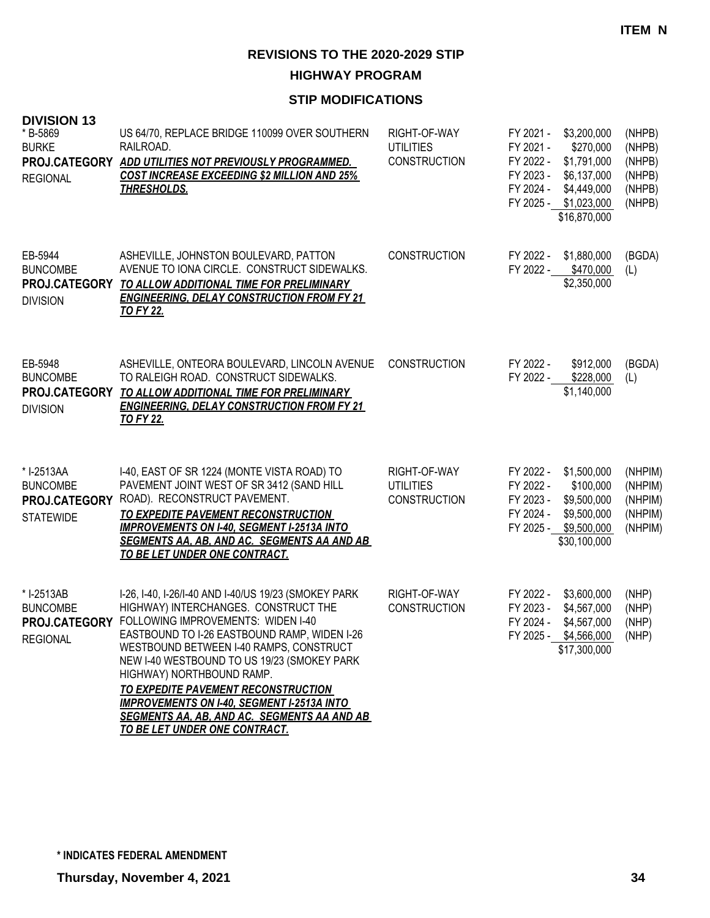**ITEM N**

# REVISIONS TO THE 2020-2029 STIP

## HIGHWAY PROGRAM

### STIP MODIFICATIONS

**DIVISION 13**

| Project | Description | Work Type | Fiscal Year / Amount | Funding |
|---|---|---|---|---|
| * B-5869<br>BURKE<br>**PROJ.CATEGORY**<br>REGIONAL | US 64/70, REPLACE BRIDGE 110099 OVER SOUTHERN RAILROAD.<br>***ADD UTILITIES NOT PREVIOUSLY PROGRAMMED. COST INCREASE EXCEEDING $2 MILLION AND 25% THRESHOLDS.*** | RIGHT-OF-WAY<br>UTILITIES<br>CONSTRUCTION | FY 2021 - $3,200,000<br>FY 2021 - $270,000<br>FY 2022 - $1,791,000<br>FY 2023 - $6,137,000<br>FY 2024 - $4,449,000<br>FY 2025 - $1,023,000<br>$16,870,000 | (NHPB)<br>(NHPB)<br>(NHPB)<br>(NHPB)<br>(NHPB)<br>(NHPB) |
| EB-5944<br>BUNCOMBE<br>**PROJ.CATEGORY**<br>DIVISION | ASHEVILLE, JOHNSTON BOULEVARD, PATTON AVENUE TO IONA CIRCLE. CONSTRUCT SIDEWALKS.<br>***TO ALLOW ADDITIONAL TIME FOR PRELIMINARY ENGINEERING, DELAY CONSTRUCTION FROM FY 21 TO FY 22.*** | CONSTRUCTION | FY 2022 - $1,880,000<br>FY 2022 - $470,000<br>$2,350,000 | (BGDA)<br>(L) |
| EB-5948<br>BUNCOMBE<br>**PROJ.CATEGORY**<br>DIVISION | ASHEVILLE, ONTEORA BOULEVARD, LINCOLN AVENUE TO RALEIGH ROAD. CONSTRUCT SIDEWALKS.<br>***TO ALLOW ADDITIONAL TIME FOR PRELIMINARY ENGINEERING, DELAY CONSTRUCTION FROM FY 21 TO FY 22.*** | CONSTRUCTION | FY 2022 - $912,000<br>FY 2022 - $228,000<br>$1,140,000 | (BGDA)<br>(L) |
| * I-2513AA<br>BUNCOMBE<br>**PROJ.CATEGORY**<br>STATEWIDE | I-40, EAST OF SR 1224 (MONTE VISTA ROAD) TO PAVEMENT JOINT WEST OF SR 3412 (SAND HILL ROAD). RECONSTRUCT PAVEMENT.<br>***TO EXPEDITE PAVEMENT RECONSTRUCTION IMPROVEMENTS ON I-40, SEGMENT I-2513A INTO SEGMENTS AA, AB, AND AC. SEGMENTS AA AND AB TO BE LET UNDER ONE CONTRACT.*** | RIGHT-OF-WAY<br>UTILITIES<br>CONSTRUCTION | FY 2022 - $1,500,000<br>FY 2022 - $100,000<br>FY 2023 - $9,500,000<br>FY 2024 - $9,500,000<br>FY 2025 - $9,500,000<br>$30,100,000 | (NHPIM)<br>(NHPIM)<br>(NHPIM)<br>(NHPIM)<br>(NHPIM) |
| * I-2513AB<br>BUNCOMBE<br>**PROJ.CATEGORY**<br>REGIONAL | I-26, I-40, I-26/I-40 AND I-40/US 19/23 (SMOKEY PARK HIGHWAY) INTERCHANGES. CONSTRUCT THE FOLLOWING IMPROVEMENTS: WIDEN I-40 EASTBOUND TO I-26 EASTBOUND RAMP, WIDEN I-26 WESTBOUND BETWEEN I-40 RAMPS, CONSTRUCT NEW I-40 WESTBOUND TO US 19/23 (SMOKEY PARK HIGHWAY) NORTHBOUND RAMP.<br>***TO EXPEDITE PAVEMENT RECONSTRUCTION IMPROVEMENTS ON I-40, SEGMENT I-2513A INTO SEGMENTS AA, AB, AND AC. SEGMENTS AA AND AB TO BE LET UNDER ONE CONTRACT.*** | RIGHT-OF-WAY<br>CONSTRUCTION | FY 2022 - $3,600,000<br>FY 2023 - $4,567,000<br>FY 2024 - $4,567,000<br>FY 2025 - $4,566,000<br>$17,300,000 | (NHP)<br>(NHP)<br>(NHP)<br>(NHP) |

**\* INDICATES FEDERAL AMENDMENT**

**Thursday, November 4, 2021**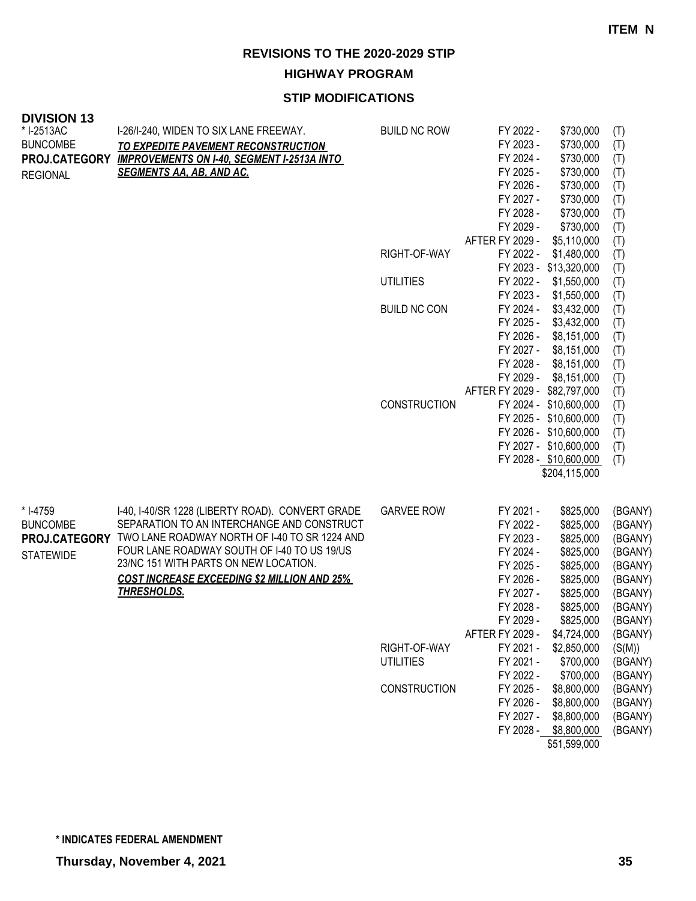**ITEM N**

# REVISIONS TO THE 2020-2029 STIP

## HIGHWAY PROGRAM

### STIP MODIFICATIONS

**DIVISION 13**

| Project | Description | Work Type | Fiscal Year | Amount | Source |
|---|---|---|---|---|---|
| * I-2513AC | I-26/I-240, WIDEN TO SIX LANE FREEWAY. | BUILD NC ROW | FY 2022 - | $730,000 | (T) |
| BUNCOMBE | ***TO EXPEDITE PAVEMENT RECONSTRUCTION*** | | FY 2023 - | $730,000 | (T) |
| **PROJ.CATEGORY** | ***IMPROVEMENTS ON I-40, SEGMENT I-2513A INTO*** | | FY 2024 - | $730,000 | (T) |
| REGIONAL | ***SEGMENTS AA, AB, AND AC.*** | | FY 2025 - | $730,000 | (T) |
| | | | FY 2026 - | $730,000 | (T) |
| | | | FY 2027 - | $730,000 | (T) |
| | | | FY 2028 - | $730,000 | (T) |
| | | | FY 2029 - | $730,000 | (T) |
| | | | AFTER FY 2029 - | $5,110,000 | (T) |
| | | RIGHT-OF-WAY | FY 2022 - | $1,480,000 | (T) |
| | | | FY 2023 - | $13,320,000 | (T) |
| | | UTILITIES | FY 2022 - | $1,550,000 | (T) |
| | | | FY 2023 - | $1,550,000 | (T) |
| | | BUILD NC CON | FY 2024 - | $3,432,000 | (T) |
| | | | FY 2025 - | $3,432,000 | (T) |
| | | | FY 2026 - | $8,151,000 | (T) |
| | | | FY 2027 - | $8,151,000 | (T) |
| | | | FY 2028 - | $8,151,000 | (T) |
| | | | FY 2029 - | $8,151,000 | (T) |
| | | | AFTER FY 2029 - | $82,797,000 | (T) |
| | | CONSTRUCTION | FY 2024 - | $10,600,000 | (T) |
| | | | FY 2025 - | $10,600,000 | (T) |
| | | | FY 2026 - | $10,600,000 | (T) |
| | | | FY 2027 - | $10,600,000 | (T) |
| | | | FY 2028 - | $10,600,000 | (T) |
| | | | | $204,115,000 | |

| Project | Description | Work Type | Fiscal Year | Amount | Source |
|---|---|---|---|---|---|
| * I-4759 | I-40, I-40/SR 1228 (LIBERTY ROAD). CONVERT GRADE | GARVEE ROW | FY 2021 - | $825,000 | (BGANY) |
| BUNCOMBE | SEPARATION TO AN INTERCHANGE AND CONSTRUCT | | FY 2022 - | $825,000 | (BGANY) |
| **PROJ.CATEGORY** | TWO LANE ROADWAY NORTH OF I-40 TO SR 1224 AND | | FY 2023 - | $825,000 | (BGANY) |
| STATEWIDE | FOUR LANE ROADWAY SOUTH OF I-40 TO US 19/US | | FY 2024 - | $825,000 | (BGANY) |
| | 23/NC 151 WITH PARTS ON NEW LOCATION. | | FY 2025 - | $825,000 | (BGANY) |
| | ***COST INCREASE EXCEEDING $2 MILLION AND 25%*** | | FY 2026 - | $825,000 | (BGANY) |
| | ***THRESHOLDS.*** | | FY 2027 - | $825,000 | (BGANY) |
| | | | FY 2028 - | $825,000 | (BGANY) |
| | | | FY 2029 - | $825,000 | (BGANY) |
| | | | AFTER FY 2029 - | $4,724,000 | (BGANY) |
| | | RIGHT-OF-WAY | FY 2021 - | $2,850,000 | (S(M)) |
| | | UTILITIES | FY 2021 - | $700,000 | (BGANY) |
| | | | FY 2022 - | $700,000 | (BGANY) |
| | | CONSTRUCTION | FY 2025 - | $8,800,000 | (BGANY) |
| | | | FY 2026 - | $8,800,000 | (BGANY) |
| | | | FY 2027 - | $8,800,000 | (BGANY) |
| | | | FY 2028 - | $8,800,000 | (BGANY) |
| | | | | $51,599,000 | |

**\* INDICATES FEDERAL AMENDMENT**

**Thursday, November 4, 2021**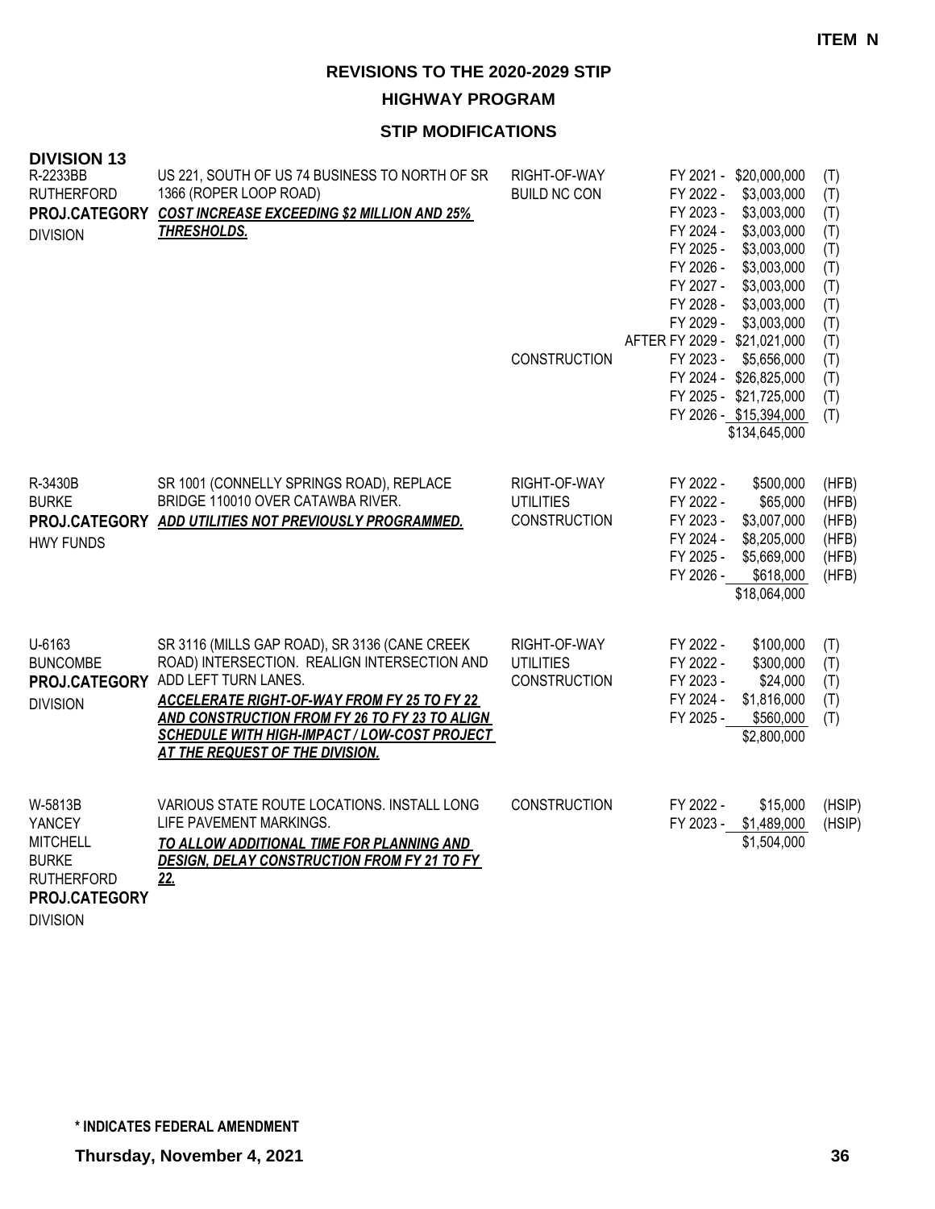**ITEM N**

## REVISIONS TO THE 2020-2029 STIP

### HIGHWAY PROGRAM

### STIP MODIFICATIONS

**DIVISION 13**

| Project | Description | Work Type | Fiscal Year | Amount | Funding |
|---|---|---|---|---|---|
| R-2233BB<br>RUTHERFORD<br>**PROJ.CATEGORY**<br>DIVISION | US 221, SOUTH OF US 74 BUSINESS TO NORTH OF SR 1366 (ROPER LOOP ROAD)<br>***COST INCREASE EXCEEDING $2 MILLION AND 25% THRESHOLDS.*** | RIGHT-OF-WAY | FY 2021 - | $20,000,000 | (T) |
| | | BUILD NC CON | FY 2022 - | $3,003,000 | (T) |
| | | | FY 2023 - | $3,003,000 | (T) |
| | | | FY 2024 - | $3,003,000 | (T) |
| | | | FY 2025 - | $3,003,000 | (T) |
| | | | FY 2026 - | $3,003,000 | (T) |
| | | | FY 2027 - | $3,003,000 | (T) |
| | | | FY 2028 - | $3,003,000 | (T) |
| | | | FY 2029 - | $3,003,000 | (T) |
| | | | AFTER FY 2029 - | $21,021,000 | (T) |
| | | CONSTRUCTION | FY 2023 - | $5,656,000 | (T) |
| | | | FY 2024 - | $26,825,000 | (T) |
| | | | FY 2025 - | $21,725,000 | (T) |
| | | | FY 2026 - | $15,394,000 | (T) |
| | | | | $134,645,000 | |
| R-3430B<br>BURKE<br>**PROJ.CATEGORY**<br>HWY FUNDS | SR 1001 (CONNELLY SPRINGS ROAD), REPLACE BRIDGE 110010 OVER CATAWBA RIVER.<br>***ADD UTILITIES NOT PREVIOUSLY PROGRAMMED.*** | RIGHT-OF-WAY | FY 2022 - | $500,000 | (HFB) |
| | | UTILITIES | FY 2022 - | $65,000 | (HFB) |
| | | CONSTRUCTION | FY 2023 - | $3,007,000 | (HFB) |
| | | | FY 2024 - | $8,205,000 | (HFB) |
| | | | FY 2025 - | $5,669,000 | (HFB) |
| | | | FY 2026 - | $618,000 | (HFB) |
| | | | | $18,064,000 | |
| U-6163<br>BUNCOMBE<br>**PROJ.CATEGORY**<br>DIVISION | SR 3116 (MILLS GAP ROAD), SR 3136 (CANE CREEK ROAD) INTERSECTION. REALIGN INTERSECTION AND ADD LEFT TURN LANES.<br>***ACCELERATE RIGHT-OF-WAY FROM FY 25 TO FY 22 AND CONSTRUCTION FROM FY 26 TO FY 23 TO ALIGN SCHEDULE WITH HIGH-IMPACT / LOW-COST PROJECT AT THE REQUEST OF THE DIVISION.*** | RIGHT-OF-WAY | FY 2022 - | $100,000 | (T) |
| | | UTILITIES | FY 2022 - | $300,000 | (T) |
| | | CONSTRUCTION | FY 2023 - | $24,000 | (T) |
| | | | FY 2024 - | $1,816,000 | (T) |
| | | | FY 2025 - | $560,000 | (T) |
| | | | | $2,800,000 | |
| W-5813B<br>YANCEY<br>MITCHELL<br>BURKE<br>RUTHERFORD<br>**PROJ.CATEGORY**<br>DIVISION | VARIOUS STATE ROUTE LOCATIONS. INSTALL LONG LIFE PAVEMENT MARKINGS.<br>***TO ALLOW ADDITIONAL TIME FOR PLANNING AND DESIGN, DELAY CONSTRUCTION FROM FY 21 TO FY 22.*** | CONSTRUCTION | FY 2022 - | $15,000 | (HSIP) |
| | | | FY 2023 - | $1,489,000 | (HSIP) |
| | | | | $1,504,000 | |

**\* INDICATES FEDERAL AMENDMENT**

**Thursday, November 4, 2021**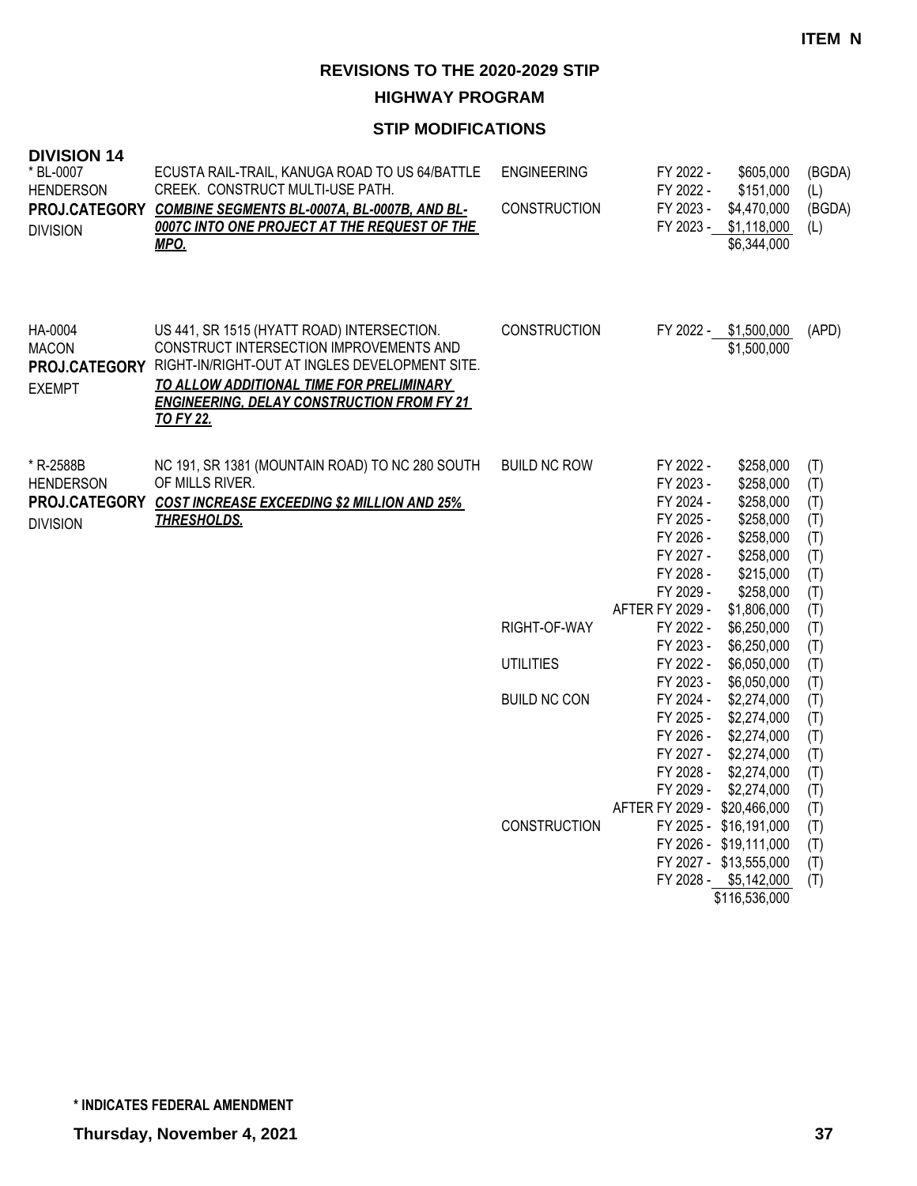**ITEM N**

# REVISIONS TO THE 2020-2029 STIP

## HIGHWAY PROGRAM

### STIP MODIFICATIONS

**DIVISION 14**

| Project | Description | Work Type | Fiscal Year | Amount | Fund |
|---|---|---|---|---|---|
| * BL-0007<br>HENDERSON<br>**PROJ.CATEGORY**<br>DIVISION | ECUSTA RAIL-TRAIL, KANUGA ROAD TO US 64/BATTLE CREEK. CONSTRUCT MULTI-USE PATH.<br>***COMBINE SEGMENTS BL-0007A, BL-0007B, AND BL-0007C INTO ONE PROJECT AT THE REQUEST OF THE MPO.*** | ENGINEERING | FY 2022 - | $605,000 | (BGDA) |
| | | | FY 2022 - | $151,000 | (L) |
| | | CONSTRUCTION | FY 2023 - | $4,470,000 | (BGDA) |
| | | | FY 2023 - | $1,118,000 | (L) |
| | | | | $6,344,000 | |
| HA-0004<br>MACON<br>**PROJ.CATEGORY**<br>EXEMPT | US 441, SR 1515 (HYATT ROAD) INTERSECTION. CONSTRUCT INTERSECTION IMPROVEMENTS AND RIGHT-IN/RIGHT-OUT AT INGLES DEVELOPMENT SITE.<br>***TO ALLOW ADDITIONAL TIME FOR PRELIMINARY ENGINEERING, DELAY CONSTRUCTION FROM FY 21 TO FY 22.*** | CONSTRUCTION | FY 2022 - | $1,500,000 | (APD) |
| | | | | $1,500,000 | |
| * R-2588B<br>HENDERSON<br>**PROJ.CATEGORY**<br>DIVISION | NC 191, SR 1381 (MOUNTAIN ROAD) TO NC 280 SOUTH OF MILLS RIVER.<br>***COST INCREASE EXCEEDING $2 MILLION AND 25% THRESHOLDS.*** | BUILD NC ROW | FY 2022 - | $258,000 | (T) |
| | | | FY 2023 - | $258,000 | (T) |
| | | | FY 2024 - | $258,000 | (T) |
| | | | FY 2025 - | $258,000 | (T) |
| | | | FY 2026 - | $258,000 | (T) |
| | | | FY 2027 - | $258,000 | (T) |
| | | | FY 2028 - | $215,000 | (T) |
| | | | FY 2029 - | $258,000 | (T) |
| | | | AFTER FY 2029 - | $1,806,000 | (T) |
| | | RIGHT-OF-WAY | FY 2022 - | $6,250,000 | (T) |
| | | | FY 2023 - | $6,250,000 | (T) |
| | | UTILITIES | FY 2022 - | $6,050,000 | (T) |
| | | | FY 2023 - | $6,050,000 | (T) |
| | | BUILD NC CON | FY 2024 - | $2,274,000 | (T) |
| | | | FY 2025 - | $2,274,000 | (T) |
| | | | FY 2026 - | $2,274,000 | (T) |
| | | | FY 2027 - | $2,274,000 | (T) |
| | | | FY 2028 - | $2,274,000 | (T) |
| | | | FY 2029 - | $2,274,000 | (T) |
| | | | AFTER FY 2029 - | $20,466,000 | (T) |
| | | CONSTRUCTION | FY 2025 - | $16,191,000 | (T) |
| | | | FY 2026 - | $19,111,000 | (T) |
| | | | FY 2027 - | $13,555,000 | (T) |
| | | | FY 2028 - | $5,142,000 | (T) |
| | | | | $116,536,000 | |

**\* INDICATES FEDERAL AMENDMENT**

**Thursday, November 4, 2021**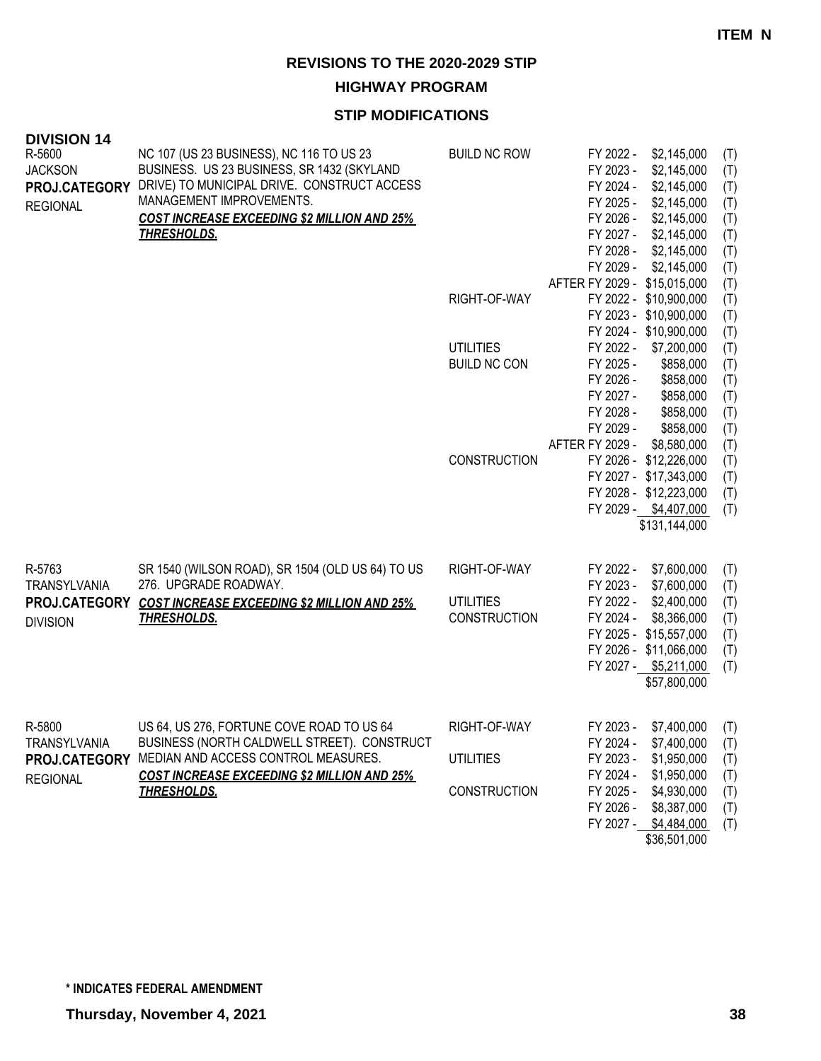**ITEM N**

# REVISIONS TO THE 2020-2029 STIP

## HIGHWAY PROGRAM

### STIP MODIFICATIONS

**DIVISION 14**

| Project | Description | Work Type | Fiscal Year | Amount | Source |
|---|---|---|---|---|---|
| R-5600<br>JACKSON<br>**PROJ.CATEGORY**<br>REGIONAL | NC 107 (US 23 BUSINESS), NC 116 TO US 23 BUSINESS. US 23 BUSINESS, SR 1432 (SKYLAND DRIVE) TO MUNICIPAL DRIVE. CONSTRUCT ACCESS MANAGEMENT IMPROVEMENTS.<br>***COST INCREASE EXCEEDING $2 MILLION AND 25% THRESHOLDS.*** | BUILD NC ROW | FY 2022 - | $2,145,000 | (T) |
| | | | FY 2023 - | $2,145,000 | (T) |
| | | | FY 2024 - | $2,145,000 | (T) |
| | | | FY 2025 - | $2,145,000 | (T) |
| | | | FY 2026 - | $2,145,000 | (T) |
| | | | FY 2027 - | $2,145,000 | (T) |
| | | | FY 2028 - | $2,145,000 | (T) |
| | | | FY 2029 - | $2,145,000 | (T) |
| | | | AFTER FY 2029 - | $15,015,000 | (T) |
| | | RIGHT-OF-WAY | FY 2022 - | $10,900,000 | (T) |
| | | | FY 2023 - | $10,900,000 | (T) |
| | | | FY 2024 - | $10,900,000 | (T) |
| | | UTILITIES | FY 2022 - | $7,200,000 | (T) |
| | | BUILD NC CON | FY 2025 - | $858,000 | (T) |
| | | | FY 2026 - | $858,000 | (T) |
| | | | FY 2027 - | $858,000 | (T) |
| | | | FY 2028 - | $858,000 | (T) |
| | | | FY 2029 - | $858,000 | (T) |
| | | | AFTER FY 2029 - | $8,580,000 | (T) |
| | | CONSTRUCTION | FY 2026 - | $12,226,000 | (T) |
| | | | FY 2027 - | $17,343,000 | (T) |
| | | | FY 2028 - | $12,223,000 | (T) |
| | | | FY 2029 - | $4,407,000 | (T) |
| | | | | $131,144,000 | |
| R-5763<br>TRANSYLVANIA<br>**PROJ.CATEGORY**<br>DIVISION | SR 1540 (WILSON ROAD), SR 1504 (OLD US 64) TO US 276. UPGRADE ROADWAY.<br>***COST INCREASE EXCEEDING $2 MILLION AND 25% THRESHOLDS.*** | RIGHT-OF-WAY | FY 2022 - | $7,600,000 | (T) |
| | | | FY 2023 - | $7,600,000 | (T) |
| | | UTILITIES | FY 2022 - | $2,400,000 | (T) |
| | | CONSTRUCTION | FY 2024 - | $8,366,000 | (T) |
| | | | FY 2025 - | $15,557,000 | (T) |
| | | | FY 2026 - | $11,066,000 | (T) |
| | | | FY 2027 - | $5,211,000 | (T) |
| | | | | $57,800,000 | |
| R-5800<br>TRANSYLVANIA<br>**PROJ.CATEGORY**<br>REGIONAL | US 64, US 276, FORTUNE COVE ROAD TO US 64 BUSINESS (NORTH CALDWELL STREET). CONSTRUCT MEDIAN AND ACCESS CONTROL MEASURES.<br>***COST INCREASE EXCEEDING $2 MILLION AND 25% THRESHOLDS.*** | RIGHT-OF-WAY | FY 2023 - | $7,400,000 | (T) |
| | | | FY 2024 - | $7,400,000 | (T) |
| | | UTILITIES | FY 2023 - | $1,950,000 | (T) |
| | | | FY 2024 - | $1,950,000 | (T) |
| | | CONSTRUCTION | FY 2025 - | $4,930,000 | (T) |
| | | | FY 2026 - | $8,387,000 | (T) |
| | | | FY 2027 - | $4,484,000 | (T) |
| | | | | $36,501,000 | |

**\* INDICATES FEDERAL AMENDMENT**

**Thursday, November 4, 2021**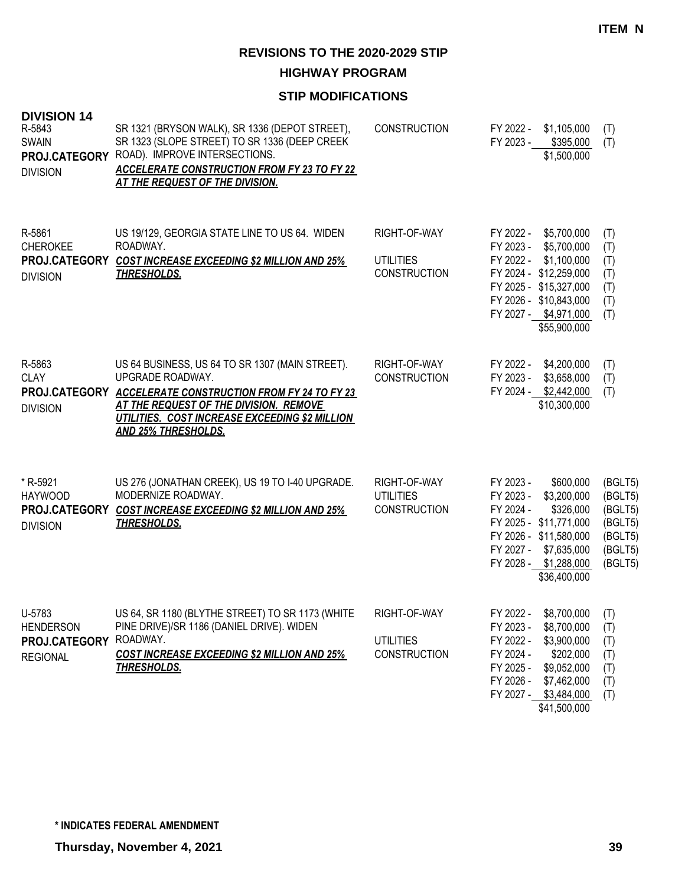**ITEM N**

# REVISIONS TO THE 2020-2029 STIP

## HIGHWAY PROGRAM

### STIP MODIFICATIONS

**DIVISION 14**

| Project | Description | Work Type | Fiscal Year / Amount | Funding |
|---|---|---|---|---|
| R-5843<br>SWAIN<br>**PROJ.CATEGORY**<br>DIVISION | SR 1321 (BRYSON WALK), SR 1336 (DEPOT STREET), SR 1323 (SLOPE STREET) TO SR 1336 (DEEP CREEK ROAD). IMPROVE INTERSECTIONS.<br>***ACCELERATE CONSTRUCTION FROM FY 23 TO FY 22 AT THE REQUEST OF THE DIVISION.*** | CONSTRUCTION | FY 2022 - $1,105,000<br>FY 2023 - $395,000<br>$1,500,000 | (T)<br>(T) |
| R-5861<br>CHEROKEE<br>**PROJ.CATEGORY**<br>DIVISION | US 19/129, GEORGIA STATE LINE TO US 64. WIDEN ROADWAY.<br>***COST INCREASE EXCEEDING $2 MILLION AND 25% THRESHOLDS.*** | RIGHT-OF-WAY<br><br>UTILITIES<br>CONSTRUCTION | FY 2022 - $5,700,000<br>FY 2023 - $5,700,000<br>FY 2022 - $1,100,000<br>FY 2024 - $12,259,000<br>FY 2025 - $15,327,000<br>FY 2026 - $10,843,000<br>FY 2027 - $4,971,000<br>$55,900,000 | (T)<br>(T)<br>(T)<br>(T)<br>(T)<br>(T)<br>(T) |
| R-5863<br>CLAY<br>**PROJ.CATEGORY**<br>DIVISION | US 64 BUSINESS, US 64 TO SR 1307 (MAIN STREET). UPGRADE ROADWAY.<br>***ACCELERATE CONSTRUCTION FROM FY 24 TO FY 23 AT THE REQUEST OF THE DIVISION. REMOVE UTILITIES. COST INCREASE EXCEEDING $2 MILLION AND 25% THRESHOLDS.*** | RIGHT-OF-WAY<br>CONSTRUCTION | FY 2022 - $4,200,000<br>FY 2023 - $3,658,000<br>FY 2024 - $2,442,000<br>$10,300,000 | (T)<br>(T)<br>(T) |
| * R-5921<br>HAYWOOD<br>**PROJ.CATEGORY**<br>DIVISION | US 276 (JONATHAN CREEK), US 19 TO I-40 UPGRADE. MODERNIZE ROADWAY.<br>***COST INCREASE EXCEEDING $2 MILLION AND 25% THRESHOLDS.*** | RIGHT-OF-WAY<br>UTILITIES<br>CONSTRUCTION | FY 2023 - $600,000<br>FY 2023 - $3,200,000<br>FY 2024 - $326,000<br>FY 2025 - $11,771,000<br>FY 2026 - $11,580,000<br>FY 2027 - $7,635,000<br>FY 2028 - $1,288,000<br>$36,400,000 | (BGLT5)<br>(BGLT5)<br>(BGLT5)<br>(BGLT5)<br>(BGLT5)<br>(BGLT5)<br>(BGLT5) |
| U-5783<br>HENDERSON<br>**PROJ.CATEGORY**<br>REGIONAL | US 64, SR 1180 (BLYTHE STREET) TO SR 1173 (WHITE PINE DRIVE)/SR 1186 (DANIEL DRIVE). WIDEN ROADWAY.<br>***COST INCREASE EXCEEDING $2 MILLION AND 25% THRESHOLDS.*** | RIGHT-OF-WAY<br><br>UTILITIES<br>CONSTRUCTION | FY 2022 - $8,700,000<br>FY 2023 - $8,700,000<br>FY 2022 - $3,900,000<br>FY 2024 - $202,000<br>FY 2025 - $9,052,000<br>FY 2026 - $7,462,000<br>FY 2027 - $3,484,000<br>$41,500,000 | (T)<br>(T)<br>(T)<br>(T)<br>(T)<br>(T)<br>(T) |

**\* INDICATES FEDERAL AMENDMENT**

**Thursday, November 4, 2021**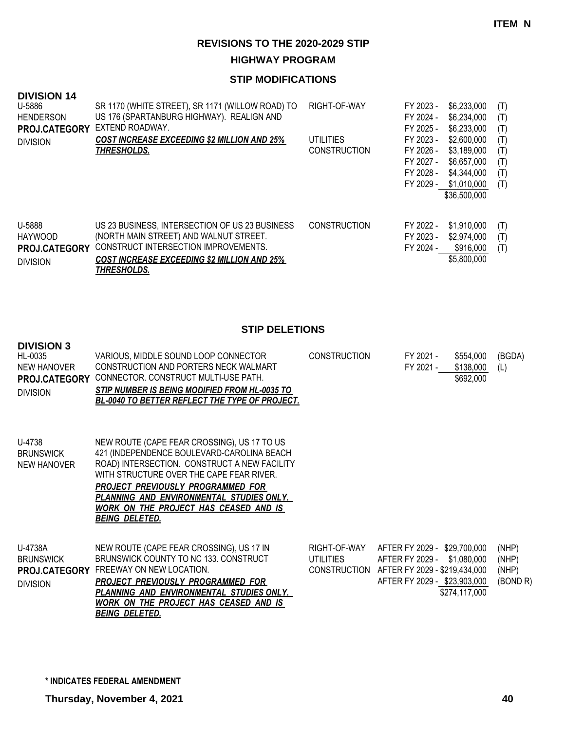**ITEM N**

## REVISIONS TO THE 2020-2029 STIP

### HIGHWAY PROGRAM

### STIP MODIFICATIONS

**DIVISION 14**

| Project | Description | Work Type | Fiscal Year | Amount | Fund |
|---|---|---|---|---|---|
| U-5886<br>HENDERSON<br>**PROJ.CATEGORY**<br>DIVISION | SR 1170 (WHITE STREET), SR 1171 (WILLOW ROAD) TO US 176 (SPARTANBURG HIGHWAY). REALIGN AND EXTEND ROADWAY.<br>***COST INCREASE EXCEEDING $2 MILLION AND 25% THRESHOLDS.*** | RIGHT-OF-WAY | FY 2023 - | $6,233,000 | (T) |
| | | | FY 2024 - | $6,234,000 | (T) |
| | | | FY 2025 - | $6,233,000 | (T) |
| | | UTILITIES | FY 2023 - | $2,600,000 | (T) |
| | | CONSTRUCTION | FY 2026 - | $3,189,000 | (T) |
| | | | FY 2027 - | $6,657,000 | (T) |
| | | | FY 2028 - | $4,344,000 | (T) |
| | | | FY 2029 - | $1,010,000 | (T) |
| | | | | $36,500,000 | |
| U-5888<br>HAYWOOD<br>**PROJ.CATEGORY**<br>DIVISION | US 23 BUSINESS, INTERSECTION OF US 23 BUSINESS (NORTH MAIN STREET) AND WALNUT STREET. CONSTRUCT INTERSECTION IMPROVEMENTS.<br>***COST INCREASE EXCEEDING $2 MILLION AND 25% THRESHOLDS.*** | CONSTRUCTION | FY 2022 - | $1,910,000 | (T) |
| | | | FY 2023 - | $2,974,000 | (T) |
| | | | FY 2024 - | $916,000 | (T) |
| | | | | $5,800,000 | |

### STIP DELETIONS

**DIVISION 3**

| Project | Description | Work Type | Fiscal Year | Amount | Fund |
|---|---|---|---|---|---|
| HL-0035<br>NEW HANOVER<br>**PROJ.CATEGORY**<br>DIVISION | VARIOUS, MIDDLE SOUND LOOP CONNECTOR CONSTRUCTION AND PORTERS NECK WALMART CONNECTOR. CONSTRUCT MULTI-USE PATH.<br>***STIP NUMBER IS BEING MODIFIED FROM HL-0035 TO BL-0040 TO BETTER REFLECT THE TYPE OF PROJECT.*** | CONSTRUCTION | FY 2021 - | $554,000 | (BGDA) |
| | | | FY 2021 - | $138,000 | (L) |
| | | | | $692,000 | |
| U-4738<br>BRUNSWICK<br>NEW HANOVER | NEW ROUTE (CAPE FEAR CROSSING), US 17 TO US 421 (INDEPENDENCE BOULEVARD-CAROLINA BEACH ROAD) INTERSECTION. CONSTRUCT A NEW FACILITY WITH STRUCTURE OVER THE CAPE FEAR RIVER.<br>***PROJECT PREVIOUSLY PROGRAMMED FOR PLANNING AND ENVIRONMENTAL STUDIES ONLY. WORK ON THE PROJECT HAS CEASED AND IS BEING DELETED.*** | | | | |
| U-4738A<br>BRUNSWICK<br>**PROJ.CATEGORY**<br>DIVISION | NEW ROUTE (CAPE FEAR CROSSING), US 17 IN BRUNSWICK COUNTY TO NC 133. CONSTRUCT FREEWAY ON NEW LOCATION.<br>***PROJECT PREVIOUSLY PROGRAMMED FOR PLANNING AND ENVIRONMENTAL STUDIES ONLY. WORK ON THE PROJECT HAS CEASED AND IS BEING DELETED.*** | RIGHT-OF-WAY | AFTER FY 2029 - | $29,700,000 | (NHP) |
| | | UTILITIES | AFTER FY 2029 - | $1,080,000 | (NHP) |
| | | CONSTRUCTION | AFTER FY 2029 - | $219,434,000 | (NHP) |
| | | | AFTER FY 2029 - | $23,903,000 | (BOND R) |
| | | | | $274,117,000 | |

**\* INDICATES FEDERAL AMENDMENT**

**Thursday, November 4, 2021**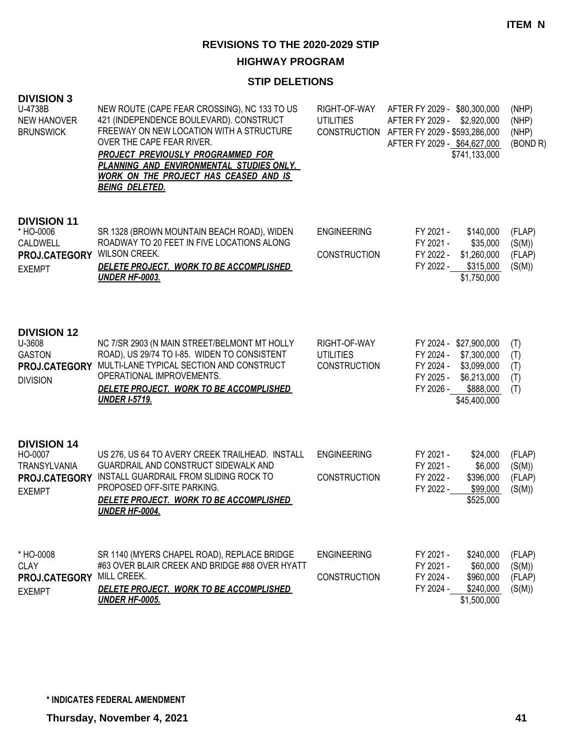ITEM N

# REVISIONS TO THE 2020-2029 STIP

## HIGHWAY PROGRAM

### STIP DELETIONS

**DIVISION 3**

| Project | Description | Work Type | Schedule / Cost | Funding |
|---|---|---|---|---|
| U-4738B<br>NEW HANOVER<br>BRUNSWICK | NEW ROUTE (CAPE FEAR CROSSING), NC 133 TO US 421 (INDEPENDENCE BOULEVARD). CONSTRUCT FREEWAY ON NEW LOCATION WITH A STRUCTURE OVER THE CAPE FEAR RIVER.<br>***PROJECT PREVIOUSLY PROGRAMMED FOR PLANNING AND ENVIRONMENTAL STUDIES ONLY. WORK ON THE PROJECT HAS CEASED AND IS BEING DELETED.*** | RIGHT-OF-WAY<br>UTILITIES<br>CONSTRUCTION | AFTER FY 2029 - $80,300,000<br>AFTER FY 2029 - $2,920,000<br>AFTER FY 2029 - $593,286,000<br>AFTER FY 2029 - $64,627,000<br>$741,133,000 | (NHP)<br>(NHP)<br>(NHP)<br>(BOND R) |

**DIVISION 11**

| Project | Description | Work Type | Schedule / Cost | Funding |
|---|---|---|---|---|
| * HO-0006<br>CALDWELL<br>**PROJ.CATEGORY**<br>EXEMPT | SR 1328 (BROWN MOUNTAIN BEACH ROAD), WIDEN ROADWAY TO 20 FEET IN FIVE LOCATIONS ALONG WILSON CREEK.<br>***DELETE PROJECT. WORK TO BE ACCOMPLISHED UNDER HF-0003.*** | ENGINEERING<br><br>CONSTRUCTION | FY 2021 - $140,000<br>FY 2021 - $35,000<br>FY 2022 - $1,260,000<br>FY 2022 - $315,000<br>$1,750,000 | (FLAP)<br>(S(M))<br>(FLAP)<br>(S(M)) |

**DIVISION 12**

| Project | Description | Work Type | Schedule / Cost | Funding |
|---|---|---|---|---|
| U-3608<br>GASTON<br>**PROJ.CATEGORY**<br>DIVISION | NC 7/SR 2903 (N MAIN STREET/BELMONT MT HOLLY ROAD), US 29/74 TO I-85. WIDEN TO CONSISTENT MULTI-LANE TYPICAL SECTION AND CONSTRUCT OPERATIONAL IMPROVEMENTS.<br>***DELETE PROJECT. WORK TO BE ACCOMPLISHED UNDER I-5719.*** | RIGHT-OF-WAY<br>UTILITIES<br>CONSTRUCTION | FY 2024 - $27,900,000<br>FY 2024 - $7,300,000<br>FY 2024 - $3,099,000<br>FY 2025 - $6,213,000<br>FY 2026 - $888,000<br>$45,400,000 | (T)<br>(T)<br>(T)<br>(T)<br>(T) |

**DIVISION 14**

| Project | Description | Work Type | Schedule / Cost | Funding |
|---|---|---|---|---|
| HO-0007<br>TRANSYLVANIA<br>**PROJ.CATEGORY**<br>EXEMPT | US 276, US 64 TO AVERY CREEK TRAILHEAD. INSTALL GUARDRAIL AND CONSTRUCT SIDEWALK AND INSTALL GUARDRAIL FROM SLIDING ROCK TO PROPOSED OFF-SITE PARKING.<br>***DELETE PROJECT. WORK TO BE ACCOMPLISHED UNDER HF-0004.*** | ENGINEERING<br><br>CONSTRUCTION | FY 2021 - $24,000<br>FY 2021 - $6,000<br>FY 2022 - $396,000<br>FY 2022 - $99,000<br>$525,000 | (FLAP)<br>(S(M))<br>(FLAP)<br>(S(M)) |
| * HO-0008<br>CLAY<br>**PROJ.CATEGORY**<br>EXEMPT | SR 1140 (MYERS CHAPEL ROAD), REPLACE BRIDGE #63 OVER BLAIR CREEK AND BRIDGE #88 OVER HYATT MILL CREEK.<br>***DELETE PROJECT. WORK TO BE ACCOMPLISHED UNDER HF-0005.*** | ENGINEERING<br><br>CONSTRUCTION | FY 2021 - $240,000<br>FY 2021 - $60,000<br>FY 2024 - $960,000<br>FY 2024 - $240,000<br>$1,500,000 | (FLAP)<br>(S(M))<br>(FLAP)<br>(S(M)) |

**\* INDICATES FEDERAL AMENDMENT**

**Thursday, November 4, 2021**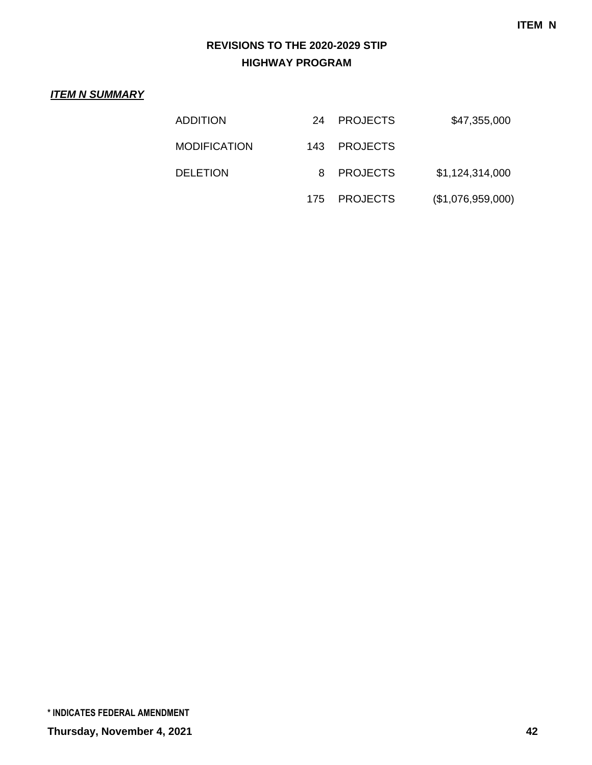**ITEM N**

# REVISIONS TO THE 2020-2029 STIP
## HIGHWAY PROGRAM

***ITEM N SUMMARY***

| | | | |
|---|---|---|---|
| ADDITION | 24 | PROJECTS | $47,355,000 |
| MODIFICATION | 143 | PROJECTS | |
| DELETION | 8 | PROJECTS | $1,124,314,000 |
| | 175 | PROJECTS | ($1,076,959,000) |

**\* INDICATES FEDERAL AMENDMENT**

**Thursday, November 4, 2021**